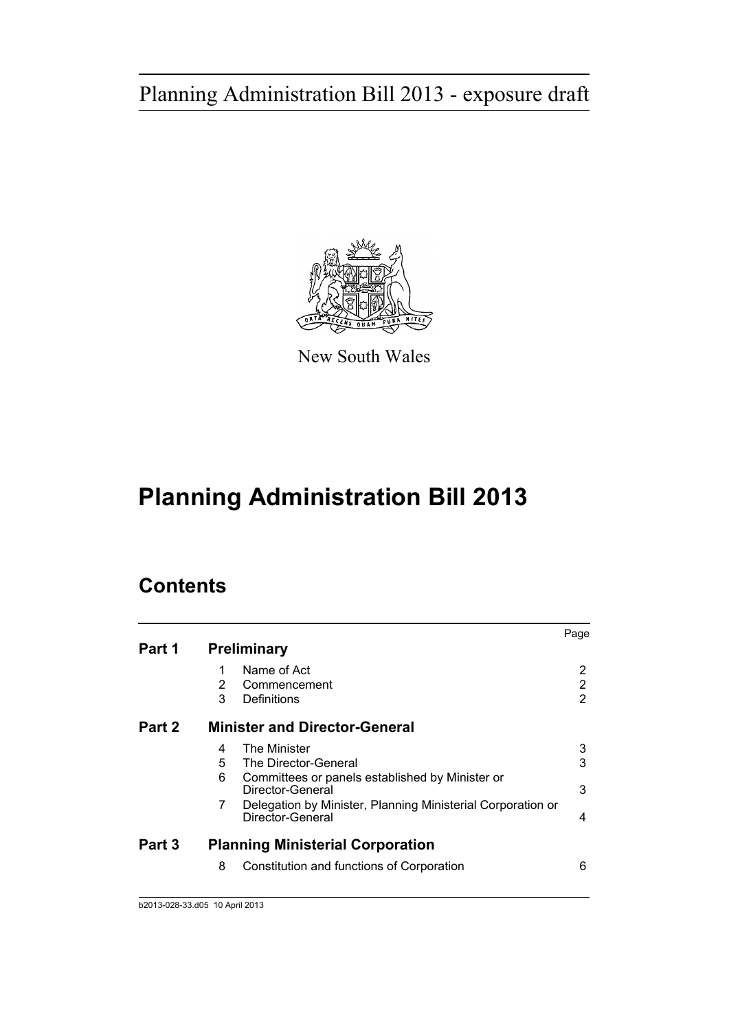Planning Administration Bill 2013 - exposure draft

New South Wales

# Planning Administration Bill 2013

## Contents

| | | | Page |
|---|---|---|---|
| **Part 1** | **Preliminary** | | |
| | 1 | Name of Act | 2 |
| | 2 | Commencement | 2 |
| | 3 | Definitions | 2 |
| **Part 2** | **Minister and Director-General** | | |
| | 4 | The Minister | 3 |
| | 5 | The Director-General | 3 |
| | 6 | Committees or panels established by Minister or Director-General | 3 |
| | 7 | Delegation by Minister, Planning Ministerial Corporation or Director-General | 4 |
| **Part 3** | **Planning Ministerial Corporation** | | |
| | 8 | Constitution and functions of Corporation | 6 |

b2013-028-33.d05 10 April 2013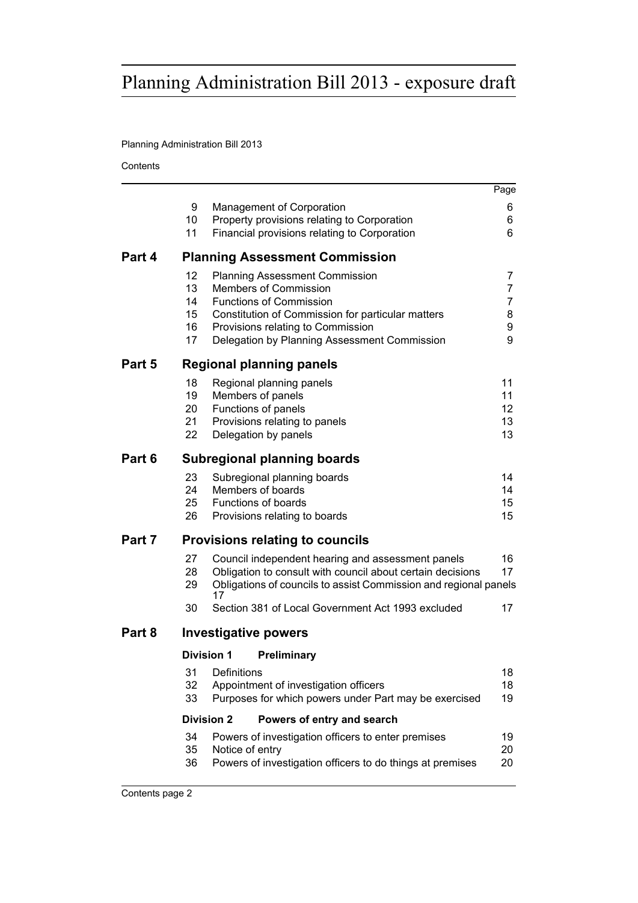# Planning Administration Bill 2013 - exposure draft

Planning Administration Bill 2013

Contents

| | | | Page |
|---|---|---|---|
| | 9 | Management of Corporation | 6 |
| | 10 | Property provisions relating to Corporation | 6 |
| | 11 | Financial provisions relating to Corporation | 6 |
| **Part 4** | | **Planning Assessment Commission** | |
| | 12 | Planning Assessment Commission | 7 |
| | 13 | Members of Commission | 7 |
| | 14 | Functions of Commission | 7 |
| | 15 | Constitution of Commission for particular matters | 8 |
| | 16 | Provisions relating to Commission | 9 |
| | 17 | Delegation by Planning Assessment Commission | 9 |
| **Part 5** | | **Regional planning panels** | |
| | 18 | Regional planning panels | 11 |
| | 19 | Members of panels | 11 |
| | 20 | Functions of panels | 12 |
| | 21 | Provisions relating to panels | 13 |
| | 22 | Delegation by panels | 13 |
| **Part 6** | | **Subregional planning boards** | |
| | 23 | Subregional planning boards | 14 |
| | 24 | Members of boards | 14 |
| | 25 | Functions of boards | 15 |
| | 26 | Provisions relating to boards | 15 |
| **Part 7** | | **Provisions relating to councils** | |
| | 27 | Council independent hearing and assessment panels | 16 |
| | 28 | Obligation to consult with council about certain decisions | 17 |
| | 29 | Obligations of councils to assist Commission and regional panels | 17 |
| | 30 | Section 381 of Local Government Act 1993 excluded | 17 |
| **Part 8** | | **Investigative powers** | |
| | **Division 1** | **Preliminary** | |
| | 31 | Definitions | 18 |
| | 32 | Appointment of investigation officers | 18 |
| | 33 | Purposes for which powers under Part may be exercised | 19 |
| | **Division 2** | **Powers of entry and search** | |
| | 34 | Powers of investigation officers to enter premises | 19 |
| | 35 | Notice of entry | 20 |
| | 36 | Powers of investigation officers to do things at premises | 20 |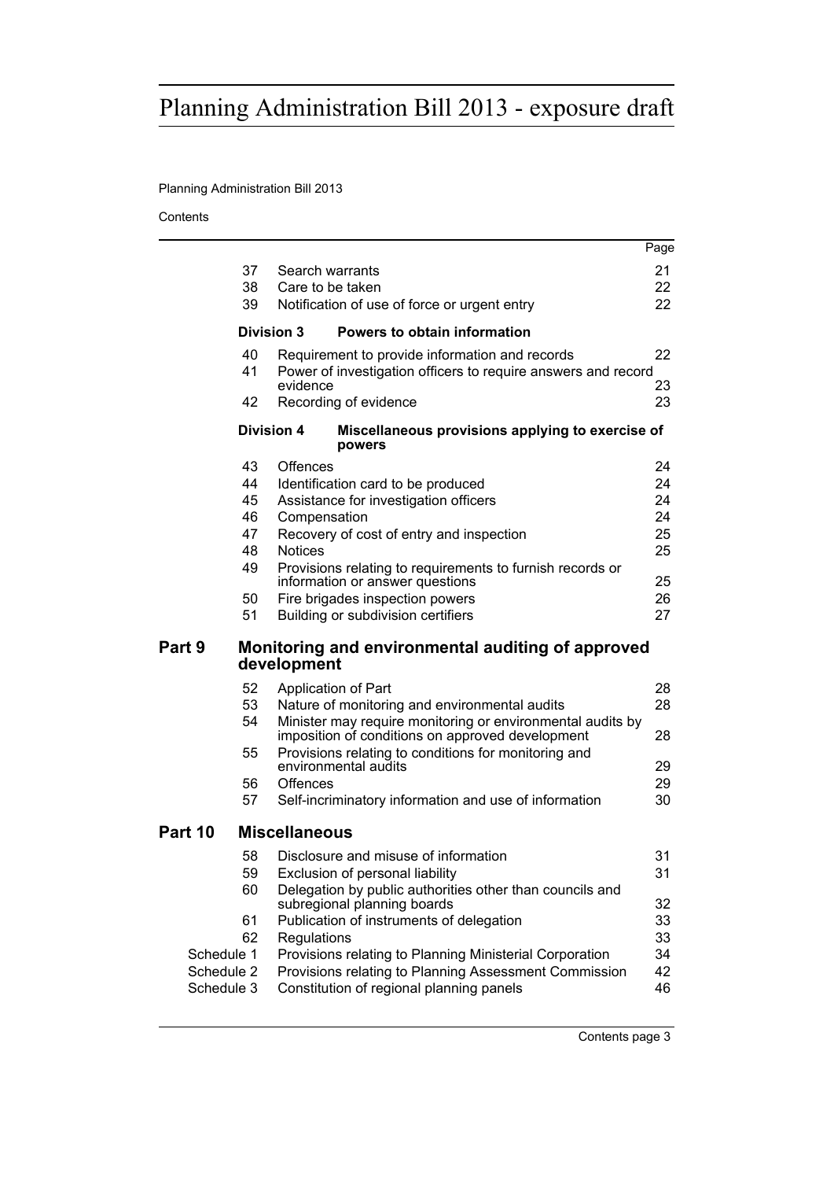# Planning Administration Bill 2013 - exposure draft

Planning Administration Bill 2013

Contents

| | | | Page |
|---|---|---|---|
| | 37 | Search warrants | 21 |
| | 38 | Care to be taken | 22 |
| | 39 | Notification of use of force or urgent entry | 22 |
| | **Division 3** | **Powers to obtain information** | |
| | 40 | Requirement to provide information and records | 22 |
| | 41 | Power of investigation officers to require answers and record evidence | 23 |
| | 42 | Recording of evidence | 23 |
| | **Division 4** | **Miscellaneous provisions applying to exercise of powers** | |
| | 43 | Offences | 24 |
| | 44 | Identification card to be produced | 24 |
| | 45 | Assistance for investigation officers | 24 |
| | 46 | Compensation | 24 |
| | 47 | Recovery of cost of entry and inspection | 25 |
| | 48 | Notices | 25 |
| | 49 | Provisions relating to requirements to furnish records or information or answer questions | 25 |
| | 50 | Fire brigades inspection powers | 26 |
| | 51 | Building or subdivision certifiers | 27 |
| **Part 9** | | **Monitoring and environmental auditing of approved development** | |
| | 52 | Application of Part | 28 |
| | 53 | Nature of monitoring and environmental audits | 28 |
| | 54 | Minister may require monitoring or environmental audits by imposition of conditions on approved development | 28 |
| | 55 | Provisions relating to conditions for monitoring and environmental audits | 29 |
| | 56 | Offences | 29 |
| | 57 | Self-incriminatory information and use of information | 30 |
| **Part 10** | | **Miscellaneous** | |
| | 58 | Disclosure and misuse of information | 31 |
| | 59 | Exclusion of personal liability | 31 |
| | 60 | Delegation by public authorities other than councils and subregional planning boards | 32 |
| | 61 | Publication of instruments of delegation | 33 |
| | 62 | Regulations | 33 |
| Schedule 1 | | Provisions relating to Planning Ministerial Corporation | 34 |
| Schedule 2 | | Provisions relating to Planning Assessment Commission | 42 |
| Schedule 3 | | Constitution of regional planning panels | 46 |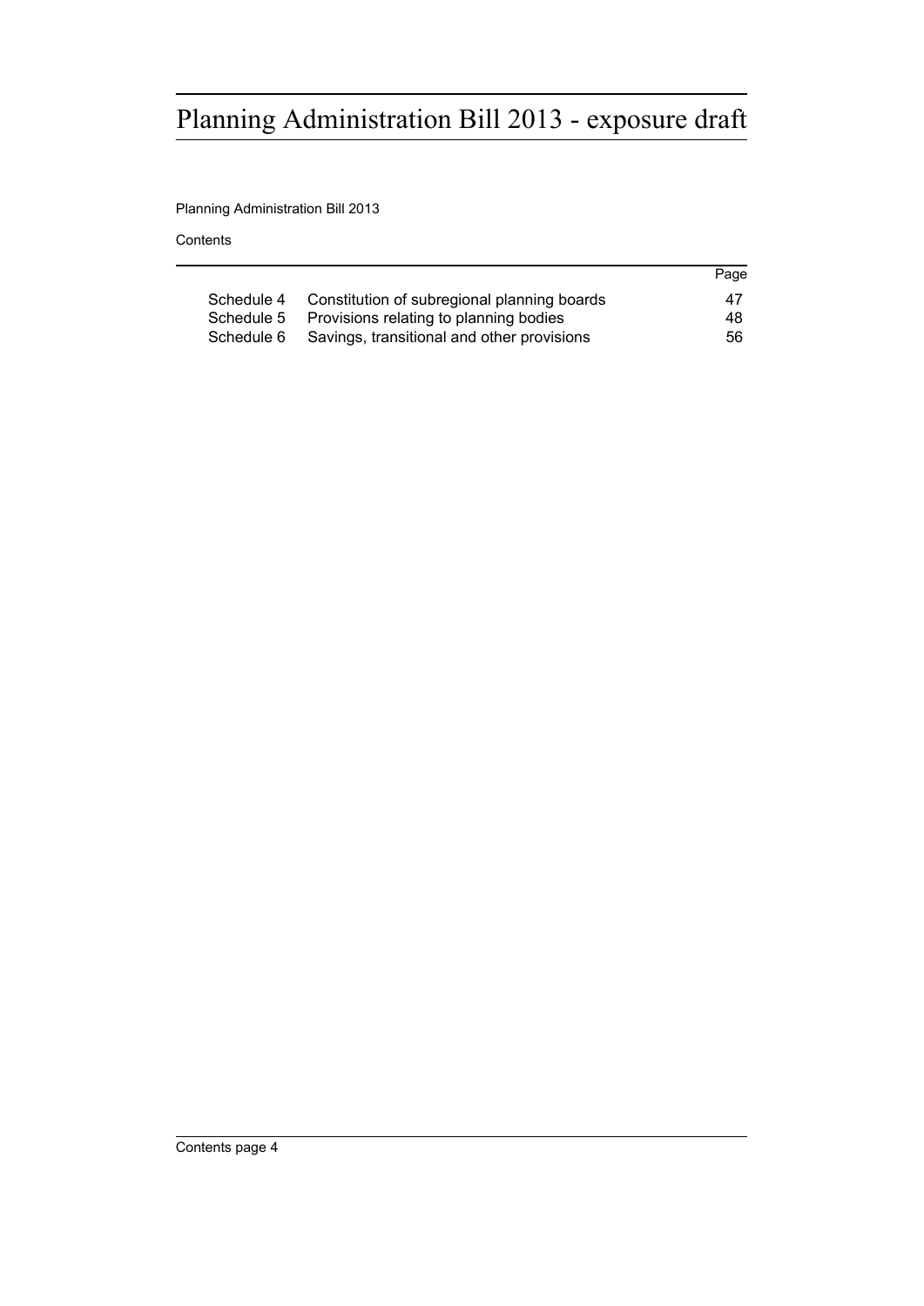Planning Administration Bill 2013

Contents

| | | Page |
|---|---|---|
| Schedule 4 | Constitution of subregional planning boards | 47 |
| Schedule 5 | Provisions relating to planning bodies | 48 |
| Schedule 6 | Savings, transitional and other provisions | 56 |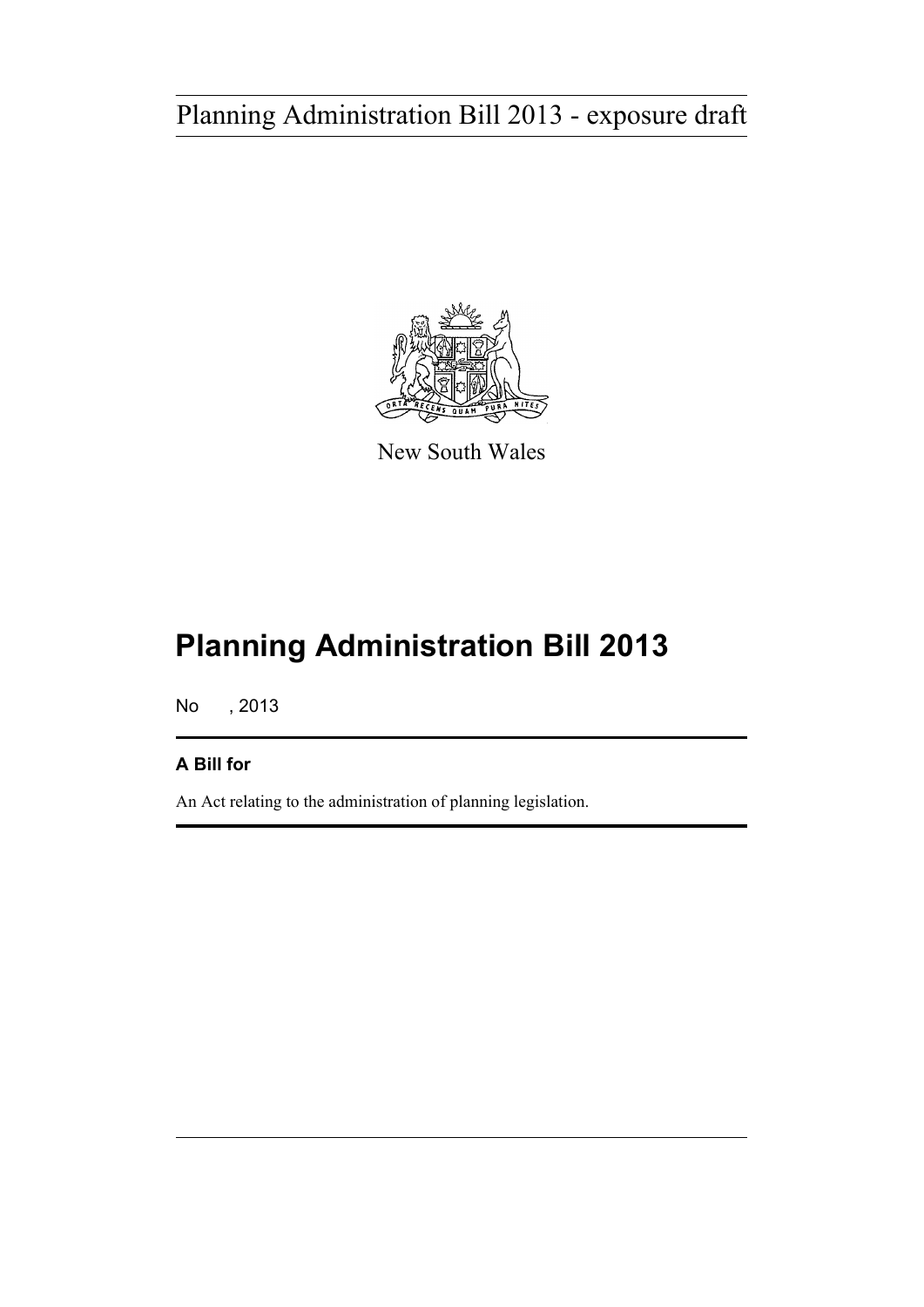New South Wales

# Planning Administration Bill 2013

No , 2013

**A Bill for**

An Act relating to the administration of planning legislation.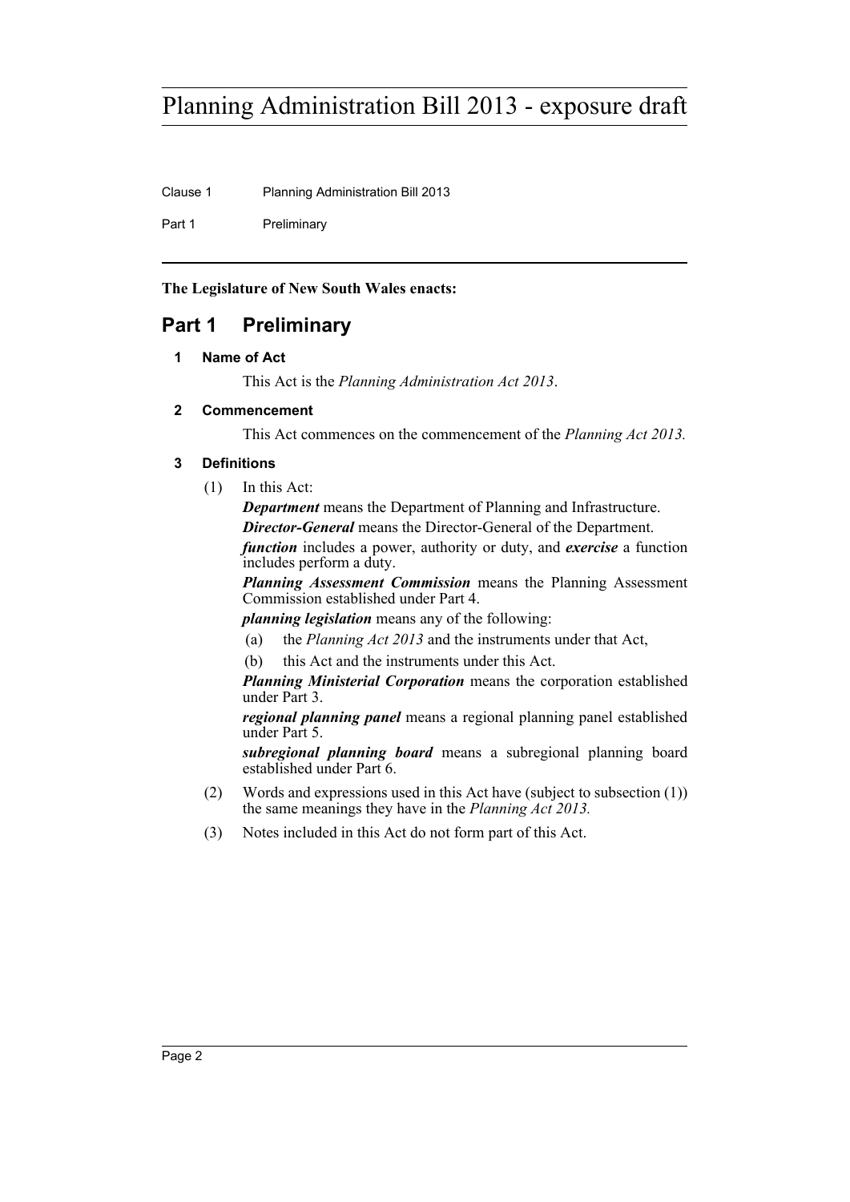**The Legislature of New South Wales enacts:**

## Part 1 Preliminary

### 1 Name of Act

This Act is the *Planning Administration Act 2013*.

### 2 Commencement

This Act commences on the commencement of the *Planning Act 2013.*

### 3 Definitions

(1) In this Act:

***Department*** means the Department of Planning and Infrastructure.

***Director-General*** means the Director-General of the Department.

***function*** includes a power, authority or duty, and ***exercise*** a function includes perform a duty.

***Planning Assessment Commission*** means the Planning Assessment Commission established under Part 4.

***planning legislation*** means any of the following:

(a) the *Planning Act 2013* and the instruments under that Act,

(b) this Act and the instruments under this Act.

***Planning Ministerial Corporation*** means the corporation established under Part 3.

***regional planning panel*** means a regional planning panel established under Part 5.

***subregional planning board*** means a subregional planning board established under Part 6.

(2) Words and expressions used in this Act have (subject to subsection (1)) the same meanings they have in the *Planning Act 2013.*

(3) Notes included in this Act do not form part of this Act.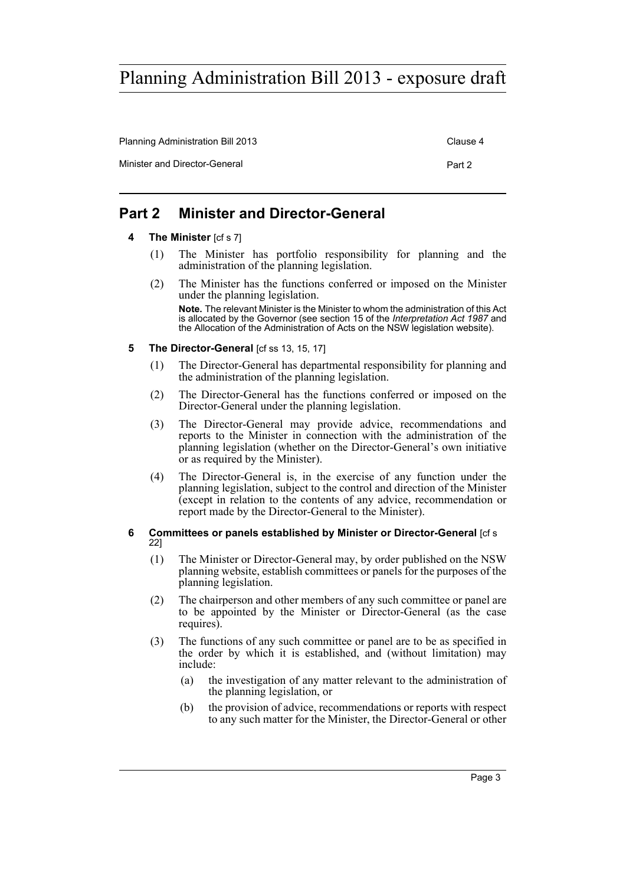## Part 2 Minister and Director-General

### 4 The Minister [cf s 7]

(1) The Minister has portfolio responsibility for planning and the administration of the planning legislation.

(2) The Minister has the functions conferred or imposed on the Minister under the planning legislation.

**Note.** The relevant Minister is the Minister to whom the administration of this Act is allocated by the Governor (see section 15 of the *Interpretation Act 1987* and the Allocation of the Administration of Acts on the NSW legislation website).

### 5 The Director-General [cf ss 13, 15, 17]

(1) The Director-General has departmental responsibility for planning and the administration of the planning legislation.

(2) The Director-General has the functions conferred or imposed on the Director-General under the planning legislation.

(3) The Director-General may provide advice, recommendations and reports to the Minister in connection with the administration of the planning legislation (whether on the Director-General's own initiative or as required by the Minister).

(4) The Director-General is, in the exercise of any function under the planning legislation, subject to the control and direction of the Minister (except in relation to the contents of any advice, recommendation or report made by the Director-General to the Minister).

### 6 Committees or panels established by Minister or Director-General [cf s 22]

(1) The Minister or Director-General may, by order published on the NSW planning website, establish committees or panels for the purposes of the planning legislation.

(2) The chairperson and other members of any such committee or panel are to be appointed by the Minister or Director-General (as the case requires).

(3) The functions of any such committee or panel are to be as specified in the order by which it is established, and (without limitation) may include:

(a) the investigation of any matter relevant to the administration of the planning legislation, or

(b) the provision of advice, recommendations or reports with respect to any such matter for the Minister, the Director-General or other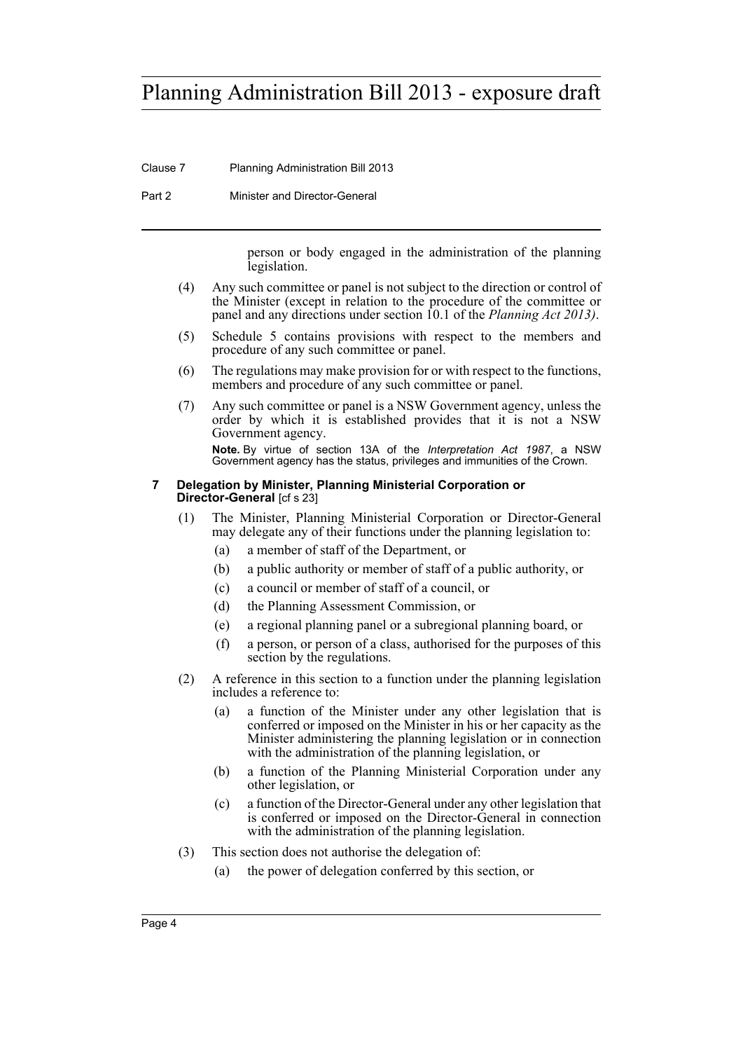person or body engaged in the administration of the planning legislation.

(4) Any such committee or panel is not subject to the direction or control of the Minister (except in relation to the procedure of the committee or panel and any directions under section 10.1 of the *Planning Act 2013)*.

(5) Schedule 5 contains provisions with respect to the members and procedure of any such committee or panel.

(6) The regulations may make provision for or with respect to the functions, members and procedure of any such committee or panel.

(7) Any such committee or panel is a NSW Government agency, unless the order by which it is established provides that it is not a NSW Government agency.

**Note.** By virtue of section 13A of the *Interpretation Act 1987*, a NSW Government agency has the status, privileges and immunities of the Crown.

### 7 Delegation by Minister, Planning Ministerial Corporation or Director-General [cf s 23]

(1) The Minister, Planning Ministerial Corporation or Director-General may delegate any of their functions under the planning legislation to:

- (a) a member of staff of the Department, or
- (b) a public authority or member of staff of a public authority, or
- (c) a council or member of staff of a council, or
- (d) the Planning Assessment Commission, or
- (e) a regional planning panel or a subregional planning board, or
- (f) a person, or person of a class, authorised for the purposes of this section by the regulations.

(2) A reference in this section to a function under the planning legislation includes a reference to:

- (a) a function of the Minister under any other legislation that is conferred or imposed on the Minister in his or her capacity as the Minister administering the planning legislation or in connection with the administration of the planning legislation, or
- (b) a function of the Planning Ministerial Corporation under any other legislation, or
- (c) a function of the Director-General under any other legislation that is conferred or imposed on the Director-General in connection with the administration of the planning legislation.

(3) This section does not authorise the delegation of:

- (a) the power of delegation conferred by this section, or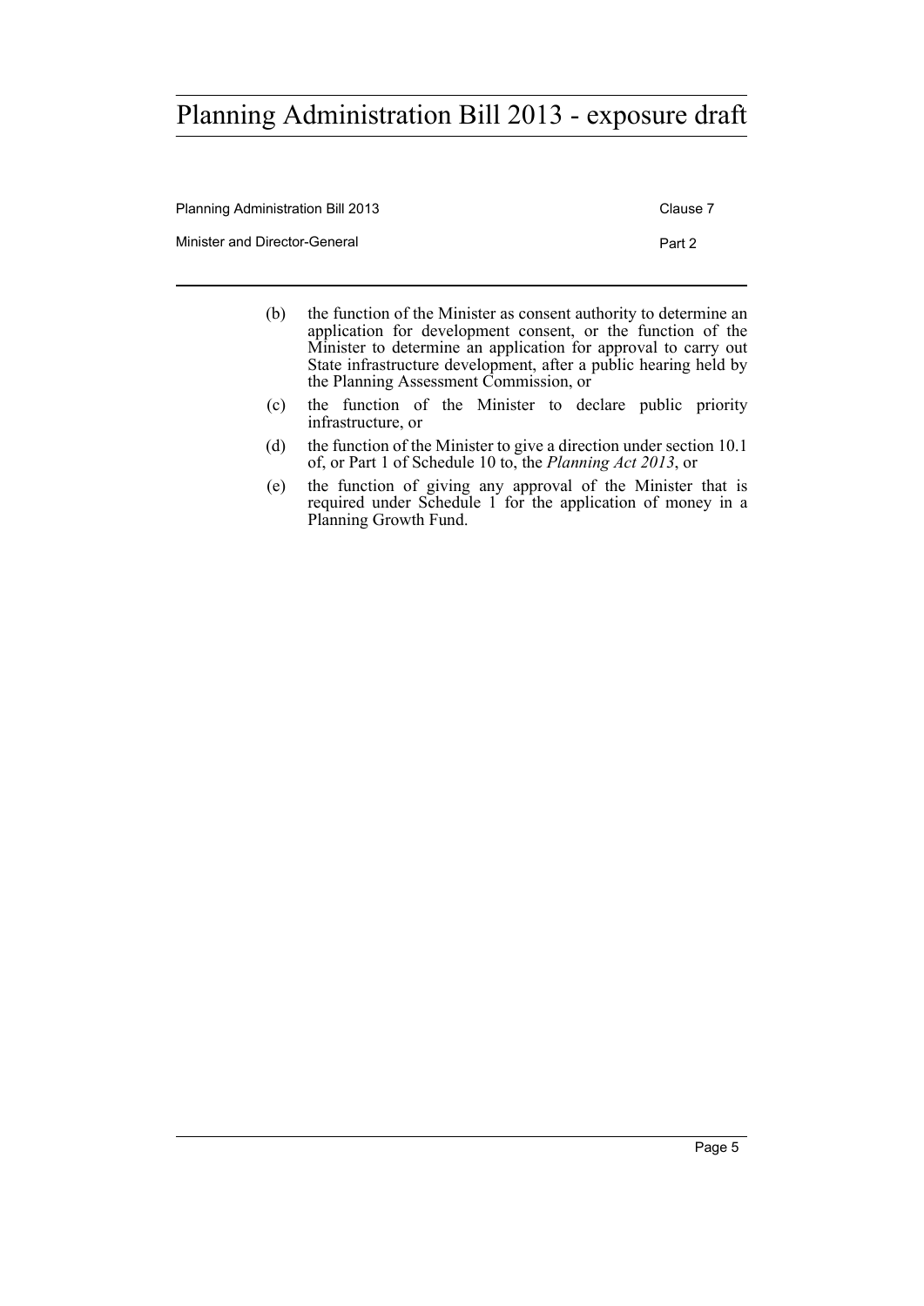(b) the function of the Minister as consent authority to determine an application for development consent, or the function of the Minister to determine an application for approval to carry out State infrastructure development, after a public hearing held by the Planning Assessment Commission, or

(c) the function of the Minister to declare public priority infrastructure, or

(d) the function of the Minister to give a direction under section 10.1 of, or Part 1 of Schedule 10 to, the *Planning Act 2013*, or

(e) the function of giving any approval of the Minister that is required under Schedule 1 for the application of money in a Planning Growth Fund.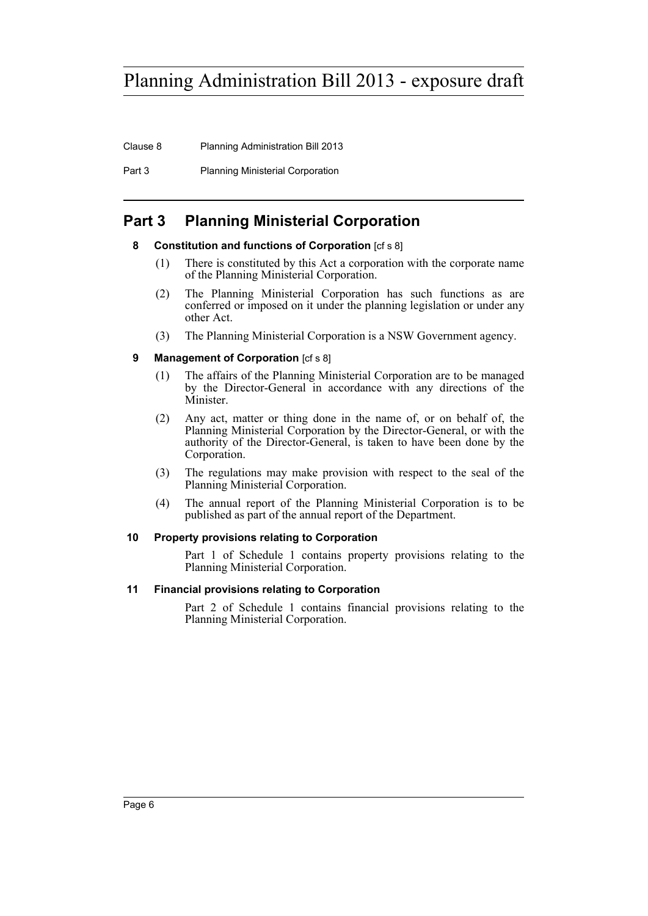## Part 3 Planning Ministerial Corporation

### 8 Constitution and functions of Corporation [cf s 8]

(1) There is constituted by this Act a corporation with the corporate name of the Planning Ministerial Corporation.

(2) The Planning Ministerial Corporation has such functions as are conferred or imposed on it under the planning legislation or under any other Act.

(3) The Planning Ministerial Corporation is a NSW Government agency.

### 9 Management of Corporation [cf s 8]

(1) The affairs of the Planning Ministerial Corporation are to be managed by the Director-General in accordance with any directions of the Minister.

(2) Any act, matter or thing done in the name of, or on behalf of, the Planning Ministerial Corporation by the Director-General, or with the authority of the Director-General, is taken to have been done by the Corporation.

(3) The regulations may make provision with respect to the seal of the Planning Ministerial Corporation.

(4) The annual report of the Planning Ministerial Corporation is to be published as part of the annual report of the Department.

### 10 Property provisions relating to Corporation

Part 1 of Schedule 1 contains property provisions relating to the Planning Ministerial Corporation.

### 11 Financial provisions relating to Corporation

Part 2 of Schedule 1 contains financial provisions relating to the Planning Ministerial Corporation.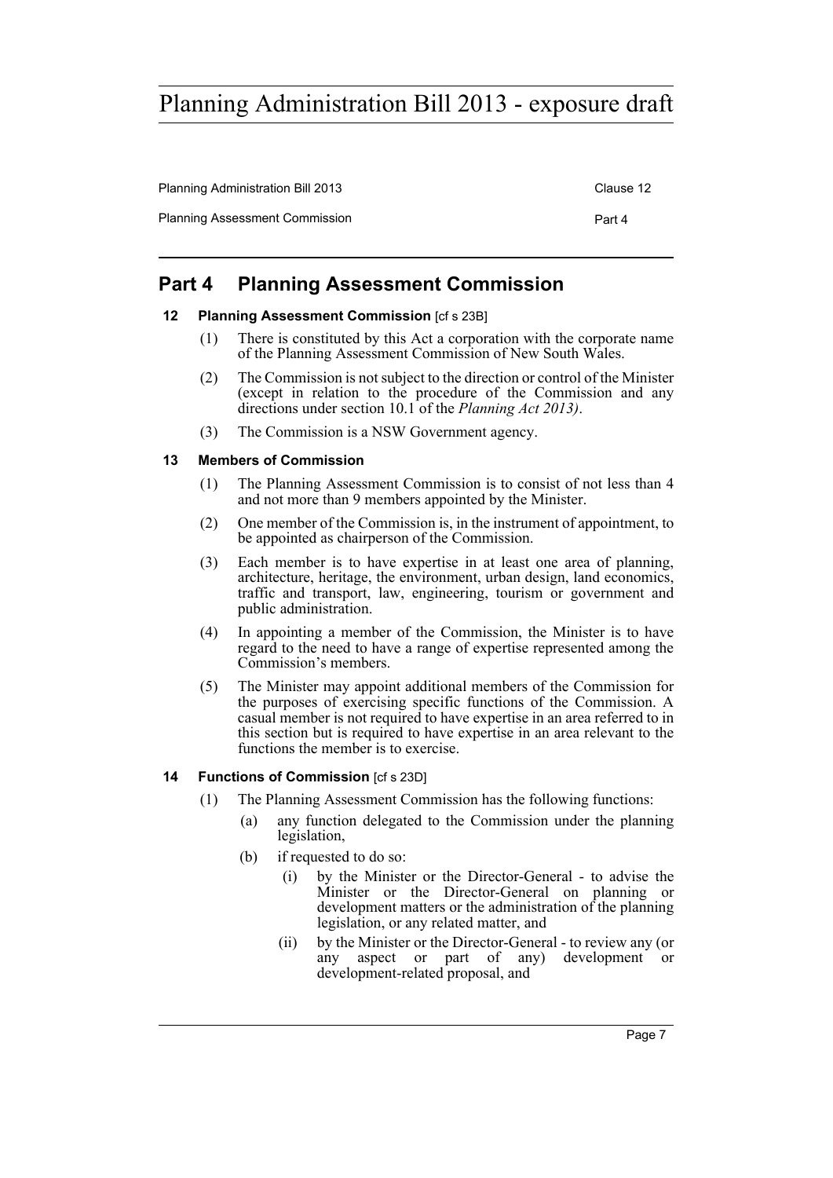## Part 4 Planning Assessment Commission

### 12 Planning Assessment Commission [cf s 23B]

(1) There is constituted by this Act a corporation with the corporate name of the Planning Assessment Commission of New South Wales.

(2) The Commission is not subject to the direction or control of the Minister (except in relation to the procedure of the Commission and any directions under section 10.1 of the *Planning Act 2013)*.

(3) The Commission is a NSW Government agency.

### 13 Members of Commission

(1) The Planning Assessment Commission is to consist of not less than 4 and not more than 9 members appointed by the Minister.

(2) One member of the Commission is, in the instrument of appointment, to be appointed as chairperson of the Commission.

(3) Each member is to have expertise in at least one area of planning, architecture, heritage, the environment, urban design, land economics, traffic and transport, law, engineering, tourism or government and public administration.

(4) In appointing a member of the Commission, the Minister is to have regard to the need to have a range of expertise represented among the Commission's members.

(5) The Minister may appoint additional members of the Commission for the purposes of exercising specific functions of the Commission. A casual member is not required to have expertise in an area referred to in this section but is required to have expertise in an area relevant to the functions the member is to exercise.

### 14 Functions of Commission [cf s 23D]

(1) The Planning Assessment Commission has the following functions:

(a) any function delegated to the Commission under the planning legislation,

(b) if requested to do so:

(i) by the Minister or the Director-General - to advise the Minister or the Director-General on planning or development matters or the administration of the planning legislation, or any related matter, and

(ii) by the Minister or the Director-General - to review any (or any aspect or part of any) development or development-related proposal, and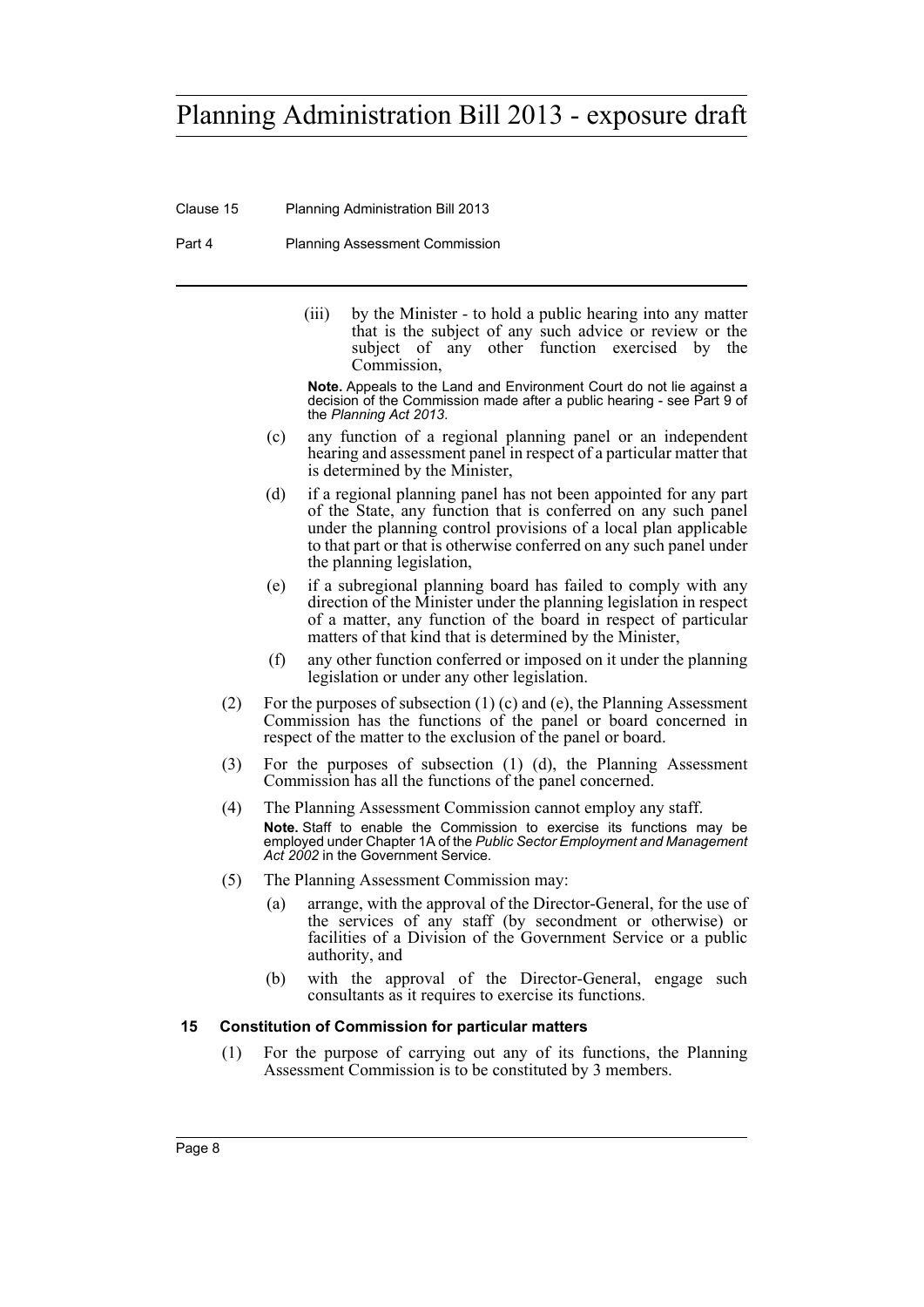(iii) by the Minister - to hold a public hearing into any matter that is the subject of any such advice or review or the subject of any other function exercised by the Commission,

**Note.** Appeals to the Land and Environment Court do not lie against a decision of the Commission made after a public hearing - see Part 9 of the *Planning Act 2013*.

(c) any function of a regional planning panel or an independent hearing and assessment panel in respect of a particular matter that is determined by the Minister,

(d) if a regional planning panel has not been appointed for any part of the State, any function that is conferred on any such panel under the planning control provisions of a local plan applicable to that part or that is otherwise conferred on any such panel under the planning legislation,

(e) if a subregional planning board has failed to comply with any direction of the Minister under the planning legislation in respect of a matter, any function of the board in respect of particular matters of that kind that is determined by the Minister,

(f) any other function conferred or imposed on it under the planning legislation or under any other legislation.

(2) For the purposes of subsection (1) (c) and (e), the Planning Assessment Commission has the functions of the panel or board concerned in respect of the matter to the exclusion of the panel or board.

(3) For the purposes of subsection (1) (d), the Planning Assessment Commission has all the functions of the panel concerned.

(4) The Planning Assessment Commission cannot employ any staff.

**Note.** Staff to enable the Commission to exercise its functions may be employed under Chapter 1A of the *Public Sector Employment and Management Act 2002* in the Government Service.

(5) The Planning Assessment Commission may:

(a) arrange, with the approval of the Director-General, for the use of the services of any staff (by secondment or otherwise) or facilities of a Division of the Government Service or a public authority, and

(b) with the approval of the Director-General, engage such consultants as it requires to exercise its functions.

### 15 Constitution of Commission for particular matters

(1) For the purpose of carrying out any of its functions, the Planning Assessment Commission is to be constituted by 3 members.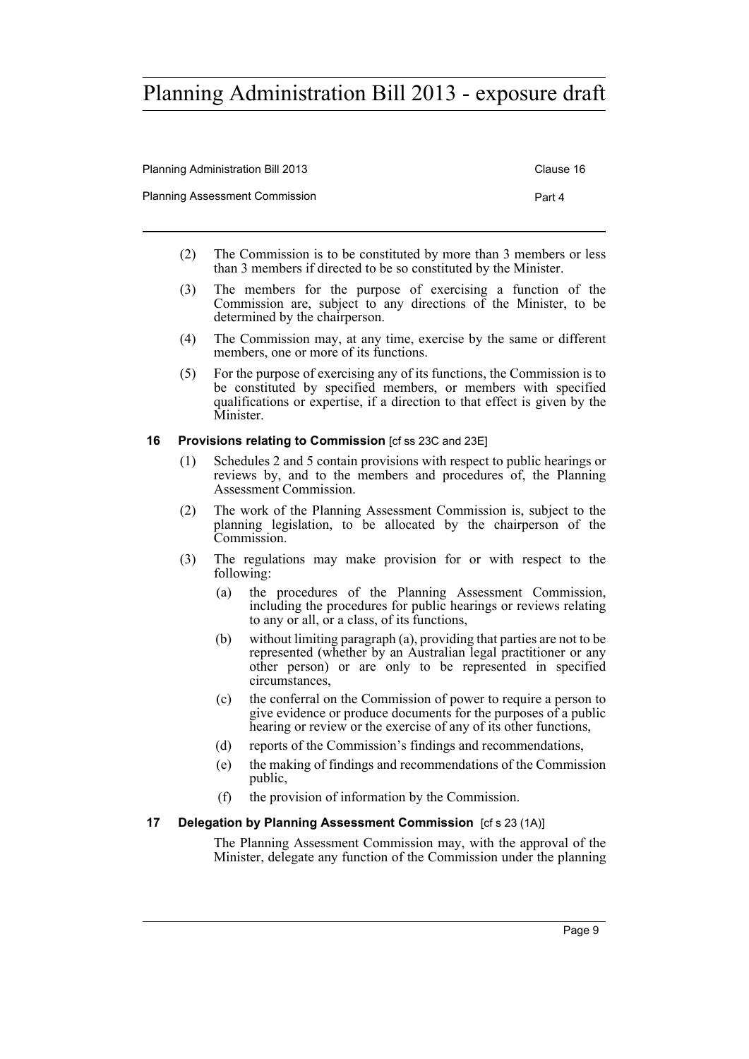(2) The Commission is to be constituted by more than 3 members or less than 3 members if directed to be so constituted by the Minister.

(3) The members for the purpose of exercising a function of the Commission are, subject to any directions of the Minister, to be determined by the chairperson.

(4) The Commission may, at any time, exercise by the same or different members, one or more of its functions.

(5) For the purpose of exercising any of its functions, the Commission is to be constituted by specified members, or members with specified qualifications or expertise, if a direction to that effect is given by the Minister.

### 16 Provisions relating to Commission [cf ss 23C and 23E]

(1) Schedules 2 and 5 contain provisions with respect to public hearings or reviews by, and to the members and procedures of, the Planning Assessment Commission.

(2) The work of the Planning Assessment Commission is, subject to the planning legislation, to be allocated by the chairperson of the Commission.

(3) The regulations may make provision for or with respect to the following:

- (a) the procedures of the Planning Assessment Commission, including the procedures for public hearings or reviews relating to any or all, or a class, of its functions,
- (b) without limiting paragraph (a), providing that parties are not to be represented (whether by an Australian legal practitioner or any other person) or are only to be represented in specified circumstances,
- (c) the conferral on the Commission of power to require a person to give evidence or produce documents for the purposes of a public hearing or review or the exercise of any of its other functions,
- (d) reports of the Commission's findings and recommendations,
- (e) the making of findings and recommendations of the Commission public,
- (f) the provision of information by the Commission.

### 17 Delegation by Planning Assessment Commission [cf s 23 (1A)]

The Planning Assessment Commission may, with the approval of the Minister, delegate any function of the Commission under the planning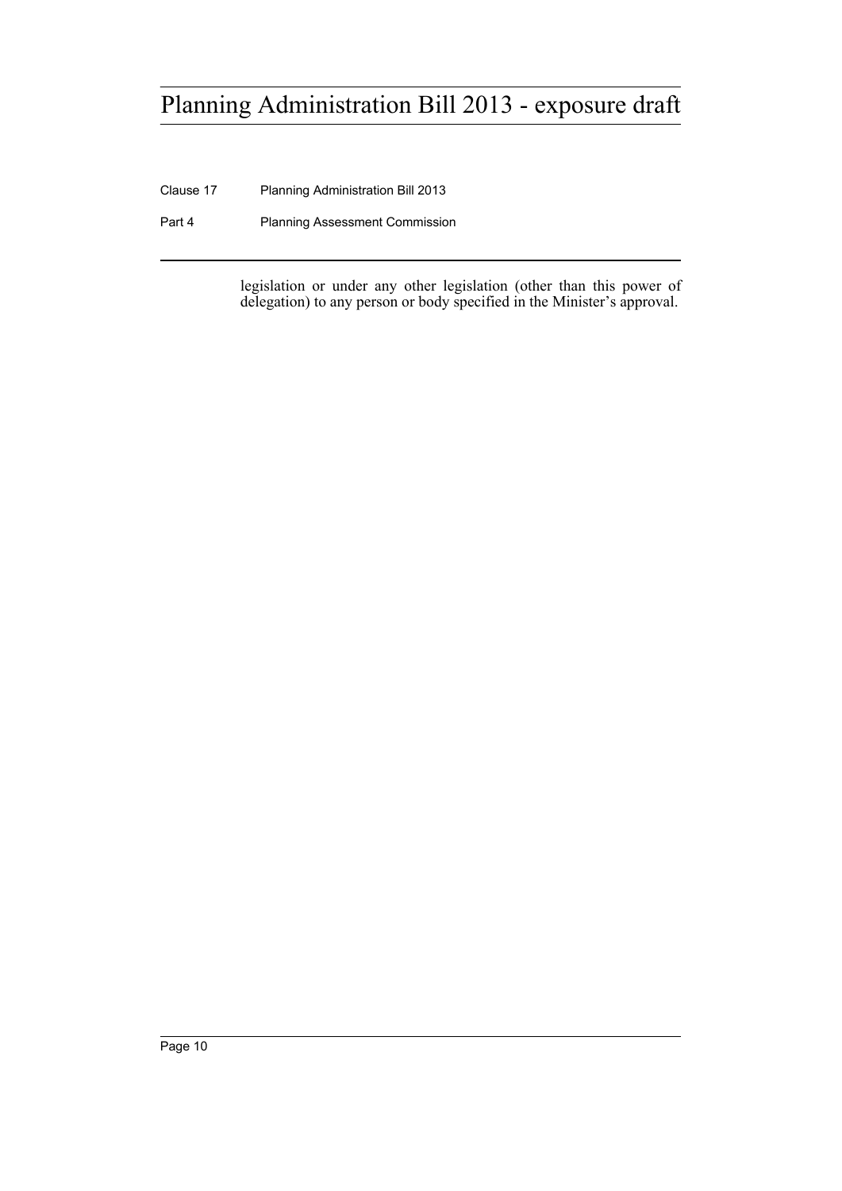legislation or under any other legislation (other than this power of delegation) to any person or body specified in the Minister's approval.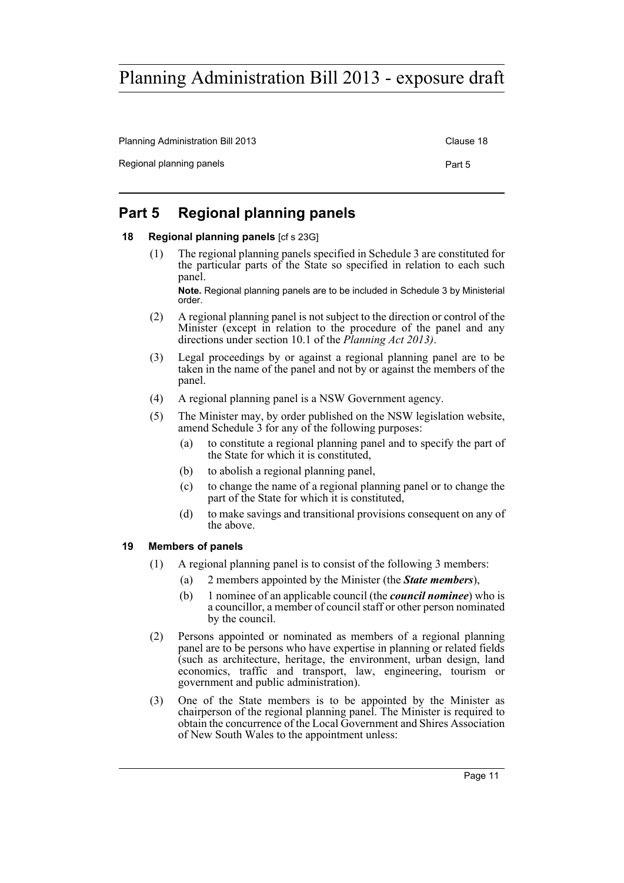## Part 5 Regional planning panels

### 18 Regional planning panels [cf s 23G]

(1) The regional planning panels specified in Schedule 3 are constituted for the particular parts of the State so specified in relation to each such panel.

**Note.** Regional planning panels are to be included in Schedule 3 by Ministerial order.

(2) A regional planning panel is not subject to the direction or control of the Minister (except in relation to the procedure of the panel and any directions under section 10.1 of the *Planning Act 2013)*.

(3) Legal proceedings by or against a regional planning panel are to be taken in the name of the panel and not by or against the members of the panel.

(4) A regional planning panel is a NSW Government agency.

(5) The Minister may, by order published on the NSW legislation website, amend Schedule 3 for any of the following purposes:

- (a) to constitute a regional planning panel and to specify the part of the State for which it is constituted,
- (b) to abolish a regional planning panel,
- (c) to change the name of a regional planning panel or to change the part of the State for which it is constituted,
- (d) to make savings and transitional provisions consequent on any of the above.

### 19 Members of panels

(1) A regional planning panel is to consist of the following 3 members:

- (a) 2 members appointed by the Minister (the ***State members***),
- (b) 1 nominee of an applicable council (the ***council nominee***) who is a councillor, a member of council staff or other person nominated by the council.

(2) Persons appointed or nominated as members of a regional planning panel are to be persons who have expertise in planning or related fields (such as architecture, heritage, the environment, urban design, land economics, traffic and transport, law, engineering, tourism or government and public administration).

(3) One of the State members is to be appointed by the Minister as chairperson of the regional planning panel. The Minister is required to obtain the concurrence of the Local Government and Shires Association of New South Wales to the appointment unless: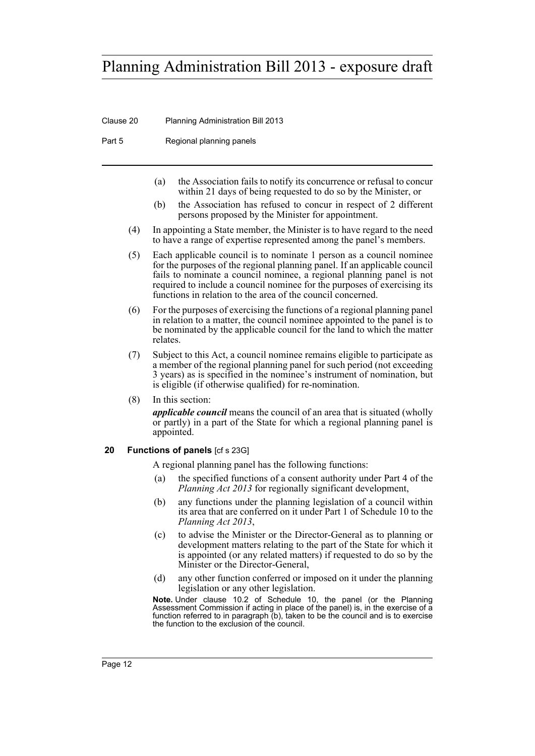(a) the Association fails to notify its concurrence or refusal to concur within 21 days of being requested to do so by the Minister, or

(b) the Association has refused to concur in respect of 2 different persons proposed by the Minister for appointment.

(4) In appointing a State member, the Minister is to have regard to the need to have a range of expertise represented among the panel's members.

(5) Each applicable council is to nominate 1 person as a council nominee for the purposes of the regional planning panel. If an applicable council fails to nominate a council nominee, a regional planning panel is not required to include a council nominee for the purposes of exercising its functions in relation to the area of the council concerned.

(6) For the purposes of exercising the functions of a regional planning panel in relation to a matter, the council nominee appointed to the panel is to be nominated by the applicable council for the land to which the matter relates.

(7) Subject to this Act, a council nominee remains eligible to participate as a member of the regional planning panel for such period (not exceeding 3 years) as is specified in the nominee's instrument of nomination, but is eligible (if otherwise qualified) for re-nomination.

(8) In this section:

***applicable council*** means the council of an area that is situated (wholly or partly) in a part of the State for which a regional planning panel is appointed.

### 20 Functions of panels [cf s 23G]

A regional planning panel has the following functions:

(a) the specified functions of a consent authority under Part 4 of the *Planning Act 2013* for regionally significant development,

(b) any functions under the planning legislation of a council within its area that are conferred on it under Part 1 of Schedule 10 to the *Planning Act 2013*,

(c) to advise the Minister or the Director-General as to planning or development matters relating to the part of the State for which it is appointed (or any related matters) if requested to do so by the Minister or the Director-General,

(d) any other function conferred or imposed on it under the planning legislation or any other legislation.

**Note.** Under clause 10.2 of Schedule 10, the panel (or the Planning Assessment Commission if acting in place of the panel) is, in the exercise of a function referred to in paragraph (b), taken to be the council and is to exercise the function to the exclusion of the council.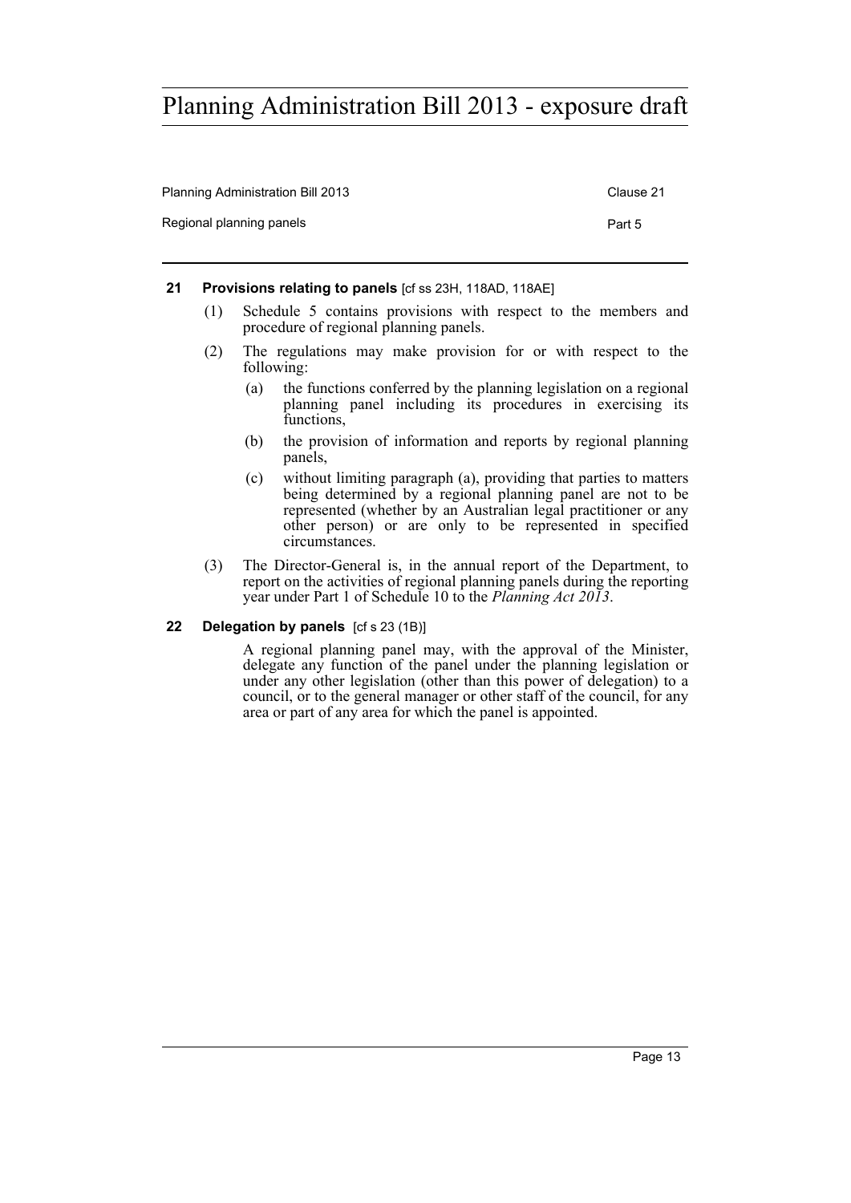#### 21 Provisions relating to panels [cf ss 23H, 118AD, 118AE]

(1) Schedule 5 contains provisions with respect to the members and procedure of regional planning panels.

(2) The regulations may make provision for or with respect to the following:

(a) the functions conferred by the planning legislation on a regional planning panel including its procedures in exercising its functions,

(b) the provision of information and reports by regional planning panels,

(c) without limiting paragraph (a), providing that parties to matters being determined by a regional planning panel are not to be represented (whether by an Australian legal practitioner or any other person) or are only to be represented in specified circumstances.

(3) The Director-General is, in the annual report of the Department, to report on the activities of regional planning panels during the reporting year under Part 1 of Schedule 10 to the *Planning Act 2013*.

#### 22 Delegation by panels [cf s 23 (1B)]

A regional planning panel may, with the approval of the Minister, delegate any function of the panel under the planning legislation or under any other legislation (other than this power of delegation) to a council, or to the general manager or other staff of the council, for any area or part of any area for which the panel is appointed.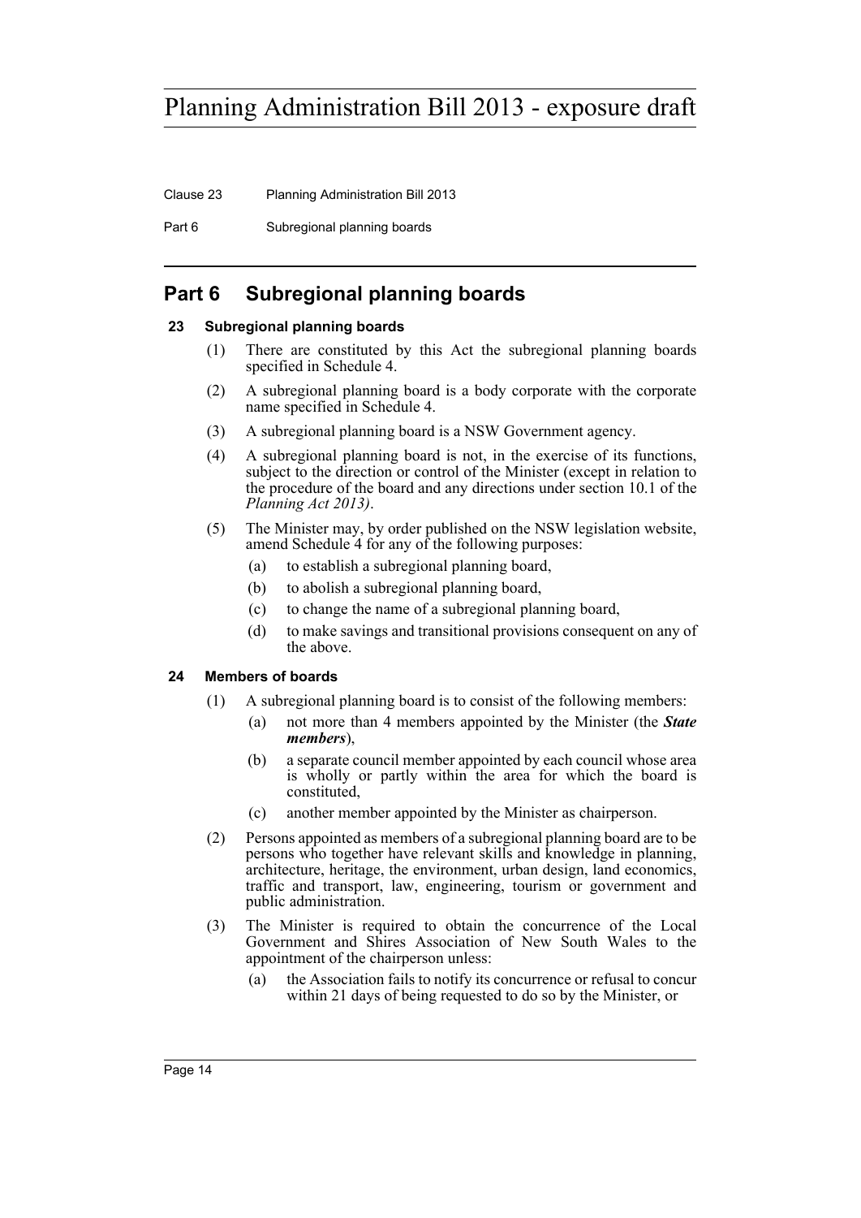## Part 6 Subregional planning boards

### 23 Subregional planning boards

(1) There are constituted by this Act the subregional planning boards specified in Schedule 4.

(2) A subregional planning board is a body corporate with the corporate name specified in Schedule 4.

(3) A subregional planning board is a NSW Government agency.

(4) A subregional planning board is not, in the exercise of its functions, subject to the direction or control of the Minister (except in relation to the procedure of the board and any directions under section 10.1 of the *Planning Act 2013)*.

(5) The Minister may, by order published on the NSW legislation website, amend Schedule 4 for any of the following purposes:

- (a) to establish a subregional planning board,
- (b) to abolish a subregional planning board,
- (c) to change the name of a subregional planning board,
- (d) to make savings and transitional provisions consequent on any of the above.

### 24 Members of boards

(1) A subregional planning board is to consist of the following members:

- (a) not more than 4 members appointed by the Minister (the ***State members***),
- (b) a separate council member appointed by each council whose area is wholly or partly within the area for which the board is constituted,
- (c) another member appointed by the Minister as chairperson.

(2) Persons appointed as members of a subregional planning board are to be persons who together have relevant skills and knowledge in planning, architecture, heritage, the environment, urban design, land economics, traffic and transport, law, engineering, tourism or government and public administration.

(3) The Minister is required to obtain the concurrence of the Local Government and Shires Association of New South Wales to the appointment of the chairperson unless:

- (a) the Association fails to notify its concurrence or refusal to concur within 21 days of being requested to do so by the Minister, or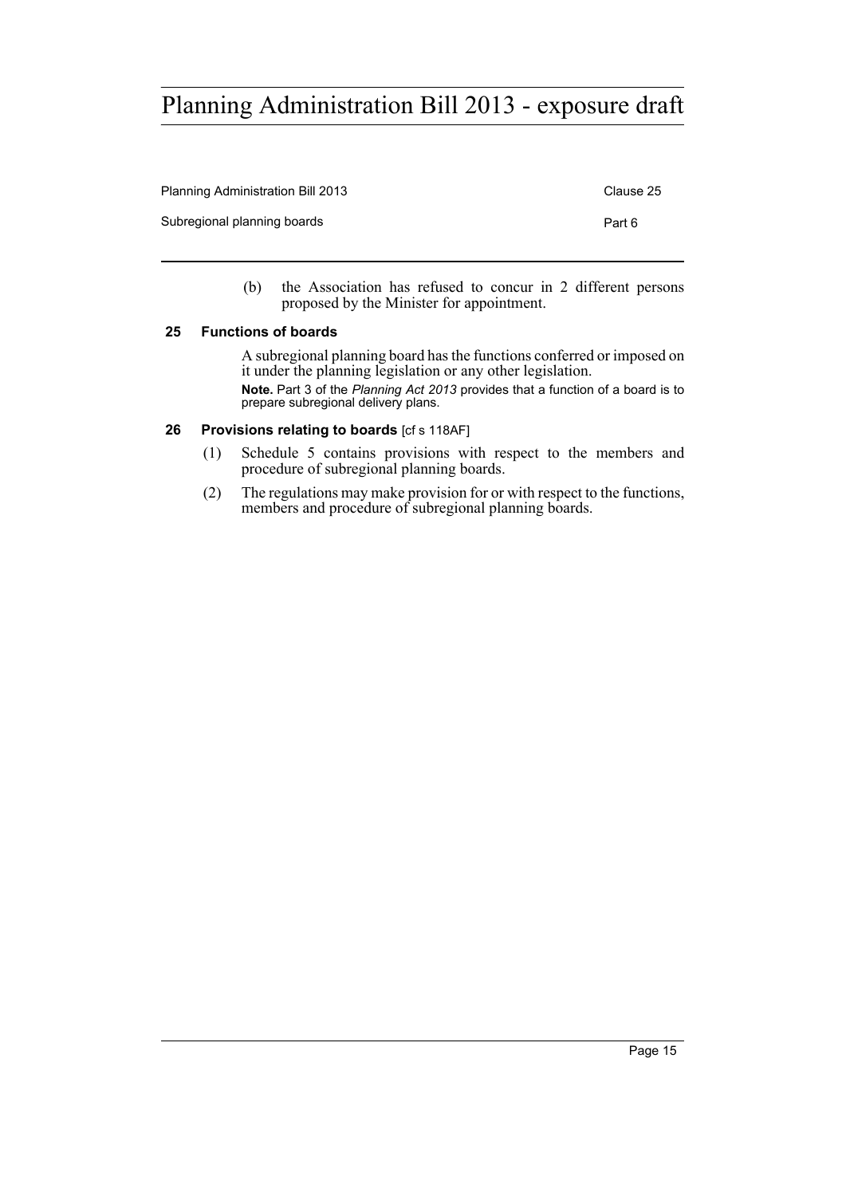(b) the Association has refused to concur in 2 different persons proposed by the Minister for appointment.

### 25 Functions of boards

A subregional planning board has the functions conferred or imposed on it under the planning legislation or any other legislation.

**Note.** Part 3 of the *Planning Act 2013* provides that a function of a board is to prepare subregional delivery plans.

### 26 Provisions relating to boards [cf s 118AF]

(1) Schedule 5 contains provisions with respect to the members and procedure of subregional planning boards.

(2) The regulations may make provision for or with respect to the functions, members and procedure of subregional planning boards.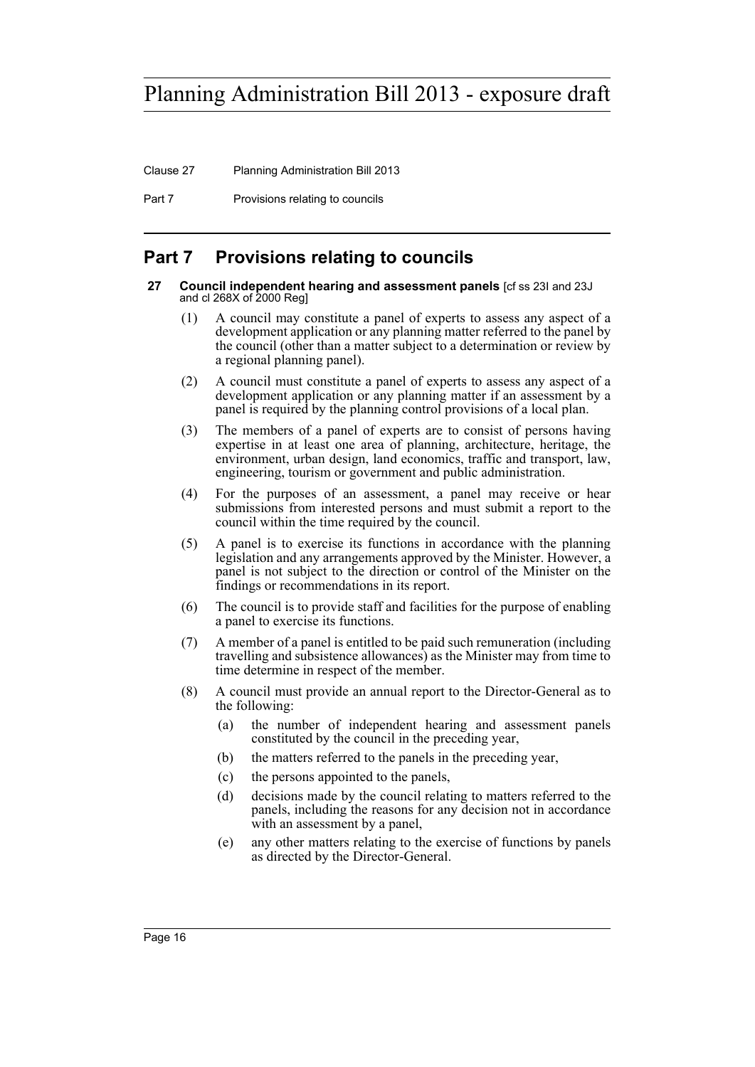## Part 7 Provisions relating to councils

**27 Council independent hearing and assessment panels** [cf ss 23I and 23J and cl 268X of 2000 Reg]

(1) A council may constitute a panel of experts to assess any aspect of a development application or any planning matter referred to the panel by the council (other than a matter subject to a determination or review by a regional planning panel).

(2) A council must constitute a panel of experts to assess any aspect of a development application or any planning matter if an assessment by a panel is required by the planning control provisions of a local plan.

(3) The members of a panel of experts are to consist of persons having expertise in at least one area of planning, architecture, heritage, the environment, urban design, land economics, traffic and transport, law, engineering, tourism or government and public administration.

(4) For the purposes of an assessment, a panel may receive or hear submissions from interested persons and must submit a report to the council within the time required by the council.

(5) A panel is to exercise its functions in accordance with the planning legislation and any arrangements approved by the Minister. However, a panel is not subject to the direction or control of the Minister on the findings or recommendations in its report.

(6) The council is to provide staff and facilities for the purpose of enabling a panel to exercise its functions.

(7) A member of a panel is entitled to be paid such remuneration (including travelling and subsistence allowances) as the Minister may from time to time determine in respect of the member.

(8) A council must provide an annual report to the Director-General as to the following:

(a) the number of independent hearing and assessment panels constituted by the council in the preceding year,

(b) the matters referred to the panels in the preceding year,

(c) the persons appointed to the panels,

(d) decisions made by the council relating to matters referred to the panels, including the reasons for any decision not in accordance with an assessment by a panel,

(e) any other matters relating to the exercise of functions by panels as directed by the Director-General.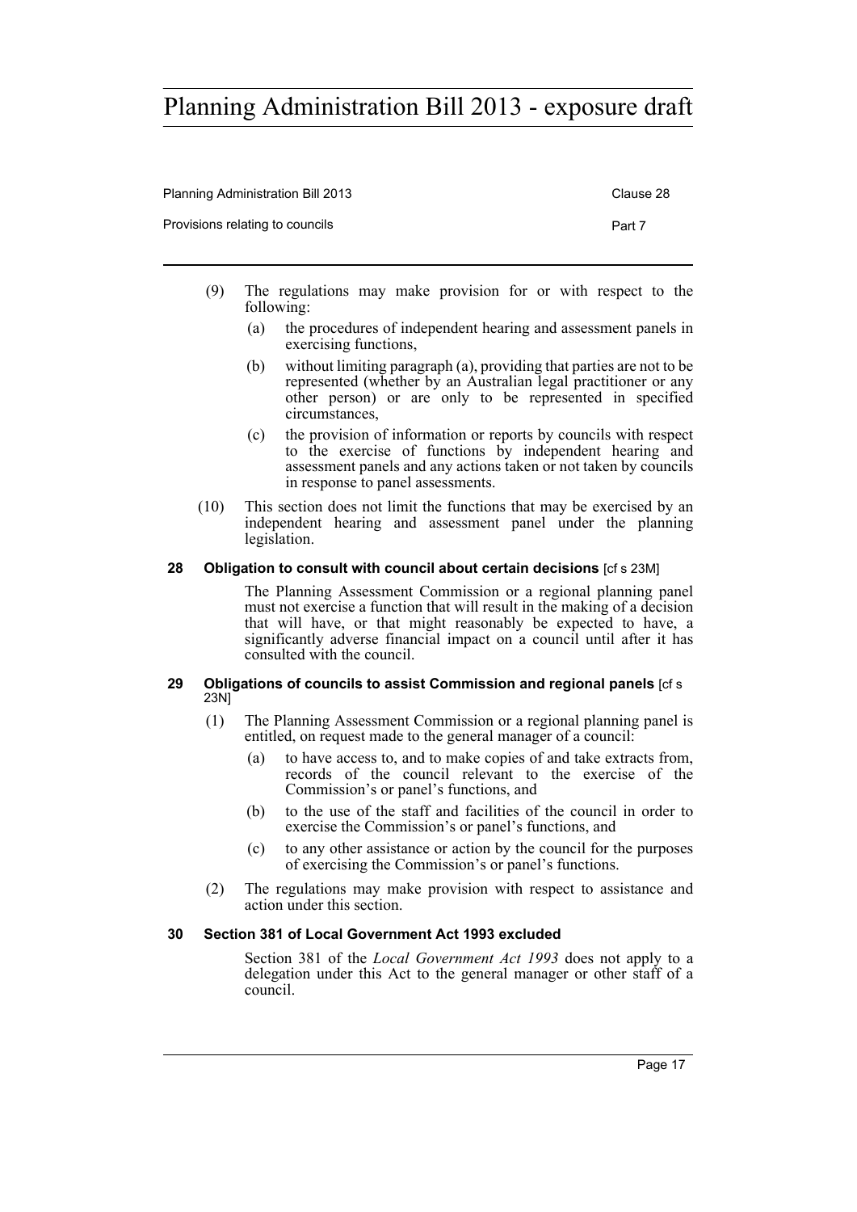(9) The regulations may make provision for or with respect to the following:

(a) the procedures of independent hearing and assessment panels in exercising functions,

(b) without limiting paragraph (a), providing that parties are not to be represented (whether by an Australian legal practitioner or any other person) or are only to be represented in specified circumstances,

(c) the provision of information or reports by councils with respect to the exercise of functions by independent hearing and assessment panels and any actions taken or not taken by councils in response to panel assessments.

(10) This section does not limit the functions that may be exercised by an independent hearing and assessment panel under the planning legislation.

**28 Obligation to consult with council about certain decisions** [cf s 23M]

The Planning Assessment Commission or a regional planning panel must not exercise a function that will result in the making of a decision that will have, or that might reasonably be expected to have, a significantly adverse financial impact on a council until after it has consulted with the council.

**29 Obligations of councils to assist Commission and regional panels** [cf s 23N]

(1) The Planning Assessment Commission or a regional planning panel is entitled, on request made to the general manager of a council:

(a) to have access to, and to make copies of and take extracts from, records of the council relevant to the exercise of the Commission's or panel's functions, and

(b) to the use of the staff and facilities of the council in order to exercise the Commission's or panel's functions, and

(c) to any other assistance or action by the council for the purposes of exercising the Commission's or panel's functions.

(2) The regulations may make provision with respect to assistance and action under this section.

**30 Section 381 of Local Government Act 1993 excluded**

Section 381 of the *Local Government Act 1993* does not apply to a delegation under this Act to the general manager or other staff of a council.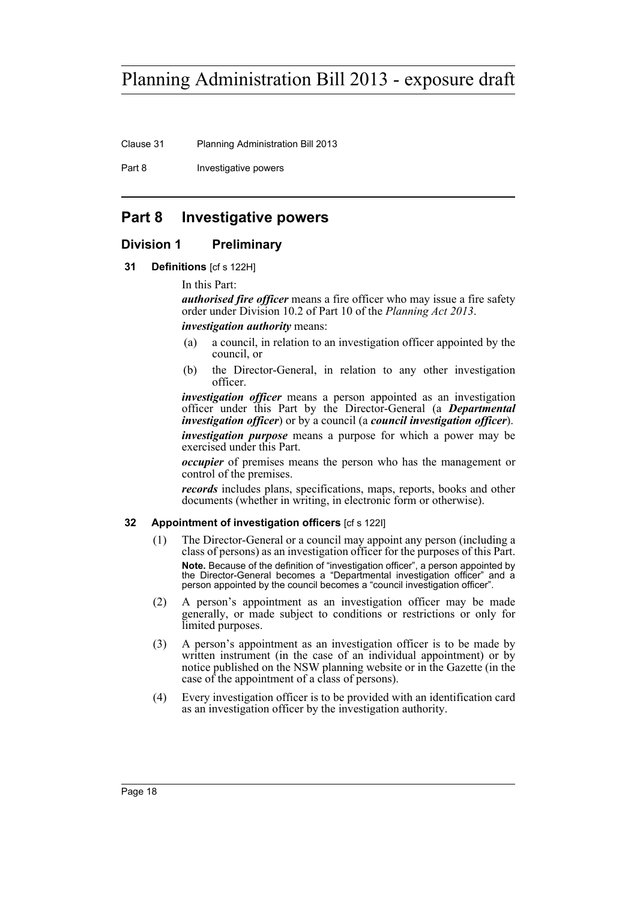# Part 8 Investigative powers

## Division 1 Preliminary

### 31 Definitions [cf s 122H]

In this Part:

***authorised fire officer*** means a fire officer who may issue a fire safety order under Division 10.2 of Part 10 of the *Planning Act 2013*.

***investigation authority*** means:

- (a) a council, in relation to an investigation officer appointed by the council, or
- (b) the Director-General, in relation to any other investigation officer.

***investigation officer*** means a person appointed as an investigation officer under this Part by the Director-General (a ***Departmental investigation officer***) or by a council (a ***council investigation officer***).

***investigation purpose*** means a purpose for which a power may be exercised under this Part.

***occupier*** of premises means the person who has the management or control of the premises.

***records*** includes plans, specifications, maps, reports, books and other documents (whether in writing, in electronic form or otherwise).

### 32 Appointment of investigation officers [cf s 122I]

(1) The Director-General or a council may appoint any person (including a class of persons) as an investigation officer for the purposes of this Part.

**Note.** Because of the definition of "investigation officer", a person appointed by the Director-General becomes a "Departmental investigation officer" and a person appointed by the council becomes a "council investigation officer".

(2) A person's appointment as an investigation officer may be made generally, or made subject to conditions or restrictions or only for limited purposes.

(3) A person's appointment as an investigation officer is to be made by written instrument (in the case of an individual appointment) or by notice published on the NSW planning website or in the Gazette (in the case of the appointment of a class of persons).

(4) Every investigation officer is to be provided with an identification card as an investigation officer by the investigation authority.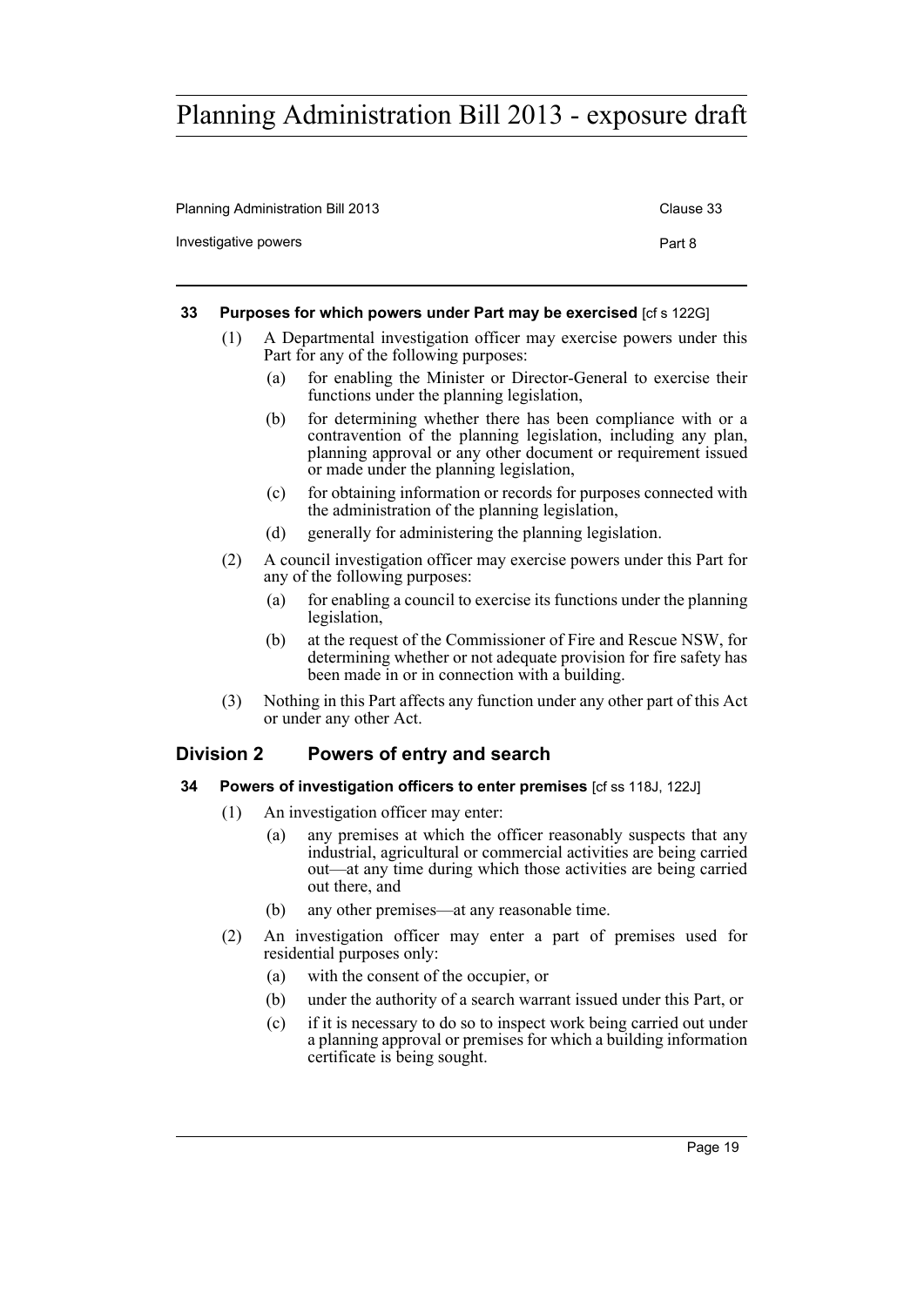**33 Purposes for which powers under Part may be exercised** [cf s 122G]

(1) A Departmental investigation officer may exercise powers under this Part for any of the following purposes:

(a) for enabling the Minister or Director-General to exercise their functions under the planning legislation,

(b) for determining whether there has been compliance with or a contravention of the planning legislation, including any plan, planning approval or any other document or requirement issued or made under the planning legislation,

(c) for obtaining information or records for purposes connected with the administration of the planning legislation,

(d) generally for administering the planning legislation.

(2) A council investigation officer may exercise powers under this Part for any of the following purposes:

(a) for enabling a council to exercise its functions under the planning legislation,

(b) at the request of the Commissioner of Fire and Rescue NSW, for determining whether or not adequate provision for fire safety has been made in or in connection with a building.

(3) Nothing in this Part affects any function under any other part of this Act or under any other Act.

## Division 2 Powers of entry and search

**34 Powers of investigation officers to enter premises** [cf ss 118J, 122J]

(1) An investigation officer may enter:

(a) any premises at which the officer reasonably suspects that any industrial, agricultural or commercial activities are being carried out—at any time during which those activities are being carried out there, and

(b) any other premises—at any reasonable time.

(2) An investigation officer may enter a part of premises used for residential purposes only:

(a) with the consent of the occupier, or

(b) under the authority of a search warrant issued under this Part, or

(c) if it is necessary to do so to inspect work being carried out under a planning approval or premises for which a building information certificate is being sought.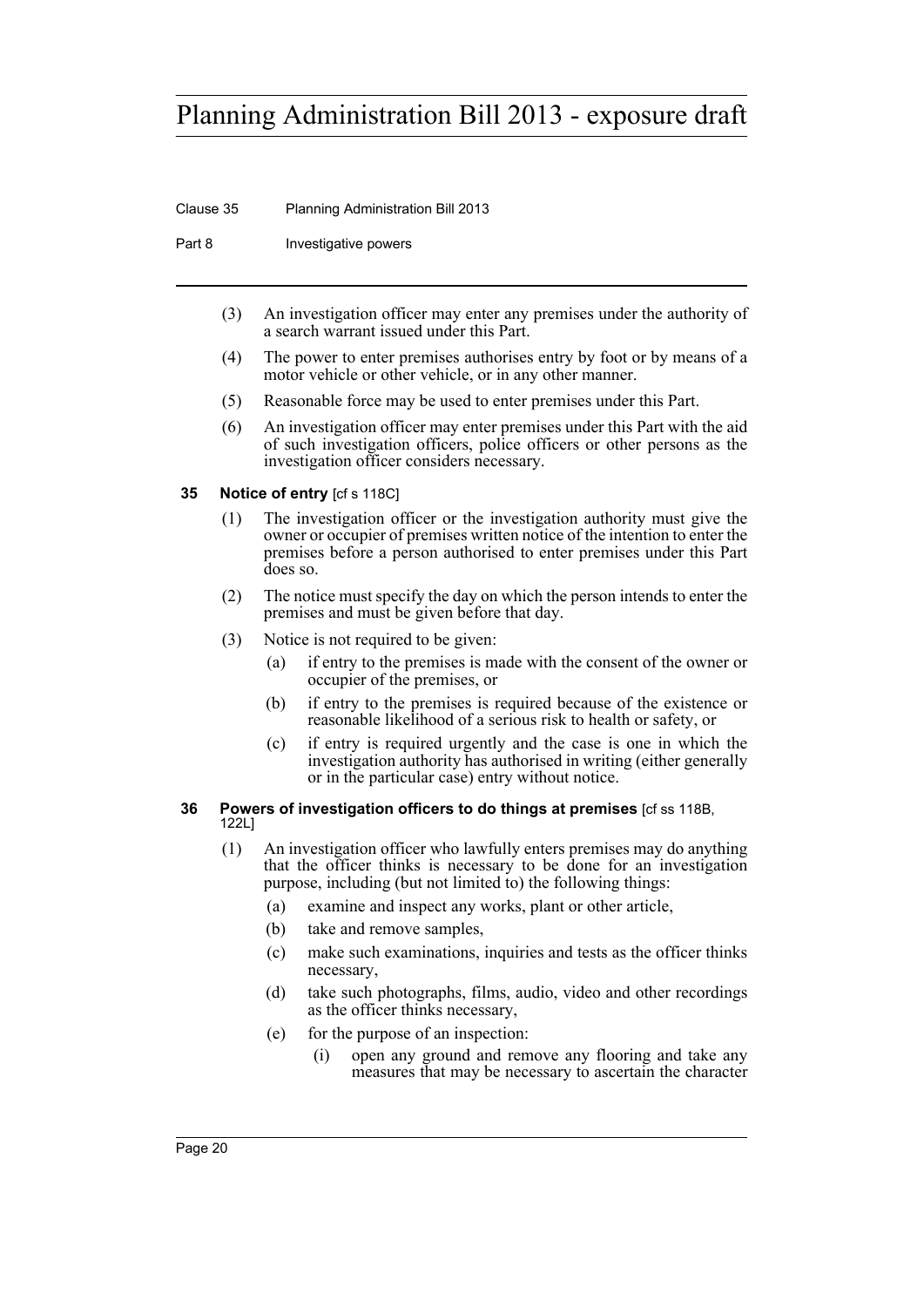(3) An investigation officer may enter any premises under the authority of a search warrant issued under this Part.

(4) The power to enter premises authorises entry by foot or by means of a motor vehicle or other vehicle, or in any other manner.

(5) Reasonable force may be used to enter premises under this Part.

(6) An investigation officer may enter premises under this Part with the aid of such investigation officers, police officers or other persons as the investigation officer considers necessary.

### 35 Notice of entry [cf s 118C]

(1) The investigation officer or the investigation authority must give the owner or occupier of premises written notice of the intention to enter the premises before a person authorised to enter premises under this Part does so.

(2) The notice must specify the day on which the person intends to enter the premises and must be given before that day.

(3) Notice is not required to be given:

- (a) if entry to the premises is made with the consent of the owner or occupier of the premises, or
- (b) if entry to the premises is required because of the existence or reasonable likelihood of a serious risk to health or safety, or
- (c) if entry is required urgently and the case is one in which the investigation authority has authorised in writing (either generally or in the particular case) entry without notice.

### 36 Powers of investigation officers to do things at premises [cf ss 118B, 122L]

(1) An investigation officer who lawfully enters premises may do anything that the officer thinks is necessary to be done for an investigation purpose, including (but not limited to) the following things:

- (a) examine and inspect any works, plant or other article,
- (b) take and remove samples,
- (c) make such examinations, inquiries and tests as the officer thinks necessary,
- (d) take such photographs, films, audio, video and other recordings as the officer thinks necessary,
- (e) for the purpose of an inspection:
  - (i) open any ground and remove any flooring and take any measures that may be necessary to ascertain the character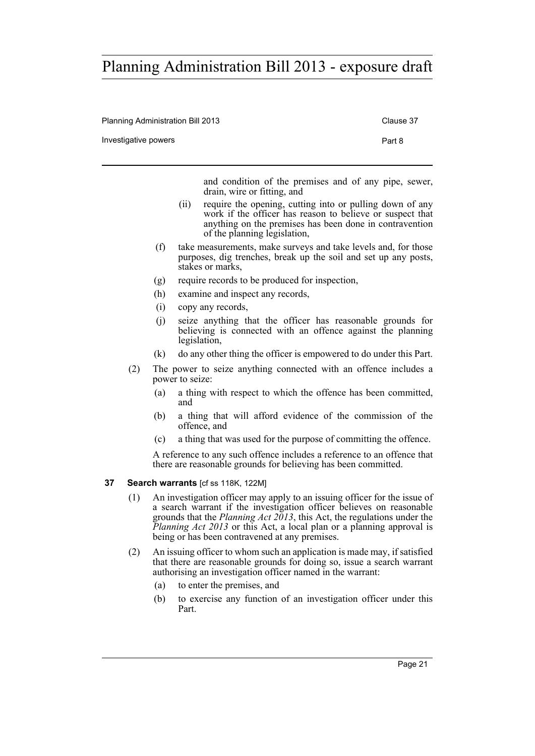and condition of the premises and of any pipe, sewer, drain, wire or fitting, and

(ii) require the opening, cutting into or pulling down of any work if the officer has reason to believe or suspect that anything on the premises has been done in contravention of the planning legislation,

(f) take measurements, make surveys and take levels and, for those purposes, dig trenches, break up the soil and set up any posts, stakes or marks,

(g) require records to be produced for inspection,

(h) examine and inspect any records,

(i) copy any records,

(j) seize anything that the officer has reasonable grounds for believing is connected with an offence against the planning legislation,

(k) do any other thing the officer is empowered to do under this Part.

(2) The power to seize anything connected with an offence includes a power to seize:

(a) a thing with respect to which the offence has been committed, and

(b) a thing that will afford evidence of the commission of the offence, and

(c) a thing that was used for the purpose of committing the offence.

A reference to any such offence includes a reference to an offence that there are reasonable grounds for believing has been committed.

### 37 Search warrants [cf ss 118K, 122M]

(1) An investigation officer may apply to an issuing officer for the issue of a search warrant if the investigation officer believes on reasonable grounds that the *Planning Act 2013*, this Act, the regulations under the *Planning Act 2013* or this Act, a local plan or a planning approval is being or has been contravened at any premises.

(2) An issuing officer to whom such an application is made may, if satisfied that there are reasonable grounds for doing so, issue a search warrant authorising an investigation officer named in the warrant:

(a) to enter the premises, and

(b) to exercise any function of an investigation officer under this Part.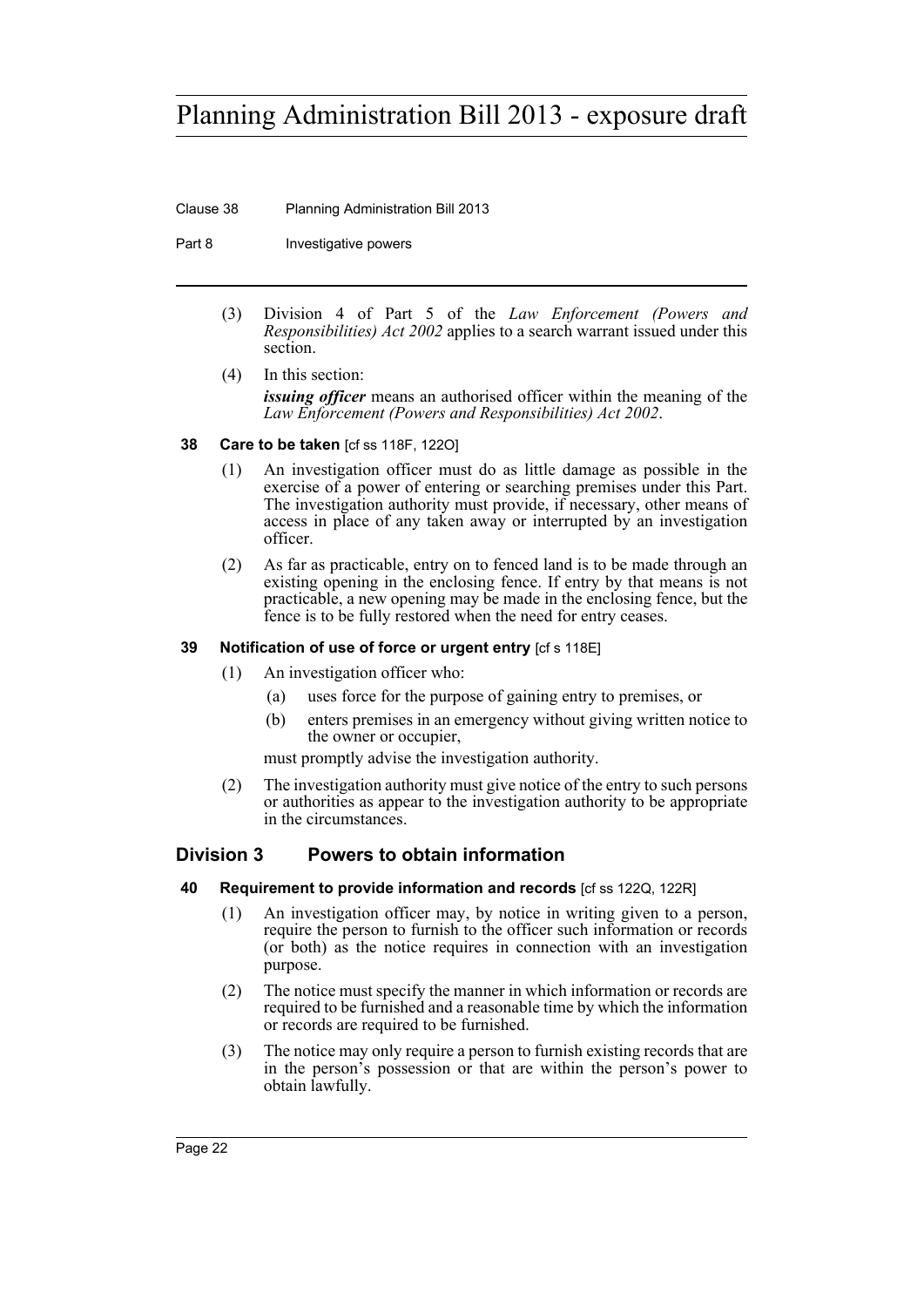(3) Division 4 of Part 5 of the *Law Enforcement (Powers and Responsibilities) Act 2002* applies to a search warrant issued under this section.

(4) In this section:

***issuing officer*** means an authorised officer within the meaning of the *Law Enforcement (Powers and Responsibilities) Act 2002*.

### 38 Care to be taken [cf ss 118F, 122O]

(1) An investigation officer must do as little damage as possible in the exercise of a power of entering or searching premises under this Part. The investigation authority must provide, if necessary, other means of access in place of any taken away or interrupted by an investigation officer.

(2) As far as practicable, entry on to fenced land is to be made through an existing opening in the enclosing fence. If entry by that means is not practicable, a new opening may be made in the enclosing fence, but the fence is to be fully restored when the need for entry ceases.

### 39 Notification of use of force or urgent entry [cf s 118E]

(1) An investigation officer who:

- (a) uses force for the purpose of gaining entry to premises, or
- (b) enters premises in an emergency without giving written notice to the owner or occupier,

must promptly advise the investigation authority.

(2) The investigation authority must give notice of the entry to such persons or authorities as appear to the investigation authority to be appropriate in the circumstances.

## Division 3 Powers to obtain information

### 40 Requirement to provide information and records [cf ss 122Q, 122R]

(1) An investigation officer may, by notice in writing given to a person, require the person to furnish to the officer such information or records (or both) as the notice requires in connection with an investigation purpose.

(2) The notice must specify the manner in which information or records are required to be furnished and a reasonable time by which the information or records are required to be furnished.

(3) The notice may only require a person to furnish existing records that are in the person's possession or that are within the person's power to obtain lawfully.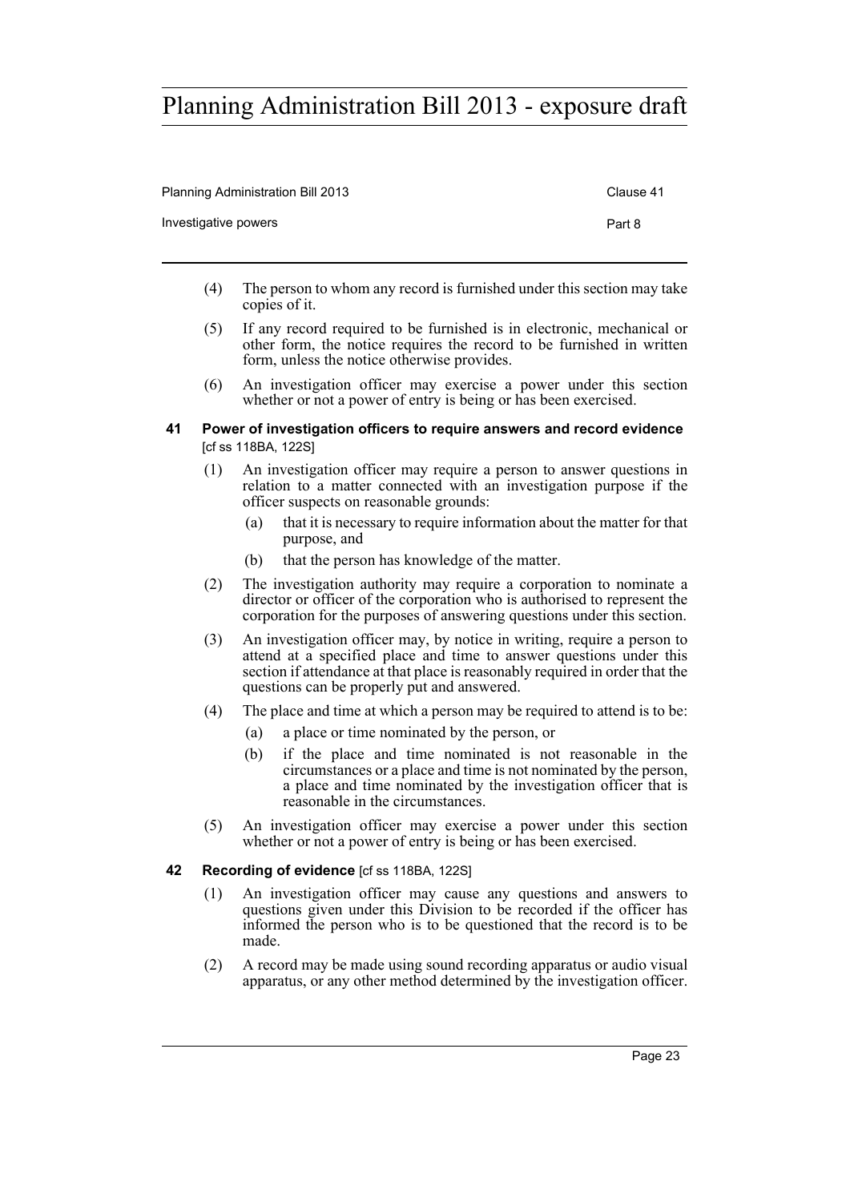(4) The person to whom any record is furnished under this section may take copies of it.

(5) If any record required to be furnished is in electronic, mechanical or other form, the notice requires the record to be furnished in written form, unless the notice otherwise provides.

(6) An investigation officer may exercise a power under this section whether or not a power of entry is being or has been exercised.

### 41 Power of investigation officers to require answers and record evidence [cf ss 118BA, 122S]

(1) An investigation officer may require a person to answer questions in relation to a matter connected with an investigation purpose if the officer suspects on reasonable grounds:

- (a) that it is necessary to require information about the matter for that purpose, and
- (b) that the person has knowledge of the matter.

(2) The investigation authority may require a corporation to nominate a director or officer of the corporation who is authorised to represent the corporation for the purposes of answering questions under this section.

(3) An investigation officer may, by notice in writing, require a person to attend at a specified place and time to answer questions under this section if attendance at that place is reasonably required in order that the questions can be properly put and answered.

(4) The place and time at which a person may be required to attend is to be:

- (a) a place or time nominated by the person, or
- (b) if the place and time nominated is not reasonable in the circumstances or a place and time is not nominated by the person, a place and time nominated by the investigation officer that is reasonable in the circumstances.

(5) An investigation officer may exercise a power under this section whether or not a power of entry is being or has been exercised.

### 42 Recording of evidence [cf ss 118BA, 122S]

(1) An investigation officer may cause any questions and answers to questions given under this Division to be recorded if the officer has informed the person who is to be questioned that the record is to be made.

(2) A record may be made using sound recording apparatus or audio visual apparatus, or any other method determined by the investigation officer.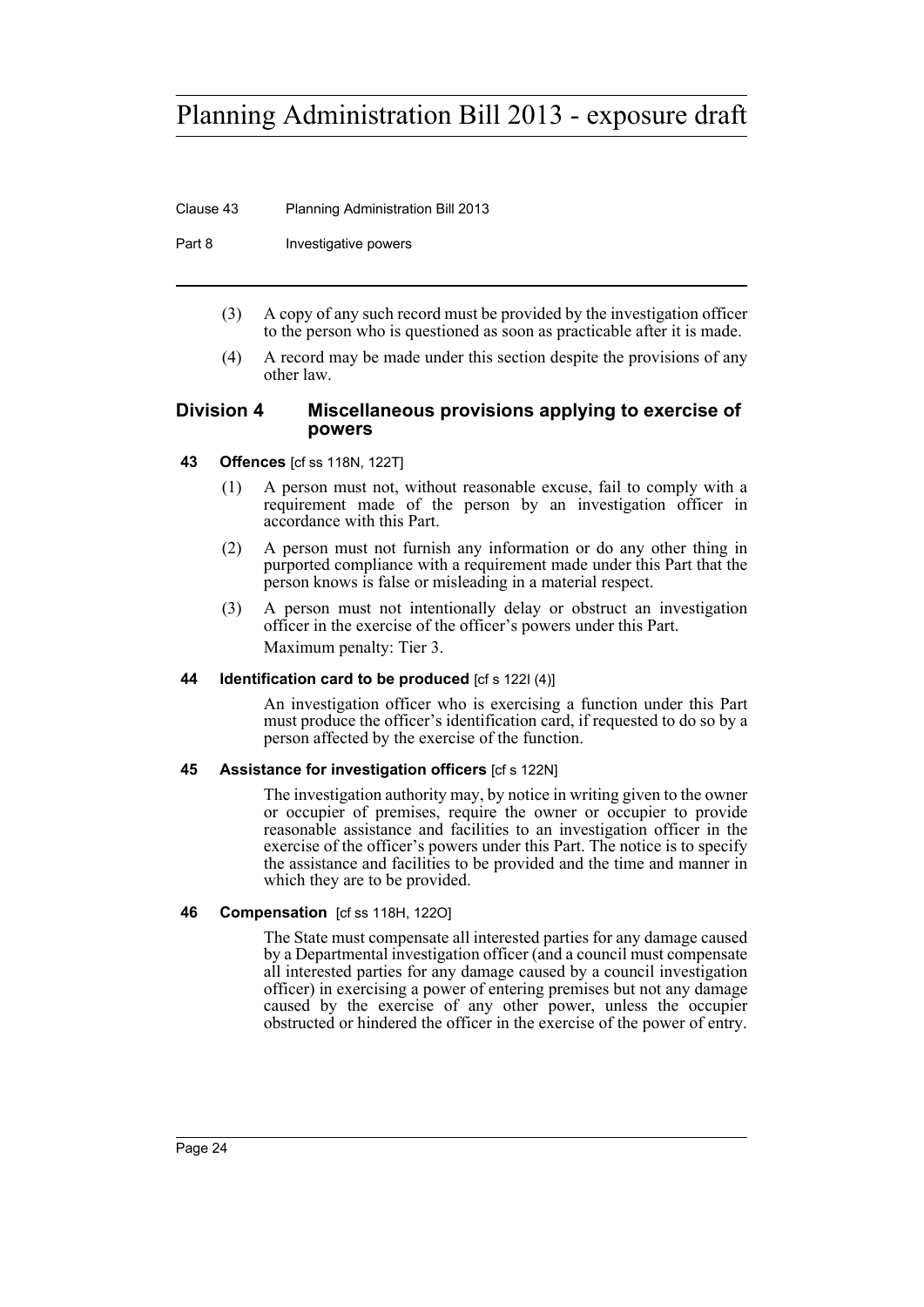(3) A copy of any such record must be provided by the investigation officer to the person who is questioned as soon as practicable after it is made.

(4) A record may be made under this section despite the provisions of any other law.

## Division 4 Miscellaneous provisions applying to exercise of powers

### 43 Offences [cf ss 118N, 122T]

(1) A person must not, without reasonable excuse, fail to comply with a requirement made of the person by an investigation officer in accordance with this Part.

(2) A person must not furnish any information or do any other thing in purported compliance with a requirement made under this Part that the person knows is false or misleading in a material respect.

(3) A person must not intentionally delay or obstruct an investigation officer in the exercise of the officer's powers under this Part.

Maximum penalty: Tier 3.

### 44 Identification card to be produced [cf s 122I (4)]

An investigation officer who is exercising a function under this Part must produce the officer's identification card, if requested to do so by a person affected by the exercise of the function.

### 45 Assistance for investigation officers [cf s 122N]

The investigation authority may, by notice in writing given to the owner or occupier of premises, require the owner or occupier to provide reasonable assistance and facilities to an investigation officer in the exercise of the officer's powers under this Part. The notice is to specify the assistance and facilities to be provided and the time and manner in which they are to be provided.

### 46 Compensation [cf ss 118H, 122O]

The State must compensate all interested parties for any damage caused by a Departmental investigation officer (and a council must compensate all interested parties for any damage caused by a council investigation officer) in exercising a power of entering premises but not any damage caused by the exercise of any other power, unless the occupier obstructed or hindered the officer in the exercise of the power of entry.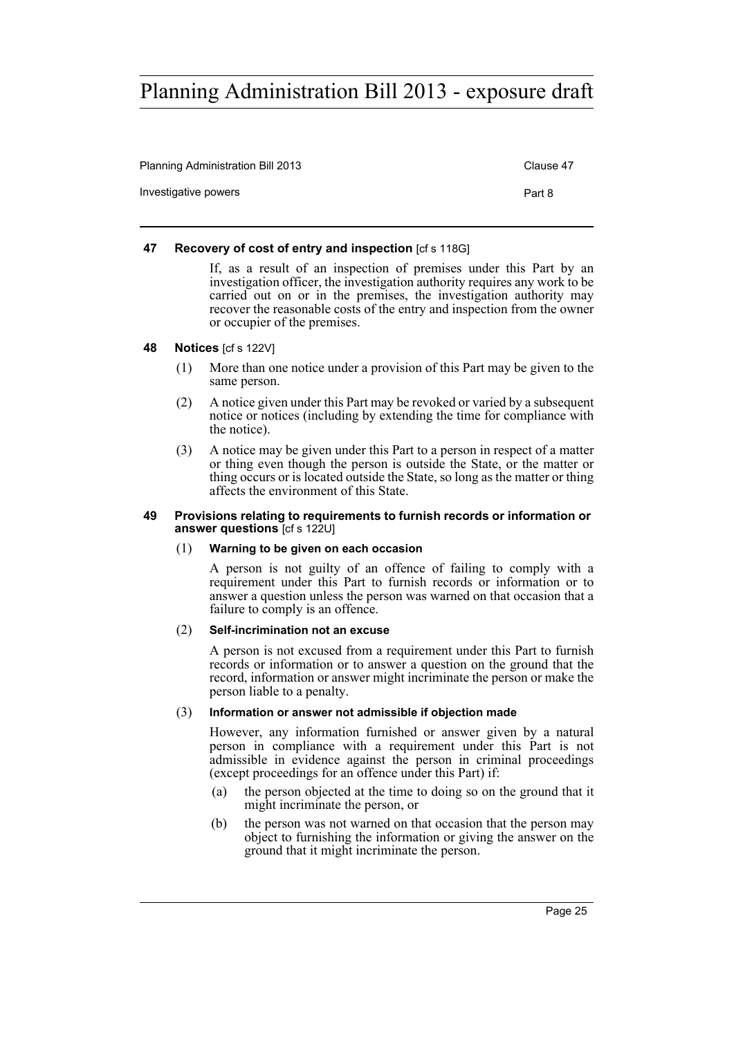#### 47 Recovery of cost of entry and inspection [cf s 118G]

If, as a result of an inspection of premises under this Part by an investigation officer, the investigation authority requires any work to be carried out on or in the premises, the investigation authority may recover the reasonable costs of the entry and inspection from the owner or occupier of the premises.

#### 48 Notices [cf s 122V]

(1) More than one notice under a provision of this Part may be given to the same person.

(2) A notice given under this Part may be revoked or varied by a subsequent notice or notices (including by extending the time for compliance with the notice).

(3) A notice may be given under this Part to a person in respect of a matter or thing even though the person is outside the State, or the matter or thing occurs or is located outside the State, so long as the matter or thing affects the environment of this State.

#### 49 Provisions relating to requirements to furnish records or information or answer questions [cf s 122U]

(1) **Warning to be given on each occasion**

A person is not guilty of an offence of failing to comply with a requirement under this Part to furnish records or information or to answer a question unless the person was warned on that occasion that a failure to comply is an offence.

(2) **Self-incrimination not an excuse**

A person is not excused from a requirement under this Part to furnish records or information or to answer a question on the ground that the record, information or answer might incriminate the person or make the person liable to a penalty.

(3) **Information or answer not admissible if objection made**

However, any information furnished or answer given by a natural person in compliance with a requirement under this Part is not admissible in evidence against the person in criminal proceedings (except proceedings for an offence under this Part) if:

(a) the person objected at the time to doing so on the ground that it might incriminate the person, or

(b) the person was not warned on that occasion that the person may object to furnishing the information or giving the answer on the ground that it might incriminate the person.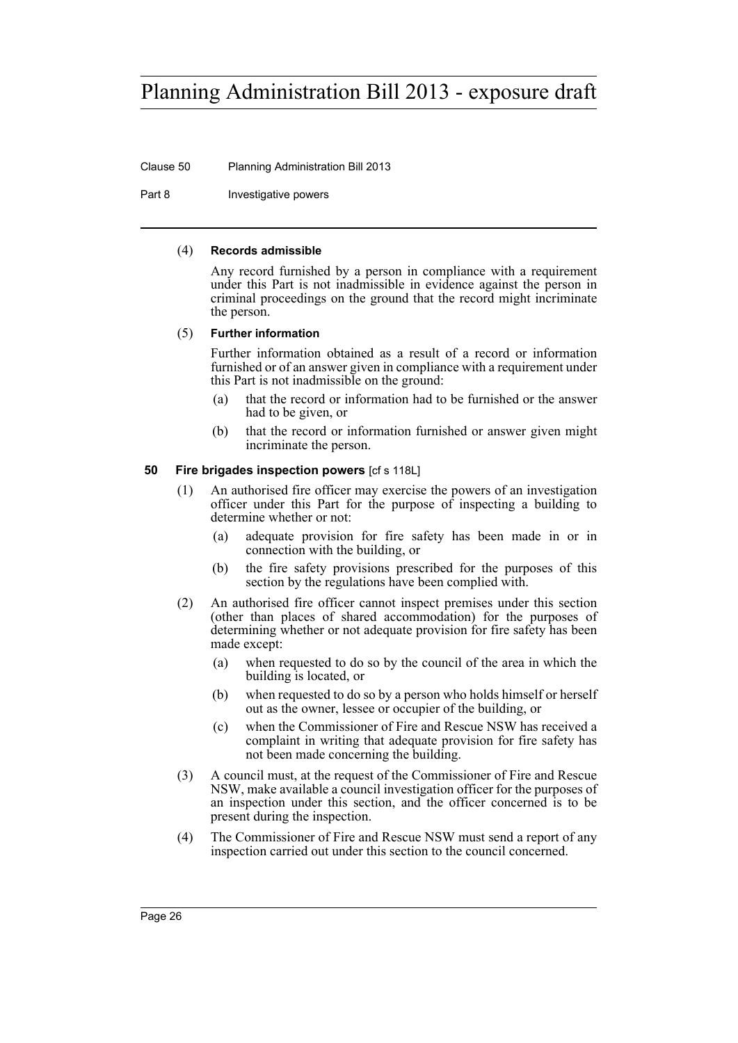(4) **Records admissible**

Any record furnished by a person in compliance with a requirement under this Part is not inadmissible in evidence against the person in criminal proceedings on the ground that the record might incriminate the person.

(5) **Further information**

Further information obtained as a result of a record or information furnished or of an answer given in compliance with a requirement under this Part is not inadmissible on the ground:

- (a) that the record or information had to be furnished or the answer had to be given, or
- (b) that the record or information furnished or answer given might incriminate the person.

### 50 Fire brigades inspection powers [cf s 118L]

(1) An authorised fire officer may exercise the powers of an investigation officer under this Part for the purpose of inspecting a building to determine whether or not:

- (a) adequate provision for fire safety has been made in or in connection with the building, or
- (b) the fire safety provisions prescribed for the purposes of this section by the regulations have been complied with.

(2) An authorised fire officer cannot inspect premises under this section (other than places of shared accommodation) for the purposes of determining whether or not adequate provision for fire safety has been made except:

- (a) when requested to do so by the council of the area in which the building is located, or
- (b) when requested to do so by a person who holds himself or herself out as the owner, lessee or occupier of the building, or
- (c) when the Commissioner of Fire and Rescue NSW has received a complaint in writing that adequate provision for fire safety has not been made concerning the building.

(3) A council must, at the request of the Commissioner of Fire and Rescue NSW, make available a council investigation officer for the purposes of an inspection under this section, and the officer concerned is to be present during the inspection.

(4) The Commissioner of Fire and Rescue NSW must send a report of any inspection carried out under this section to the council concerned.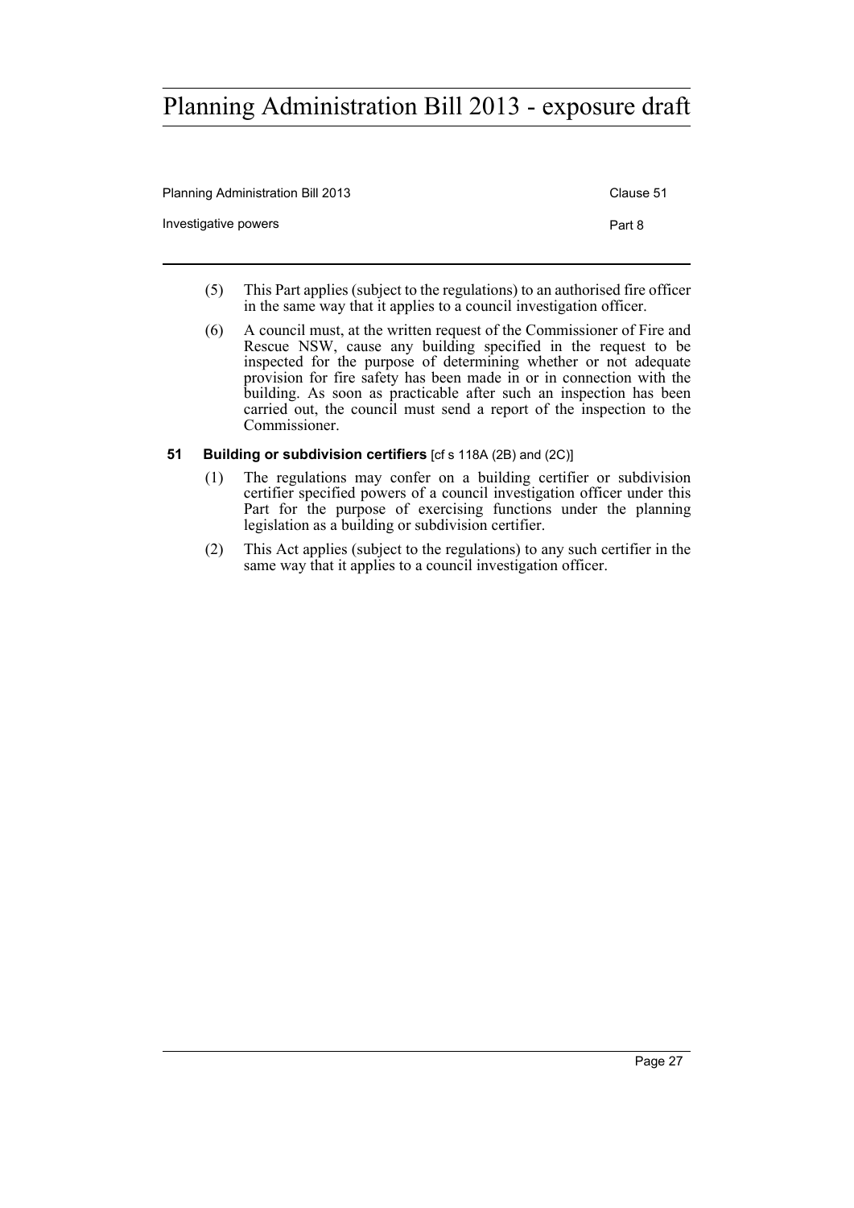(5) This Part applies (subject to the regulations) to an authorised fire officer in the same way that it applies to a council investigation officer.

(6) A council must, at the written request of the Commissioner of Fire and Rescue NSW, cause any building specified in the request to be inspected for the purpose of determining whether or not adequate provision for fire safety has been made in or in connection with the building. As soon as practicable after such an inspection has been carried out, the council must send a report of the inspection to the Commissioner.

### 51 Building or subdivision certifiers [cf s 118A (2B) and (2C)]

(1) The regulations may confer on a building certifier or subdivision certifier specified powers of a council investigation officer under this Part for the purpose of exercising functions under the planning legislation as a building or subdivision certifier.

(2) This Act applies (subject to the regulations) to any such certifier in the same way that it applies to a council investigation officer.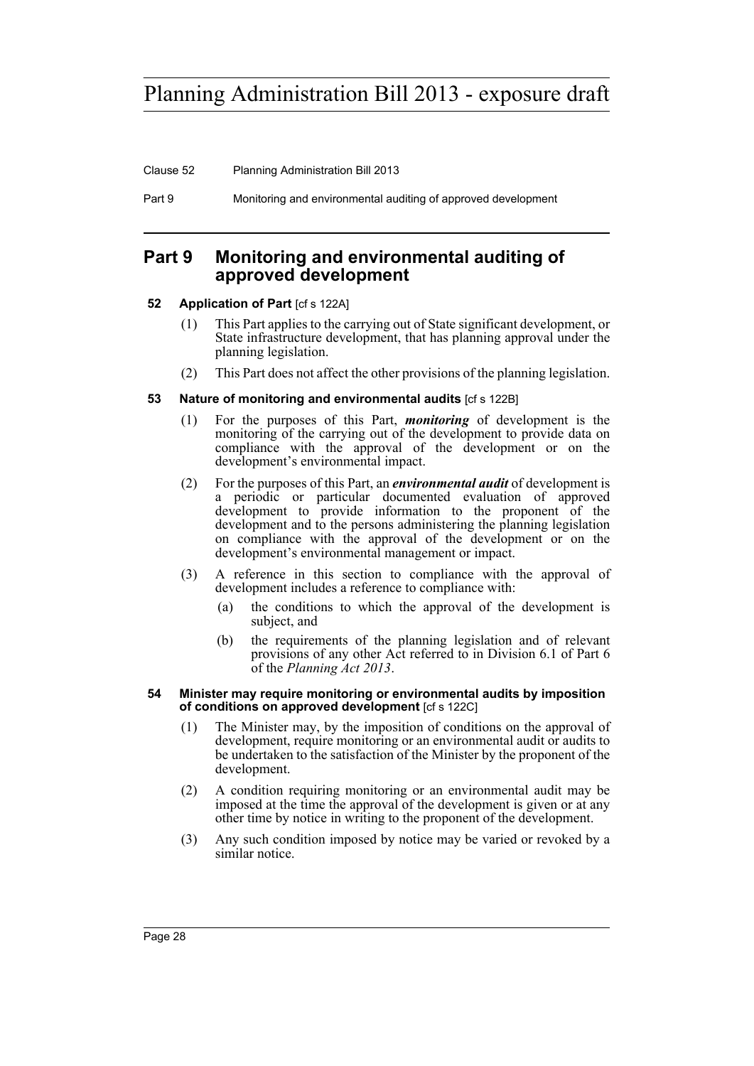## Part 9 Monitoring and environmental auditing of approved development

### 52 Application of Part [cf s 122A]

(1) This Part applies to the carrying out of State significant development, or State infrastructure development, that has planning approval under the planning legislation.

(2) This Part does not affect the other provisions of the planning legislation.

### 53 Nature of monitoring and environmental audits [cf s 122B]

(1) For the purposes of this Part, ***monitoring*** of development is the monitoring of the carrying out of the development to provide data on compliance with the approval of the development or on the development's environmental impact.

(2) For the purposes of this Part, an ***environmental audit*** of development is a periodic or particular documented evaluation of approved development to provide information to the proponent of the development and to the persons administering the planning legislation on compliance with the approval of the development or on the development's environmental management or impact.

(3) A reference in this section to compliance with the approval of development includes a reference to compliance with:

(a) the conditions to which the approval of the development is subject, and

(b) the requirements of the planning legislation and of relevant provisions of any other Act referred to in Division 6.1 of Part 6 of the *Planning Act 2013*.

### 54 Minister may require monitoring or environmental audits by imposition of conditions on approved development [cf s 122C]

(1) The Minister may, by the imposition of conditions on the approval of development, require monitoring or an environmental audit or audits to be undertaken to the satisfaction of the Minister by the proponent of the development.

(2) A condition requiring monitoring or an environmental audit may be imposed at the time the approval of the development is given or at any other time by notice in writing to the proponent of the development.

(3) Any such condition imposed by notice may be varied or revoked by a similar notice.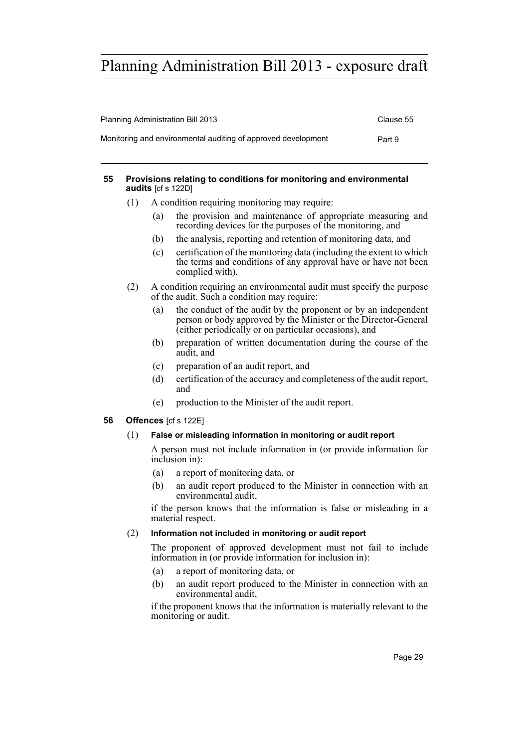#### 55 Provisions relating to conditions for monitoring and environmental audits [cf s 122D]

(1) A condition requiring monitoring may require:

- (a) the provision and maintenance of appropriate measuring and recording devices for the purposes of the monitoring, and
- (b) the analysis, reporting and retention of monitoring data, and
- (c) certification of the monitoring data (including the extent to which the terms and conditions of any approval have or have not been complied with).

(2) A condition requiring an environmental audit must specify the purpose of the audit. Such a condition may require:

- (a) the conduct of the audit by the proponent or by an independent person or body approved by the Minister or the Director-General (either periodically or on particular occasions), and
- (b) preparation of written documentation during the course of the audit, and
- (c) preparation of an audit report, and
- (d) certification of the accuracy and completeness of the audit report, and
- (e) production to the Minister of the audit report.

#### 56 Offences [cf s 122E]

(1) **False or misleading information in monitoring or audit report**

A person must not include information in (or provide information for inclusion in):

- (a) a report of monitoring data, or
- (b) an audit report produced to the Minister in connection with an environmental audit,

if the person knows that the information is false or misleading in a material respect.

(2) **Information not included in monitoring or audit report**

The proponent of approved development must not fail to include information in (or provide information for inclusion in):

- (a) a report of monitoring data, or
- (b) an audit report produced to the Minister in connection with an environmental audit,

if the proponent knows that the information is materially relevant to the monitoring or audit.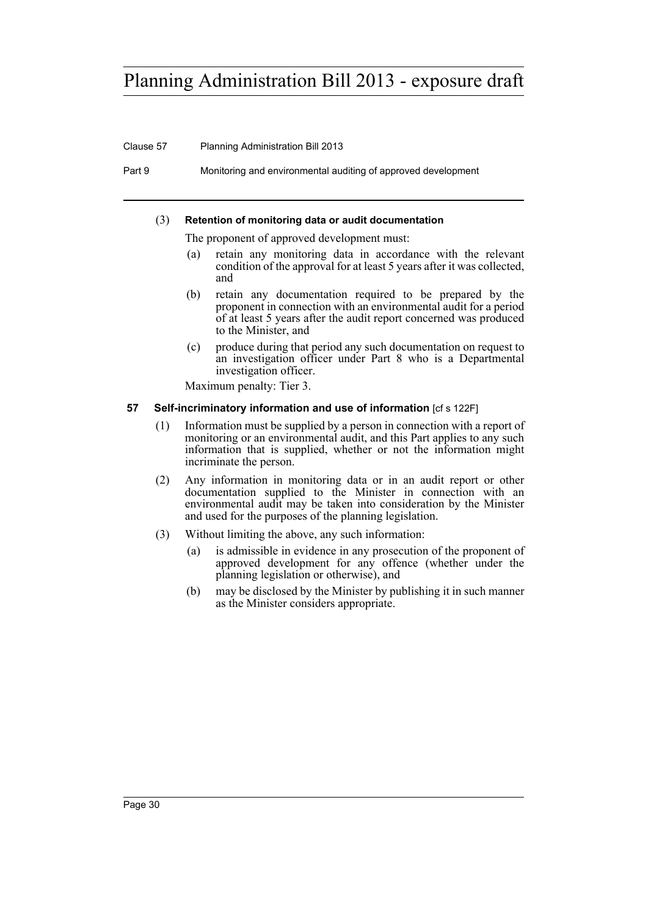(3) **Retention of monitoring data or audit documentation**

The proponent of approved development must:

(a) retain any monitoring data in accordance with the relevant condition of the approval for at least 5 years after it was collected, and

(b) retain any documentation required to be prepared by the proponent in connection with an environmental audit for a period of at least 5 years after the audit report concerned was produced to the Minister, and

(c) produce during that period any such documentation on request to an investigation officer under Part 8 who is a Departmental investigation officer.

Maximum penalty: Tier 3.

### 57 Self-incriminatory information and use of information [cf s 122F]

(1) Information must be supplied by a person in connection with a report of monitoring or an environmental audit, and this Part applies to any such information that is supplied, whether or not the information might incriminate the person.

(2) Any information in monitoring data or in an audit report or other documentation supplied to the Minister in connection with an environmental audit may be taken into consideration by the Minister and used for the purposes of the planning legislation.

(3) Without limiting the above, any such information:

(a) is admissible in evidence in any prosecution of the proponent of approved development for any offence (whether under the planning legislation or otherwise), and

(b) may be disclosed by the Minister by publishing it in such manner as the Minister considers appropriate.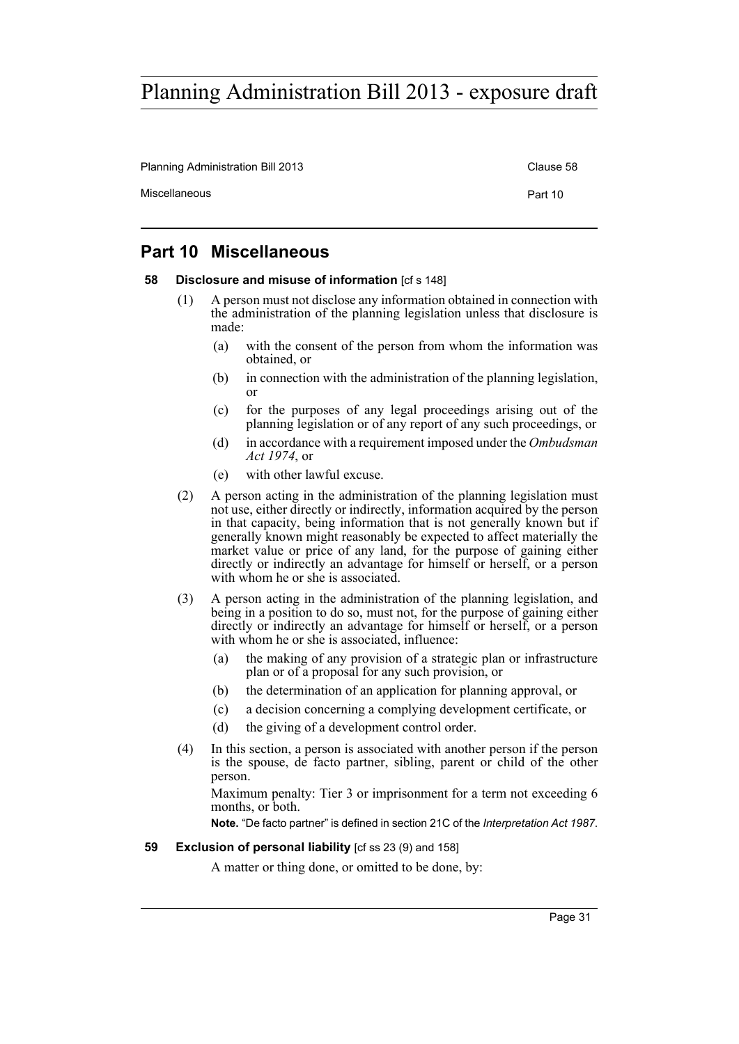## Part 10 Miscellaneous

**58 Disclosure and misuse of information** [cf s 148]

(1) A person must not disclose any information obtained in connection with the administration of the planning legislation unless that disclosure is made:

- (a) with the consent of the person from whom the information was obtained, or
- (b) in connection with the administration of the planning legislation, or
- (c) for the purposes of any legal proceedings arising out of the planning legislation or of any report of any such proceedings, or
- (d) in accordance with a requirement imposed under the *Ombudsman Act 1974*, or
- (e) with other lawful excuse.

(2) A person acting in the administration of the planning legislation must not use, either directly or indirectly, information acquired by the person in that capacity, being information that is not generally known but if generally known might reasonably be expected to affect materially the market value or price of any land, for the purpose of gaining either directly or indirectly an advantage for himself or herself, or a person with whom he or she is associated.

(3) A person acting in the administration of the planning legislation, and being in a position to do so, must not, for the purpose of gaining either directly or indirectly an advantage for himself or herself, or a person with whom he or she is associated, influence:

- (a) the making of any provision of a strategic plan or infrastructure plan or of a proposal for any such provision, or
- (b) the determination of an application for planning approval, or
- (c) a decision concerning a complying development certificate, or
- (d) the giving of a development control order.

(4) In this section, a person is associated with another person if the person is the spouse, de facto partner, sibling, parent or child of the other person.

Maximum penalty: Tier 3 or imprisonment for a term not exceeding 6 months, or both.

**Note.** "De facto partner" is defined in section 21C of the *Interpretation Act 1987*.

**59 Exclusion of personal liability** [cf ss 23 (9) and 158]

A matter or thing done, or omitted to be done, by: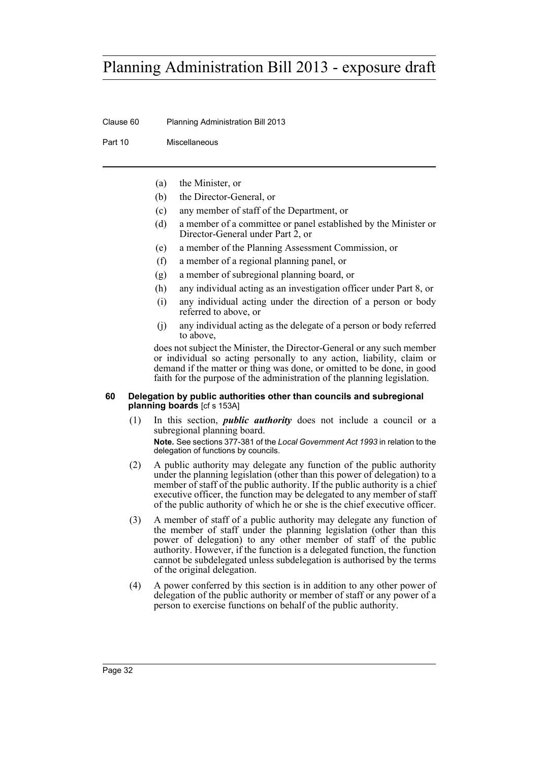(a) the Minister, or

(b) the Director-General, or

(c) any member of staff of the Department, or

(d) a member of a committee or panel established by the Minister or Director-General under Part 2, or

(e) a member of the Planning Assessment Commission, or

(f) a member of a regional planning panel, or

(g) a member of subregional planning board, or

(h) any individual acting as an investigation officer under Part 8, or

(i) any individual acting under the direction of a person or body referred to above, or

(j) any individual acting as the delegate of a person or body referred to above,

does not subject the Minister, the Director-General or any such member or individual so acting personally to any action, liability, claim or demand if the matter or thing was done, or omitted to be done, in good faith for the purpose of the administration of the planning legislation.

### 60 Delegation by public authorities other than councils and subregional planning boards [cf s 153A]

(1) In this section, ***public authority*** does not include a council or a subregional planning board.

**Note.** See sections 377-381 of the *Local Government Act 1993* in relation to the delegation of functions by councils.

(2) A public authority may delegate any function of the public authority under the planning legislation (other than this power of delegation) to a member of staff of the public authority. If the public authority is a chief executive officer, the function may be delegated to any member of staff of the public authority of which he or she is the chief executive officer.

(3) A member of staff of a public authority may delegate any function of the member of staff under the planning legislation (other than this power of delegation) to any other member of staff of the public authority. However, if the function is a delegated function, the function cannot be subdelegated unless subdelegation is authorised by the terms of the original delegation.

(4) A power conferred by this section is in addition to any other power of delegation of the public authority or member of staff or any power of a person to exercise functions on behalf of the public authority.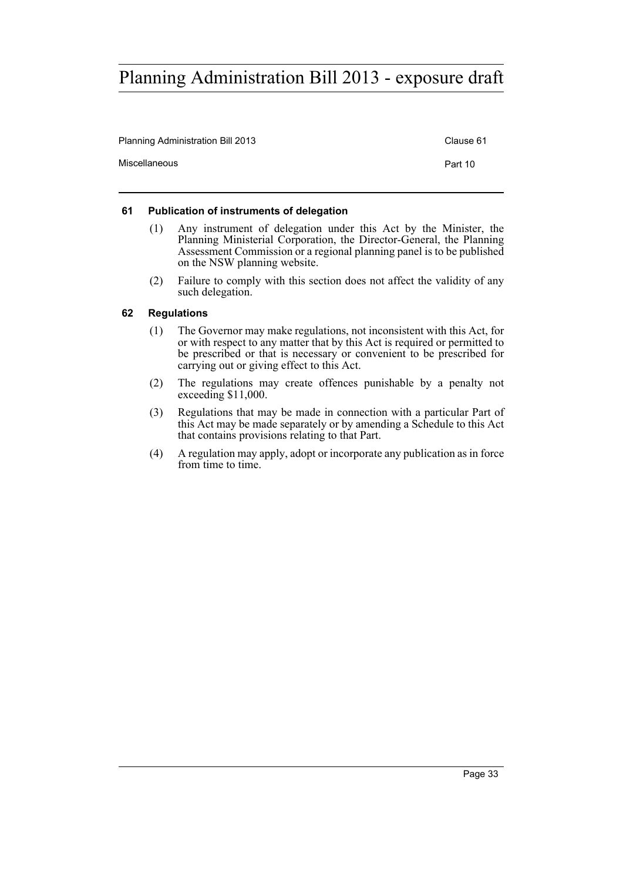### 61 Publication of instruments of delegation

(1) Any instrument of delegation under this Act by the Minister, the Planning Ministerial Corporation, the Director-General, the Planning Assessment Commission or a regional planning panel is to be published on the NSW planning website.

(2) Failure to comply with this section does not affect the validity of any such delegation.

### 62 Regulations

(1) The Governor may make regulations, not inconsistent with this Act, for or with respect to any matter that by this Act is required or permitted to be prescribed or that is necessary or convenient to be prescribed for carrying out or giving effect to this Act.

(2) The regulations may create offences punishable by a penalty not exceeding $11,000.

(3) Regulations that may be made in connection with a particular Part of this Act may be made separately or by amending a Schedule to this Act that contains provisions relating to that Part.

(4) A regulation may apply, adopt or incorporate any publication as in force from time to time.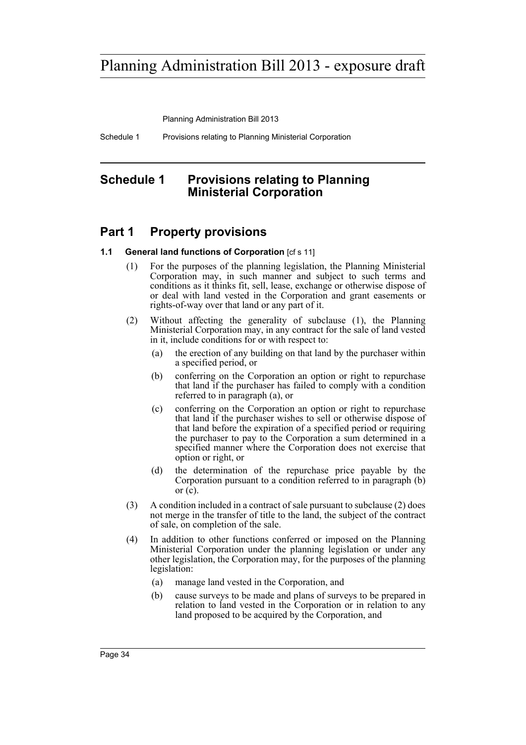## Schedule 1 Provisions relating to Planning Ministerial Corporation

## Part 1 Property provisions

### 1.1 General land functions of Corporation [cf s 11]

(1) For the purposes of the planning legislation, the Planning Ministerial Corporation may, in such manner and subject to such terms and conditions as it thinks fit, sell, lease, exchange or otherwise dispose of or deal with land vested in the Corporation and grant easements or rights-of-way over that land or any part of it.

(2) Without affecting the generality of subclause (1), the Planning Ministerial Corporation may, in any contract for the sale of land vested in it, include conditions for or with respect to:

- (a) the erection of any building on that land by the purchaser within a specified period, or
- (b) conferring on the Corporation an option or right to repurchase that land if the purchaser has failed to comply with a condition referred to in paragraph (a), or
- (c) conferring on the Corporation an option or right to repurchase that land if the purchaser wishes to sell or otherwise dispose of that land before the expiration of a specified period or requiring the purchaser to pay to the Corporation a sum determined in a specified manner where the Corporation does not exercise that option or right, or
- (d) the determination of the repurchase price payable by the Corporation pursuant to a condition referred to in paragraph (b) or (c).

(3) A condition included in a contract of sale pursuant to subclause (2) does not merge in the transfer of title to the land, the subject of the contract of sale, on completion of the sale.

(4) In addition to other functions conferred or imposed on the Planning Ministerial Corporation under the planning legislation or under any other legislation, the Corporation may, for the purposes of the planning legislation:

- (a) manage land vested in the Corporation, and
- (b) cause surveys to be made and plans of surveys to be prepared in relation to land vested in the Corporation or in relation to any land proposed to be acquired by the Corporation, and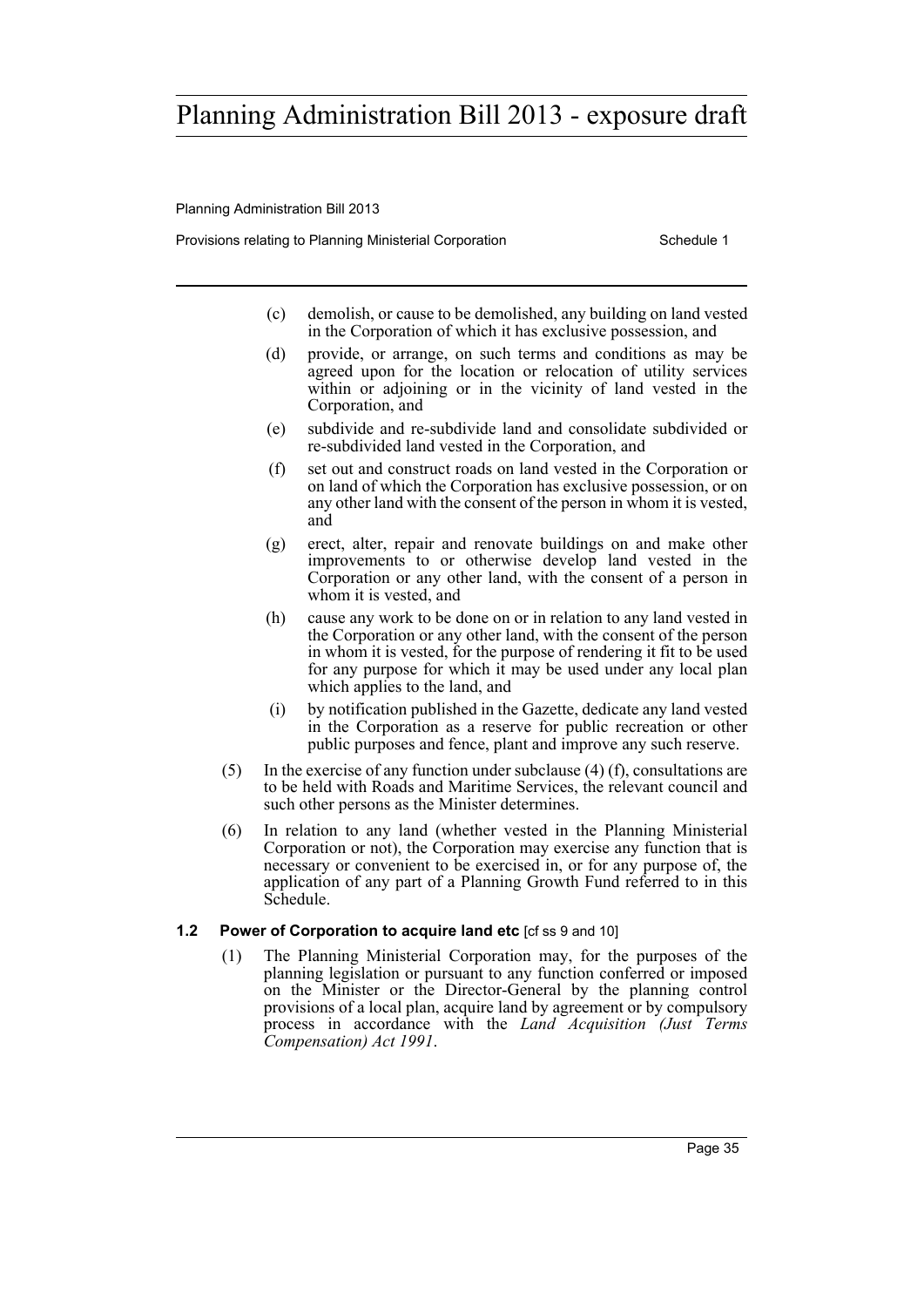(c) demolish, or cause to be demolished, any building on land vested in the Corporation of which it has exclusive possession, and

(d) provide, or arrange, on such terms and conditions as may be agreed upon for the location or relocation of utility services within or adjoining or in the vicinity of land vested in the Corporation, and

(e) subdivide and re-subdivide land and consolidate subdivided or re-subdivided land vested in the Corporation, and

(f) set out and construct roads on land vested in the Corporation or on land of which the Corporation has exclusive possession, or on any other land with the consent of the person in whom it is vested, and

(g) erect, alter, repair and renovate buildings on and make other improvements to or otherwise develop land vested in the Corporation or any other land, with the consent of a person in whom it is vested, and

(h) cause any work to be done on or in relation to any land vested in the Corporation or any other land, with the consent of the person in whom it is vested, for the purpose of rendering it fit to be used for any purpose for which it may be used under any local plan which applies to the land, and

(i) by notification published in the Gazette, dedicate any land vested in the Corporation as a reserve for public recreation or other public purposes and fence, plant and improve any such reserve.

(5) In the exercise of any function under subclause (4) (f), consultations are to be held with Roads and Maritime Services, the relevant council and such other persons as the Minister determines.

(6) In relation to any land (whether vested in the Planning Ministerial Corporation or not), the Corporation may exercise any function that is necessary or convenient to be exercised in, or for any purpose of, the application of any part of a Planning Growth Fund referred to in this Schedule.

#### 1.2 Power of Corporation to acquire land etc [cf ss 9 and 10]

(1) The Planning Ministerial Corporation may, for the purposes of the planning legislation or pursuant to any function conferred or imposed on the Minister or the Director-General by the planning control provisions of a local plan, acquire land by agreement or by compulsory process in accordance with the *Land Acquisition (Just Terms Compensation) Act 1991*.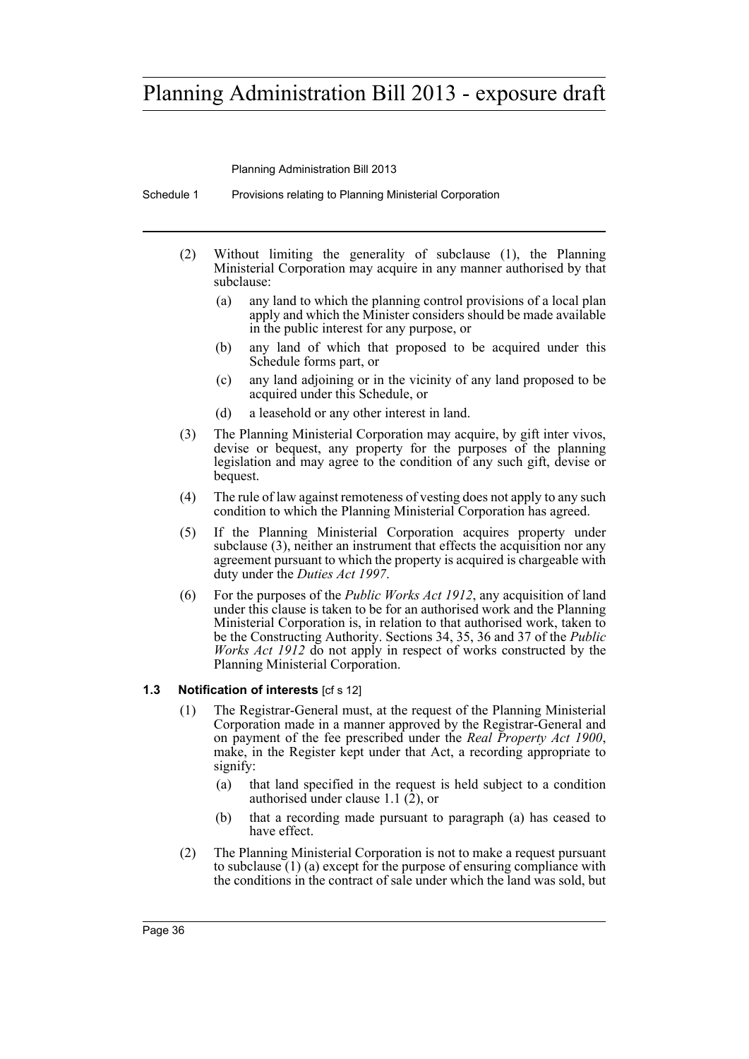(2) Without limiting the generality of subclause (1), the Planning Ministerial Corporation may acquire in any manner authorised by that subclause:

- (a) any land to which the planning control provisions of a local plan apply and which the Minister considers should be made available in the public interest for any purpose, or
- (b) any land of which that proposed to be acquired under this Schedule forms part, or
- (c) any land adjoining or in the vicinity of any land proposed to be acquired under this Schedule, or
- (d) a leasehold or any other interest in land.

(3) The Planning Ministerial Corporation may acquire, by gift inter vivos, devise or bequest, any property for the purposes of the planning legislation and may agree to the condition of any such gift, devise or bequest.

(4) The rule of law against remoteness of vesting does not apply to any such condition to which the Planning Ministerial Corporation has agreed.

(5) If the Planning Ministerial Corporation acquires property under subclause (3), neither an instrument that effects the acquisition nor any agreement pursuant to which the property is acquired is chargeable with duty under the *Duties Act 1997*.

(6) For the purposes of the *Public Works Act 1912*, any acquisition of land under this clause is taken to be for an authorised work and the Planning Ministerial Corporation is, in relation to that authorised work, taken to be the Constructing Authority. Sections 34, 35, 36 and 37 of the *Public Works Act 1912* do not apply in respect of works constructed by the Planning Ministerial Corporation.

### 1.3 Notification of interests [cf s 12]

(1) The Registrar-General must, at the request of the Planning Ministerial Corporation made in a manner approved by the Registrar-General and on payment of the fee prescribed under the *Real Property Act 1900*, make, in the Register kept under that Act, a recording appropriate to signify:

- (a) that land specified in the request is held subject to a condition authorised under clause 1.1 (2), or
- (b) that a recording made pursuant to paragraph (a) has ceased to have effect.

(2) The Planning Ministerial Corporation is not to make a request pursuant to subclause (1) (a) except for the purpose of ensuring compliance with the conditions in the contract of sale under which the land was sold, but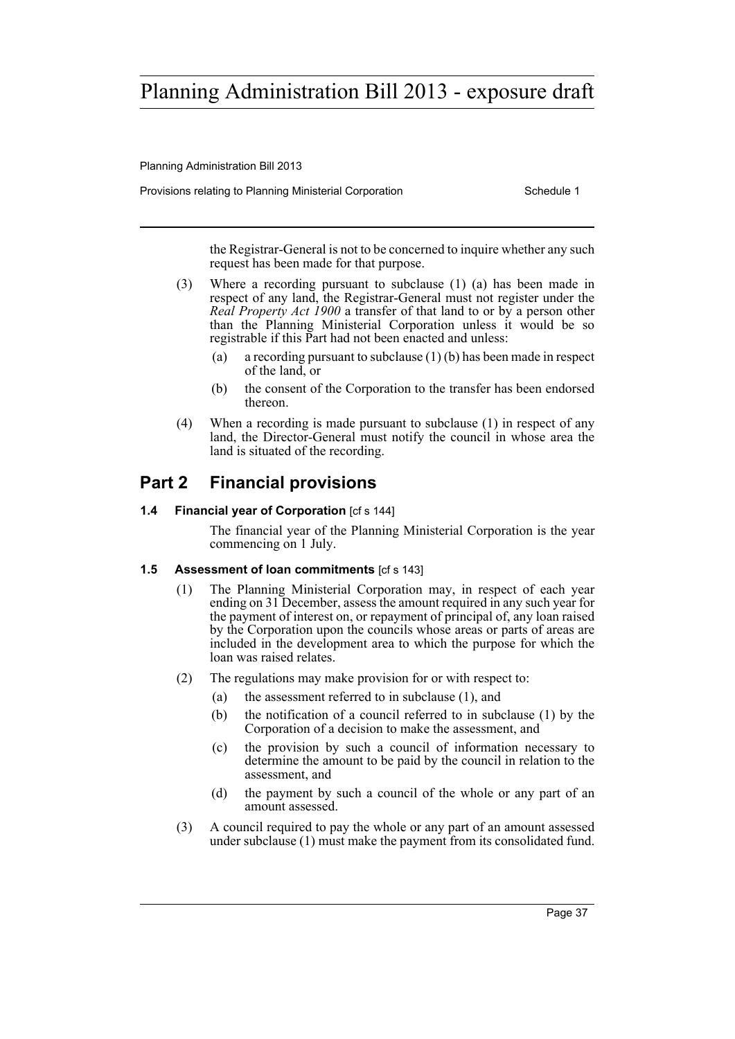the Registrar-General is not to be concerned to inquire whether any such request has been made for that purpose.

(3) Where a recording pursuant to subclause (1) (a) has been made in respect of any land, the Registrar-General must not register under the *Real Property Act 1900* a transfer of that land to or by a person other than the Planning Ministerial Corporation unless it would be so registrable if this Part had not been enacted and unless:

(a) a recording pursuant to subclause (1) (b) has been made in respect of the land, or

(b) the consent of the Corporation to the transfer has been endorsed thereon.

(4) When a recording is made pursuant to subclause (1) in respect of any land, the Director-General must notify the council in whose area the land is situated of the recording.

## Part 2 Financial provisions

### 1.4 Financial year of Corporation [cf s 144]

The financial year of the Planning Ministerial Corporation is the year commencing on 1 July.

### 1.5 Assessment of loan commitments [cf s 143]

(1) The Planning Ministerial Corporation may, in respect of each year ending on 31 December, assess the amount required in any such year for the payment of interest on, or repayment of principal of, any loan raised by the Corporation upon the councils whose areas or parts of areas are included in the development area to which the purpose for which the loan was raised relates.

(2) The regulations may make provision for or with respect to:

(a) the assessment referred to in subclause (1), and

(b) the notification of a council referred to in subclause (1) by the Corporation of a decision to make the assessment, and

(c) the provision by such a council of information necessary to determine the amount to be paid by the council in relation to the assessment, and

(d) the payment by such a council of the whole or any part of an amount assessed.

(3) A council required to pay the whole or any part of an amount assessed under subclause (1) must make the payment from its consolidated fund.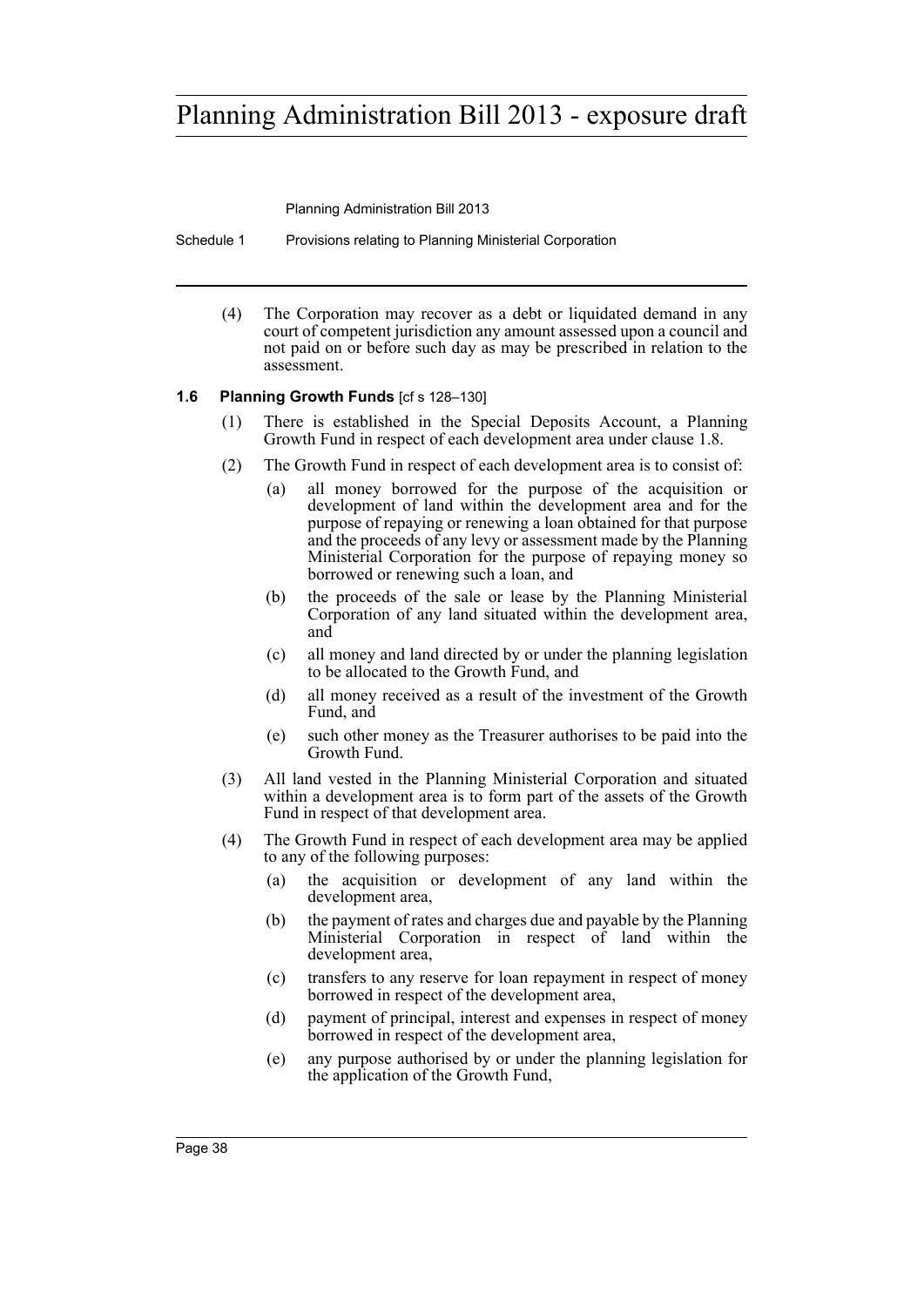(4) The Corporation may recover as a debt or liquidated demand in any court of competent jurisdiction any amount assessed upon a council and not paid on or before such day as may be prescribed in relation to the assessment.

### 1.6 Planning Growth Funds [cf s 128–130]

(1) There is established in the Special Deposits Account, a Planning Growth Fund in respect of each development area under clause 1.8.

(2) The Growth Fund in respect of each development area is to consist of:

- (a) all money borrowed for the purpose of the acquisition or development of land within the development area and for the purpose of repaying or renewing a loan obtained for that purpose and the proceeds of any levy or assessment made by the Planning Ministerial Corporation for the purpose of repaying money so borrowed or renewing such a loan, and
- (b) the proceeds of the sale or lease by the Planning Ministerial Corporation of any land situated within the development area, and
- (c) all money and land directed by or under the planning legislation to be allocated to the Growth Fund, and
- (d) all money received as a result of the investment of the Growth Fund, and
- (e) such other money as the Treasurer authorises to be paid into the Growth Fund.

(3) All land vested in the Planning Ministerial Corporation and situated within a development area is to form part of the assets of the Growth Fund in respect of that development area.

(4) The Growth Fund in respect of each development area may be applied to any of the following purposes:

- (a) the acquisition or development of any land within the development area,
- (b) the payment of rates and charges due and payable by the Planning Ministerial Corporation in respect of land within the development area,
- (c) transfers to any reserve for loan repayment in respect of money borrowed in respect of the development area,
- (d) payment of principal, interest and expenses in respect of money borrowed in respect of the development area,
- (e) any purpose authorised by or under the planning legislation for the application of the Growth Fund,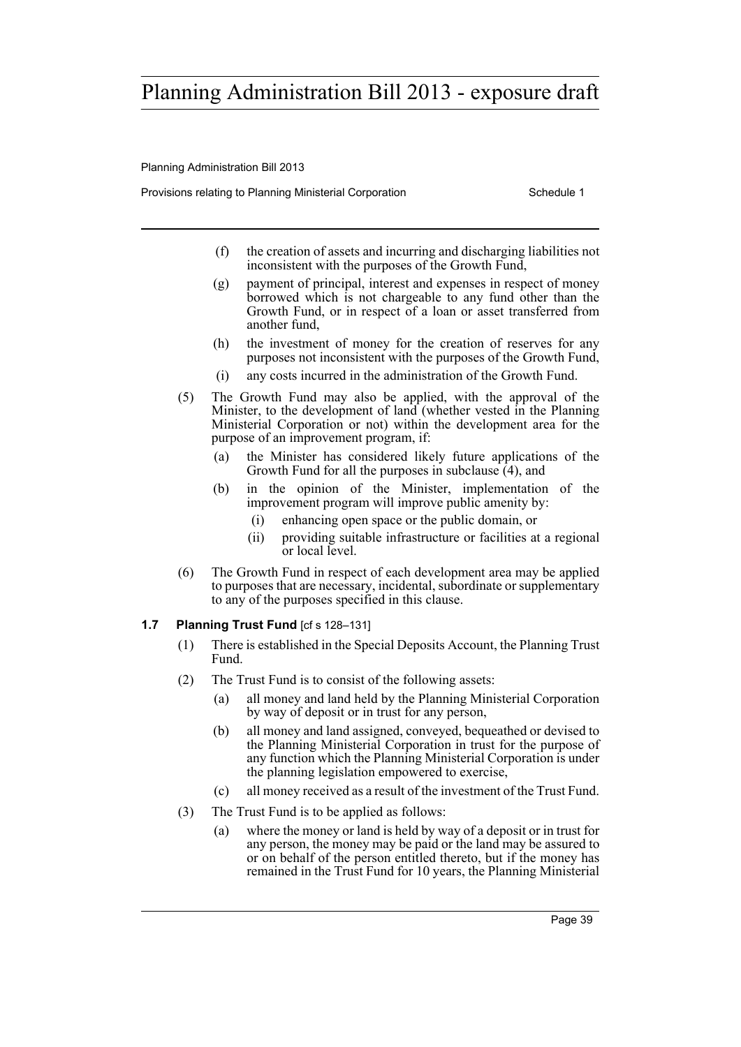(f) the creation of assets and incurring and discharging liabilities not inconsistent with the purposes of the Growth Fund,

(g) payment of principal, interest and expenses in respect of money borrowed which is not chargeable to any fund other than the Growth Fund, or in respect of a loan or asset transferred from another fund,

(h) the investment of money for the creation of reserves for any purposes not inconsistent with the purposes of the Growth Fund,

(i) any costs incurred in the administration of the Growth Fund.

(5) The Growth Fund may also be applied, with the approval of the Minister, to the development of land (whether vested in the Planning Ministerial Corporation or not) within the development area for the purpose of an improvement program, if:

(a) the Minister has considered likely future applications of the Growth Fund for all the purposes in subclause (4), and

(b) in the opinion of the Minister, implementation of the improvement program will improve public amenity by:

(i) enhancing open space or the public domain, or

(ii) providing suitable infrastructure or facilities at a regional or local level.

(6) The Growth Fund in respect of each development area may be applied to purposes that are necessary, incidental, subordinate or supplementary to any of the purposes specified in this clause.

### 1.7 Planning Trust Fund [cf s 128–131]

(1) There is established in the Special Deposits Account, the Planning Trust Fund.

(2) The Trust Fund is to consist of the following assets:

(a) all money and land held by the Planning Ministerial Corporation by way of deposit or in trust for any person,

(b) all money and land assigned, conveyed, bequeathed or devised to the Planning Ministerial Corporation in trust for the purpose of any function which the Planning Ministerial Corporation is under the planning legislation empowered to exercise,

(c) all money received as a result of the investment of the Trust Fund.

(3) The Trust Fund is to be applied as follows:

(a) where the money or land is held by way of a deposit or in trust for any person, the money may be paid or the land may be assured to or on behalf of the person entitled thereto, but if the money has remained in the Trust Fund for 10 years, the Planning Ministerial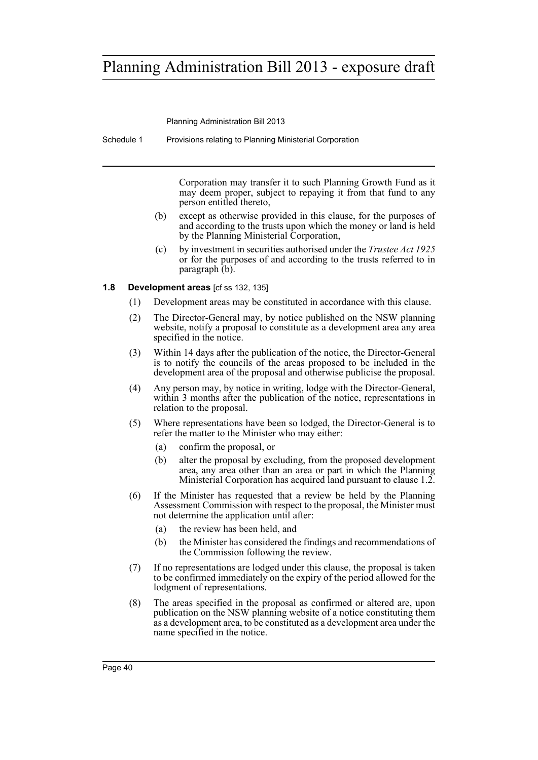Corporation may transfer it to such Planning Growth Fund as it may deem proper, subject to repaying it from that fund to any person entitled thereto,

(b) except as otherwise provided in this clause, for the purposes of and according to the trusts upon which the money or land is held by the Planning Ministerial Corporation,

(c) by investment in securities authorised under the *Trustee Act 1925* or for the purposes of and according to the trusts referred to in paragraph (b).

**1.8 Development areas** [cf ss 132, 135]

(1) Development areas may be constituted in accordance with this clause.

(2) The Director-General may, by notice published on the NSW planning website, notify a proposal to constitute as a development area any area specified in the notice.

(3) Within 14 days after the publication of the notice, the Director-General is to notify the councils of the areas proposed to be included in the development area of the proposal and otherwise publicise the proposal.

(4) Any person may, by notice in writing, lodge with the Director-General, within 3 months after the publication of the notice, representations in relation to the proposal.

(5) Where representations have been so lodged, the Director-General is to refer the matter to the Minister who may either:

(a) confirm the proposal, or

(b) alter the proposal by excluding, from the proposed development area, any area other than an area or part in which the Planning Ministerial Corporation has acquired land pursuant to clause 1.2.

(6) If the Minister has requested that a review be held by the Planning Assessment Commission with respect to the proposal, the Minister must not determine the application until after:

(a) the review has been held, and

(b) the Minister has considered the findings and recommendations of the Commission following the review.

(7) If no representations are lodged under this clause, the proposal is taken to be confirmed immediately on the expiry of the period allowed for the lodgment of representations.

(8) The areas specified in the proposal as confirmed or altered are, upon publication on the NSW planning website of a notice constituting them as a development area, to be constituted as a development area under the name specified in the notice.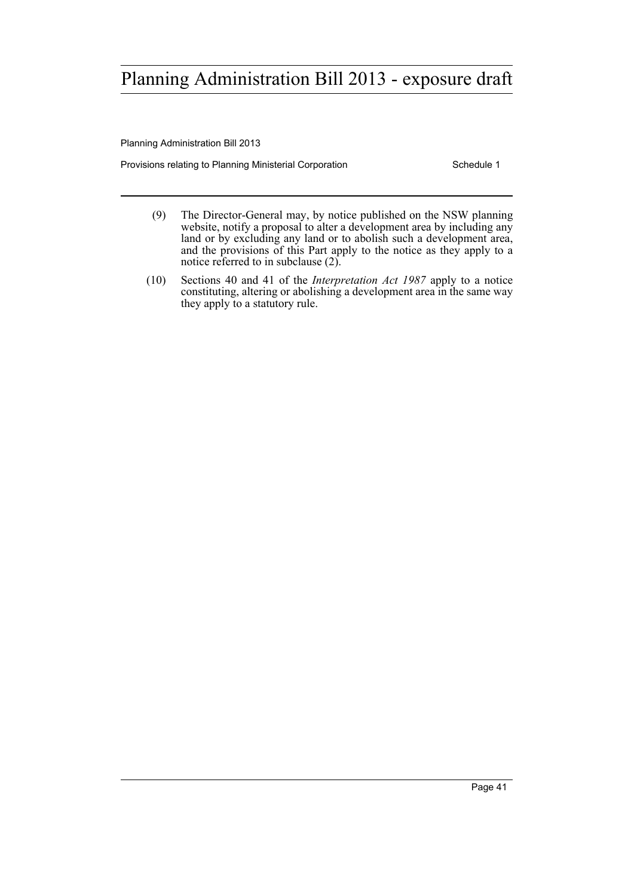(9) The Director-General may, by notice published on the NSW planning website, notify a proposal to alter a development area by including any land or by excluding any land or to abolish such a development area, and the provisions of this Part apply to the notice as they apply to a notice referred to in subclause (2).

(10) Sections 40 and 41 of the *Interpretation Act 1987* apply to a notice constituting, altering or abolishing a development area in the same way they apply to a statutory rule.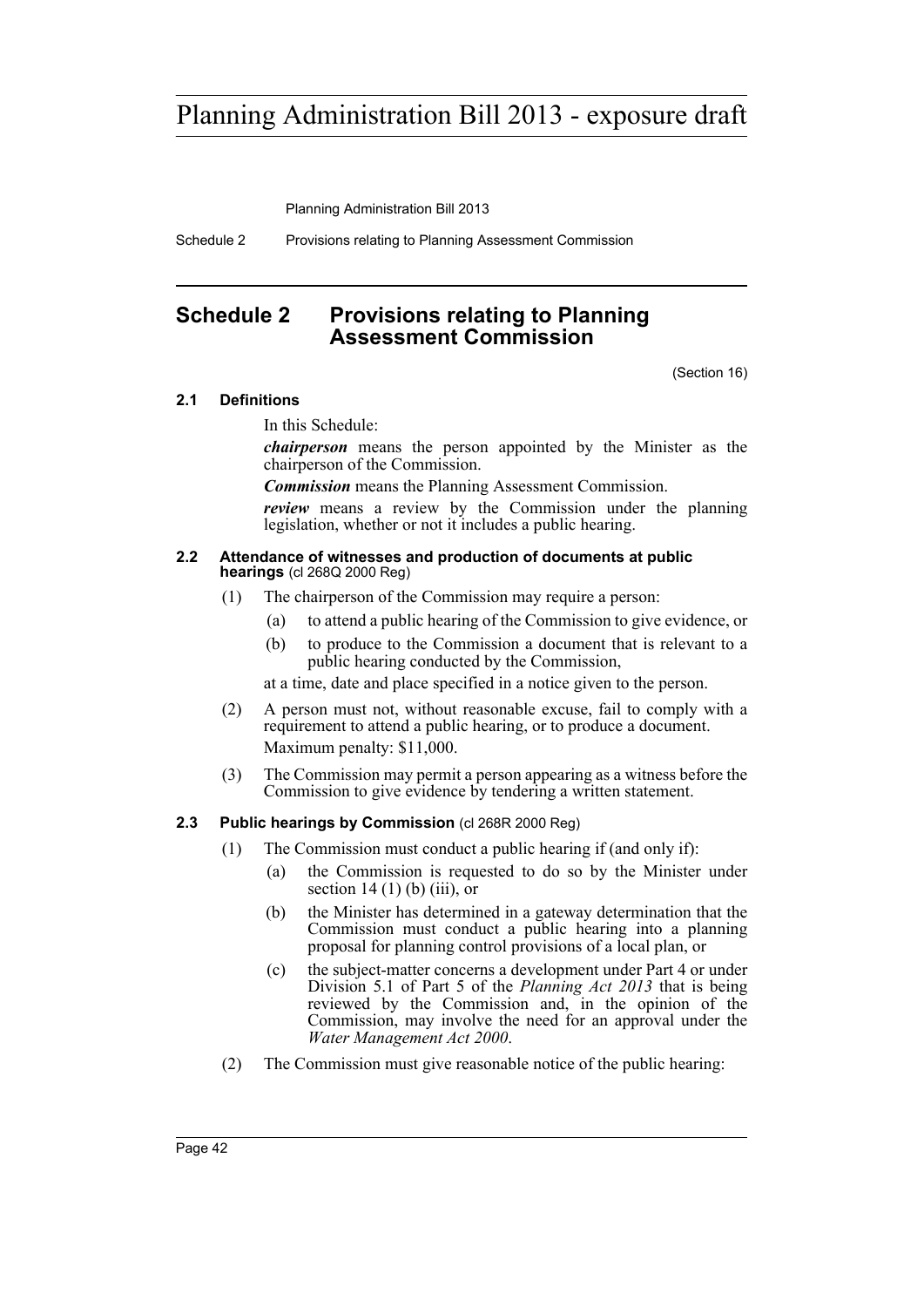# Schedule 2 Provisions relating to Planning Assessment Commission

(Section 16)

**2.1 Definitions**

In this Schedule:

***chairperson*** means the person appointed by the Minister as the chairperson of the Commission.

***Commission*** means the Planning Assessment Commission.

***review*** means a review by the Commission under the planning legislation, whether or not it includes a public hearing.

**2.2 Attendance of witnesses and production of documents at public hearings** (cl 268Q 2000 Reg)

(1) The chairperson of the Commission may require a person:

(a) to attend a public hearing of the Commission to give evidence, or

(b) to produce to the Commission a document that is relevant to a public hearing conducted by the Commission,

at a time, date and place specified in a notice given to the person.

(2) A person must not, without reasonable excuse, fail to comply with a requirement to attend a public hearing, or to produce a document.

Maximum penalty: $11,000.

(3) The Commission may permit a person appearing as a witness before the Commission to give evidence by tendering a written statement.

**2.3 Public hearings by Commission** (cl 268R 2000 Reg)

(1) The Commission must conduct a public hearing if (and only if):

(a) the Commission is requested to do so by the Minister under section 14 (1) (b) (iii), or

(b) the Minister has determined in a gateway determination that the Commission must conduct a public hearing into a planning proposal for planning control provisions of a local plan, or

(c) the subject-matter concerns a development under Part 4 or under Division 5.1 of Part 5 of the *Planning Act 2013* that is being reviewed by the Commission and, in the opinion of the Commission, may involve the need for an approval under the *Water Management Act 2000*.

(2) The Commission must give reasonable notice of the public hearing: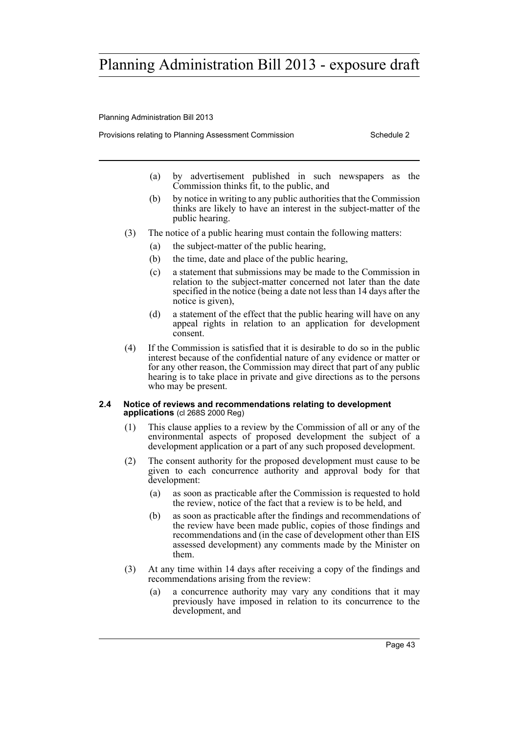(a) by advertisement published in such newspapers as the Commission thinks fit, to the public, and

(b) by notice in writing to any public authorities that the Commission thinks are likely to have an interest in the subject-matter of the public hearing.

(3) The notice of a public hearing must contain the following matters:

(a) the subject-matter of the public hearing,

(b) the time, date and place of the public hearing,

(c) a statement that submissions may be made to the Commission in relation to the subject-matter concerned not later than the date specified in the notice (being a date not less than 14 days after the notice is given),

(d) a statement of the effect that the public hearing will have on any appeal rights in relation to an application for development consent.

(4) If the Commission is satisfied that it is desirable to do so in the public interest because of the confidential nature of any evidence or matter or for any other reason, the Commission may direct that part of any public hearing is to take place in private and give directions as to the persons who may be present.

#### 2.4 Notice of reviews and recommendations relating to development applications (cl 268S 2000 Reg)

(1) This clause applies to a review by the Commission of all or any of the environmental aspects of proposed development the subject of a development application or a part of any such proposed development.

(2) The consent authority for the proposed development must cause to be given to each concurrence authority and approval body for that development:

(a) as soon as practicable after the Commission is requested to hold the review, notice of the fact that a review is to be held, and

(b) as soon as practicable after the findings and recommendations of the review have been made public, copies of those findings and recommendations and (in the case of development other than EIS assessed development) any comments made by the Minister on them.

(3) At any time within 14 days after receiving a copy of the findings and recommendations arising from the review:

(a) a concurrence authority may vary any conditions that it may previously have imposed in relation to its concurrence to the development, and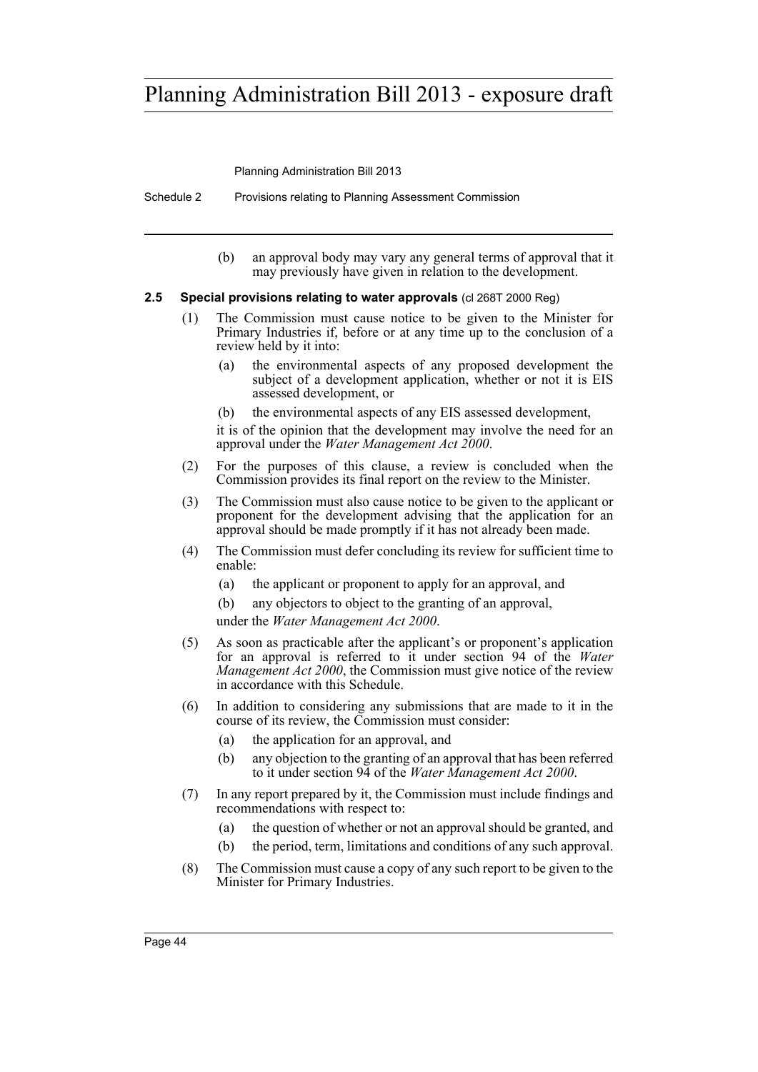(b) an approval body may vary any general terms of approval that it may previously have given in relation to the development.

**2.5 Special provisions relating to water approvals** (cl 268T 2000 Reg)

(1) The Commission must cause notice to be given to the Minister for Primary Industries if, before or at any time up to the conclusion of a review held by it into:

- (a) the environmental aspects of any proposed development the subject of a development application, whether or not it is EIS assessed development, or
- (b) the environmental aspects of any EIS assessed development,

it is of the opinion that the development may involve the need for an approval under the *Water Management Act 2000*.

(2) For the purposes of this clause, a review is concluded when the Commission provides its final report on the review to the Minister.

(3) The Commission must also cause notice to be given to the applicant or proponent for the development advising that the application for an approval should be made promptly if it has not already been made.

(4) The Commission must defer concluding its review for sufficient time to enable:

- (a) the applicant or proponent to apply for an approval, and
- (b) any objectors to object to the granting of an approval,

under the *Water Management Act 2000*.

(5) As soon as practicable after the applicant's or proponent's application for an approval is referred to it under section 94 of the *Water Management Act 2000*, the Commission must give notice of the review in accordance with this Schedule.

(6) In addition to considering any submissions that are made to it in the course of its review, the Commission must consider:

- (a) the application for an approval, and
- (b) any objection to the granting of an approval that has been referred to it under section 94 of the *Water Management Act 2000*.

(7) In any report prepared by it, the Commission must include findings and recommendations with respect to:

- (a) the question of whether or not an approval should be granted, and
- (b) the period, term, limitations and conditions of any such approval.

(8) The Commission must cause a copy of any such report to be given to the Minister for Primary Industries.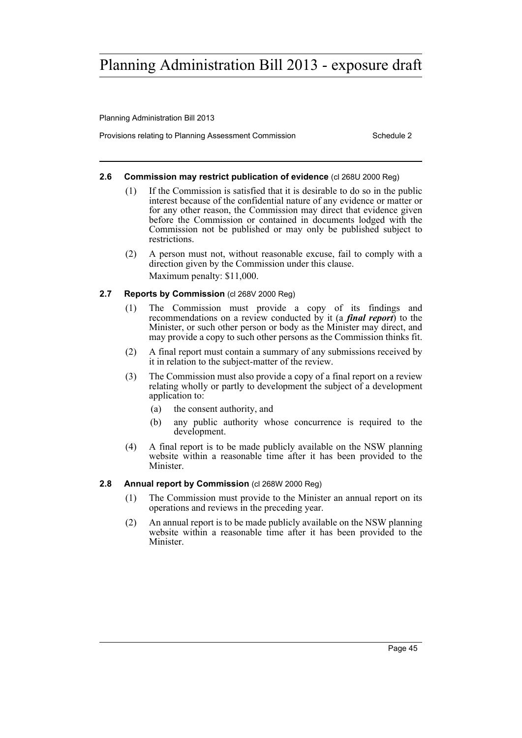#### 2.6 Commission may restrict publication of evidence (cl 268U 2000 Reg)

(1) If the Commission is satisfied that it is desirable to do so in the public interest because of the confidential nature of any evidence or matter or for any other reason, the Commission may direct that evidence given before the Commission or contained in documents lodged with the Commission not be published or may only be published subject to restrictions.

(2) A person must not, without reasonable excuse, fail to comply with a direction given by the Commission under this clause.

Maximum penalty: $11,000.

#### 2.7 Reports by Commission (cl 268V 2000 Reg)

(1) The Commission must provide a copy of its findings and recommendations on a review conducted by it (a ***final report***) to the Minister, or such other person or body as the Minister may direct, and may provide a copy to such other persons as the Commission thinks fit.

(2) A final report must contain a summary of any submissions received by it in relation to the subject-matter of the review.

(3) The Commission must also provide a copy of a final report on a review relating wholly or partly to development the subject of a development application to:

- (a) the consent authority, and
- (b) any public authority whose concurrence is required to the development.

(4) A final report is to be made publicly available on the NSW planning website within a reasonable time after it has been provided to the Minister.

#### 2.8 Annual report by Commission (cl 268W 2000 Reg)

(1) The Commission must provide to the Minister an annual report on its operations and reviews in the preceding year.

(2) An annual report is to be made publicly available on the NSW planning website within a reasonable time after it has been provided to the Minister.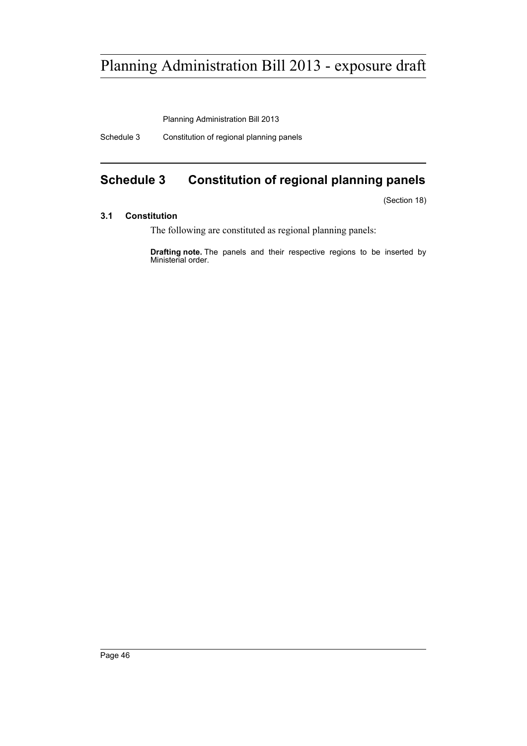## Schedule 3 Constitution of regional planning panels

(Section 18)

### 3.1 Constitution

The following are constituted as regional planning panels:

**Drafting note.** The panels and their respective regions to be inserted by Ministerial order.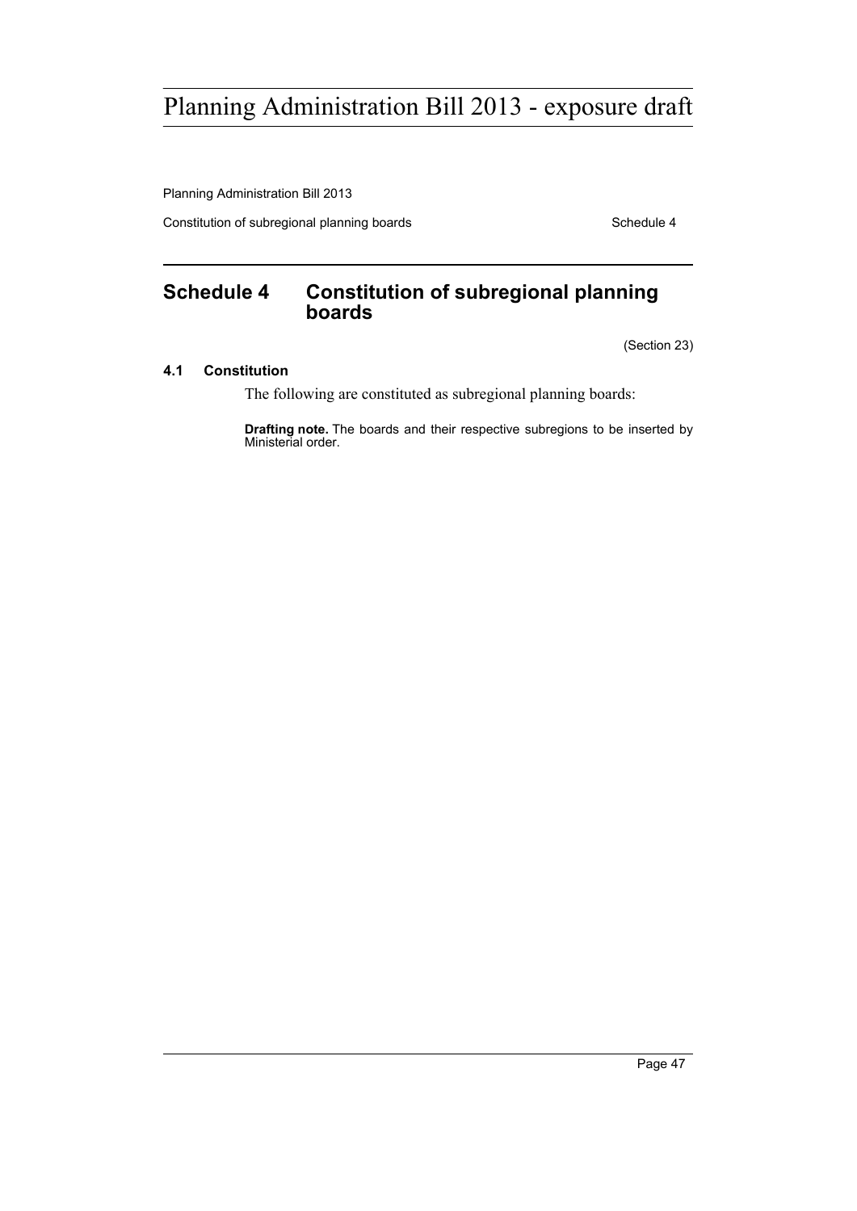## Schedule 4 Constitution of subregional planning boards

(Section 23)

### 4.1 Constitution

The following are constituted as subregional planning boards:

**Drafting note.** The boards and their respective subregions to be inserted by Ministerial order.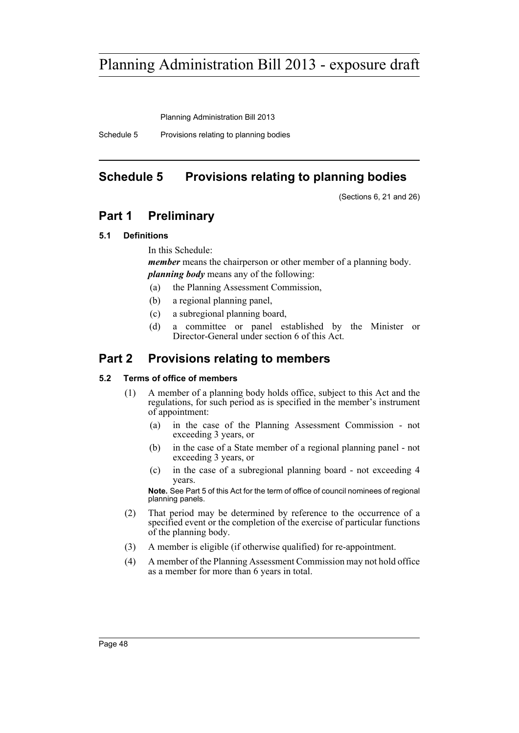# Schedule 5 Provisions relating to planning bodies

(Sections 6, 21 and 26)

## Part 1 Preliminary

### 5.1 Definitions

In this Schedule:

***member*** means the chairperson or other member of a planning body.

***planning body*** means any of the following:

(a) the Planning Assessment Commission,

(b) a regional planning panel,

(c) a subregional planning board,

(d) a committee or panel established by the Minister or Director-General under section 6 of this Act.

## Part 2 Provisions relating to members

### 5.2 Terms of office of members

(1) A member of a planning body holds office, subject to this Act and the regulations, for such period as is specified in the member's instrument of appointment:

(a) in the case of the Planning Assessment Commission - not exceeding 3 years, or

(b) in the case of a State member of a regional planning panel - not exceeding 3 years, or

(c) in the case of a subregional planning board - not exceeding 4 years.

**Note.** See Part 5 of this Act for the term of office of council nominees of regional planning panels.

(2) That period may be determined by reference to the occurrence of a specified event or the completion of the exercise of particular functions of the planning body.

(3) A member is eligible (if otherwise qualified) for re-appointment.

(4) A member of the Planning Assessment Commission may not hold office as a member for more than 6 years in total.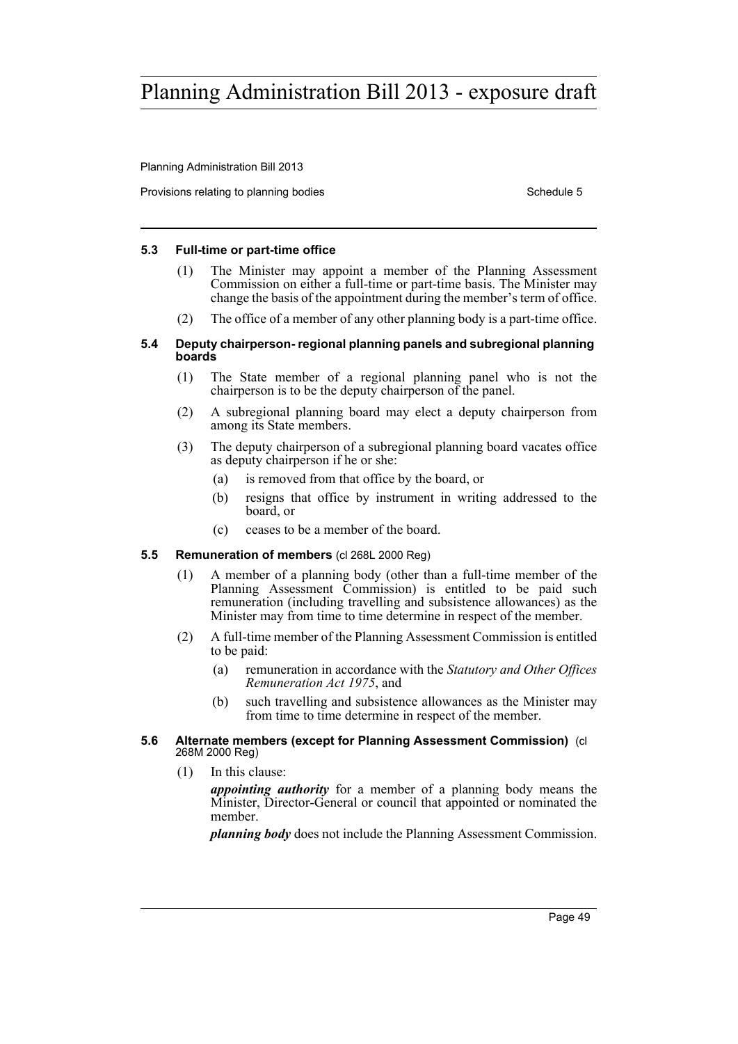#### 5.3 Full-time or part-time office

(1) The Minister may appoint a member of the Planning Assessment Commission on either a full-time or part-time basis. The Minister may change the basis of the appointment during the member's term of office.

(2) The office of a member of any other planning body is a part-time office.

#### 5.4 Deputy chairperson- regional planning panels and subregional planning boards

(1) The State member of a regional planning panel who is not the chairperson is to be the deputy chairperson of the panel.

(2) A subregional planning board may elect a deputy chairperson from among its State members.

(3) The deputy chairperson of a subregional planning board vacates office as deputy chairperson if he or she:

(a) is removed from that office by the board, or

(b) resigns that office by instrument in writing addressed to the board, or

(c) ceases to be a member of the board.

#### 5.5 Remuneration of members (cl 268L 2000 Reg)

(1) A member of a planning body (other than a full-time member of the Planning Assessment Commission) is entitled to be paid such remuneration (including travelling and subsistence allowances) as the Minister may from time to time determine in respect of the member.

(2) A full-time member of the Planning Assessment Commission is entitled to be paid:

(a) remuneration in accordance with the *Statutory and Other Offices Remuneration Act 1975*, and

(b) such travelling and subsistence allowances as the Minister may from time to time determine in respect of the member.

#### 5.6 Alternate members (except for Planning Assessment Commission) (cl 268M 2000 Reg)

(1) In this clause:

***appointing authority*** for a member of a planning body means the Minister, Director-General or council that appointed or nominated the member.

***planning body*** does not include the Planning Assessment Commission.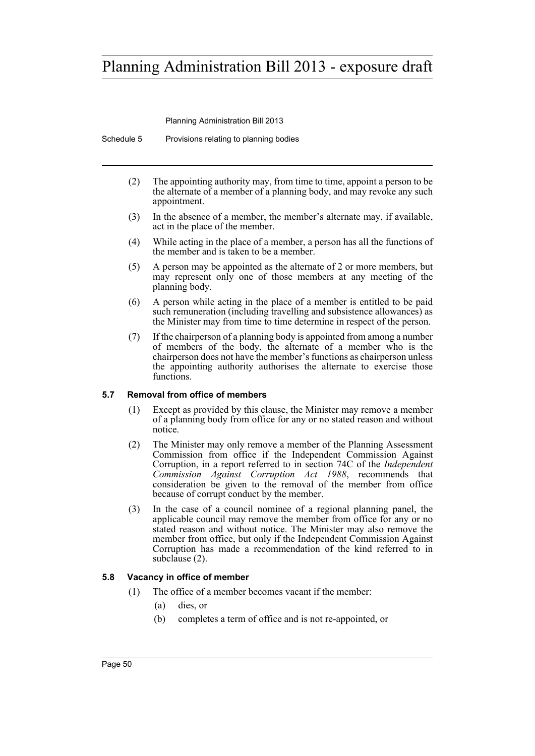(2) The appointing authority may, from time to time, appoint a person to be the alternate of a member of a planning body, and may revoke any such appointment.

(3) In the absence of a member, the member's alternate may, if available, act in the place of the member.

(4) While acting in the place of a member, a person has all the functions of the member and is taken to be a member.

(5) A person may be appointed as the alternate of 2 or more members, but may represent only one of those members at any meeting of the planning body.

(6) A person while acting in the place of a member is entitled to be paid such remuneration (including travelling and subsistence allowances) as the Minister may from time to time determine in respect of the person.

(7) If the chairperson of a planning body is appointed from among a number of members of the body, the alternate of a member who is the chairperson does not have the member's functions as chairperson unless the appointing authority authorises the alternate to exercise those functions.

#### 5.7 Removal from office of members

(1) Except as provided by this clause, the Minister may remove a member of a planning body from office for any or no stated reason and without notice.

(2) The Minister may only remove a member of the Planning Assessment Commission from office if the Independent Commission Against Corruption, in a report referred to in section 74C of the *Independent Commission Against Corruption Act 1988*, recommends that consideration be given to the removal of the member from office because of corrupt conduct by the member.

(3) In the case of a council nominee of a regional planning panel, the applicable council may remove the member from office for any or no stated reason and without notice. The Minister may also remove the member from office, but only if the Independent Commission Against Corruption has made a recommendation of the kind referred to in subclause (2).

#### 5.8 Vacancy in office of member

(1) The office of a member becomes vacant if the member:

- (a) dies, or
- (b) completes a term of office and is not re-appointed, or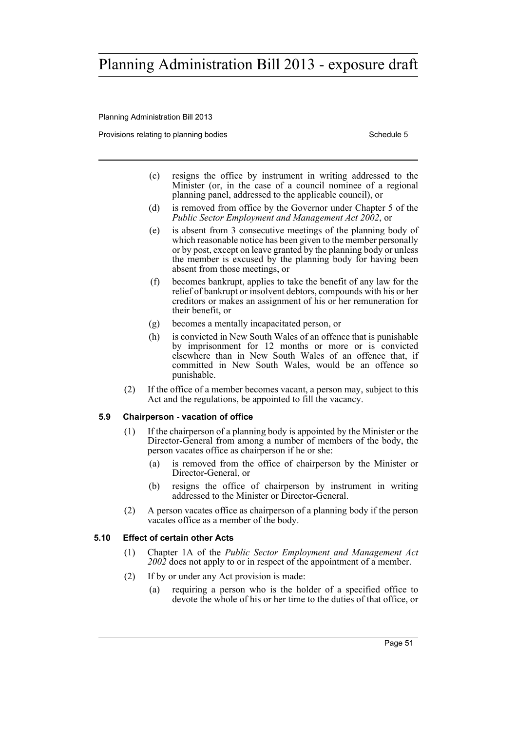(c) resigns the office by instrument in writing addressed to the Minister (or, in the case of a council nominee of a regional planning panel, addressed to the applicable council), or

(d) is removed from office by the Governor under Chapter 5 of the *Public Sector Employment and Management Act 2002*, or

(e) is absent from 3 consecutive meetings of the planning body of which reasonable notice has been given to the member personally or by post, except on leave granted by the planning body or unless the member is excused by the planning body for having been absent from those meetings, or

(f) becomes bankrupt, applies to take the benefit of any law for the relief of bankrupt or insolvent debtors, compounds with his or her creditors or makes an assignment of his or her remuneration for their benefit, or

(g) becomes a mentally incapacitated person, or

(h) is convicted in New South Wales of an offence that is punishable by imprisonment for 12 months or more or is convicted elsewhere than in New South Wales of an offence that, if committed in New South Wales, would be an offence so punishable.

(2) If the office of a member becomes vacant, a person may, subject to this Act and the regulations, be appointed to fill the vacancy.

### 5.9 Chairperson - vacation of office

(1) If the chairperson of a planning body is appointed by the Minister or the Director-General from among a number of members of the body, the person vacates office as chairperson if he or she:

(a) is removed from the office of chairperson by the Minister or Director-General, or

(b) resigns the office of chairperson by instrument in writing addressed to the Minister or Director-General.

(2) A person vacates office as chairperson of a planning body if the person vacates office as a member of the body.

### 5.10 Effect of certain other Acts

(1) Chapter 1A of the *Public Sector Employment and Management Act 2002* does not apply to or in respect of the appointment of a member.

(2) If by or under any Act provision is made:

(a) requiring a person who is the holder of a specified office to devote the whole of his or her time to the duties of that office, or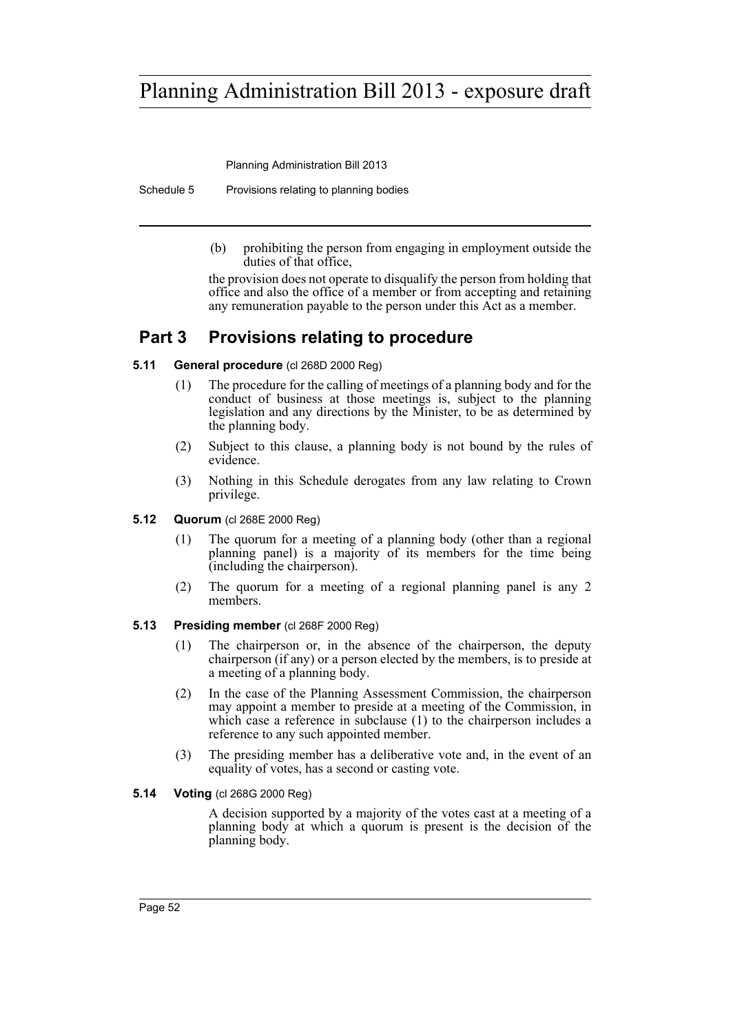(b) prohibiting the person from engaging in employment outside the duties of that office,

the provision does not operate to disqualify the person from holding that office and also the office of a member or from accepting and retaining any remuneration payable to the person under this Act as a member.

## Part 3 Provisions relating to procedure

### 5.11 General procedure (cl 268D 2000 Reg)

(1) The procedure for the calling of meetings of a planning body and for the conduct of business at those meetings is, subject to the planning legislation and any directions by the Minister, to be as determined by the planning body.

(2) Subject to this clause, a planning body is not bound by the rules of evidence.

(3) Nothing in this Schedule derogates from any law relating to Crown privilege.

### 5.12 Quorum (cl 268E 2000 Reg)

(1) The quorum for a meeting of a planning body (other than a regional planning panel) is a majority of its members for the time being (including the chairperson).

(2) The quorum for a meeting of a regional planning panel is any 2 members.

### 5.13 Presiding member (cl 268F 2000 Reg)

(1) The chairperson or, in the absence of the chairperson, the deputy chairperson (if any) or a person elected by the members, is to preside at a meeting of a planning body.

(2) In the case of the Planning Assessment Commission, the chairperson may appoint a member to preside at a meeting of the Commission, in which case a reference in subclause (1) to the chairperson includes a reference to any such appointed member.

(3) The presiding member has a deliberative vote and, in the event of an equality of votes, has a second or casting vote.

### 5.14 Voting (cl 268G 2000 Reg)

A decision supported by a majority of the votes cast at a meeting of a planning body at which a quorum is present is the decision of the planning body.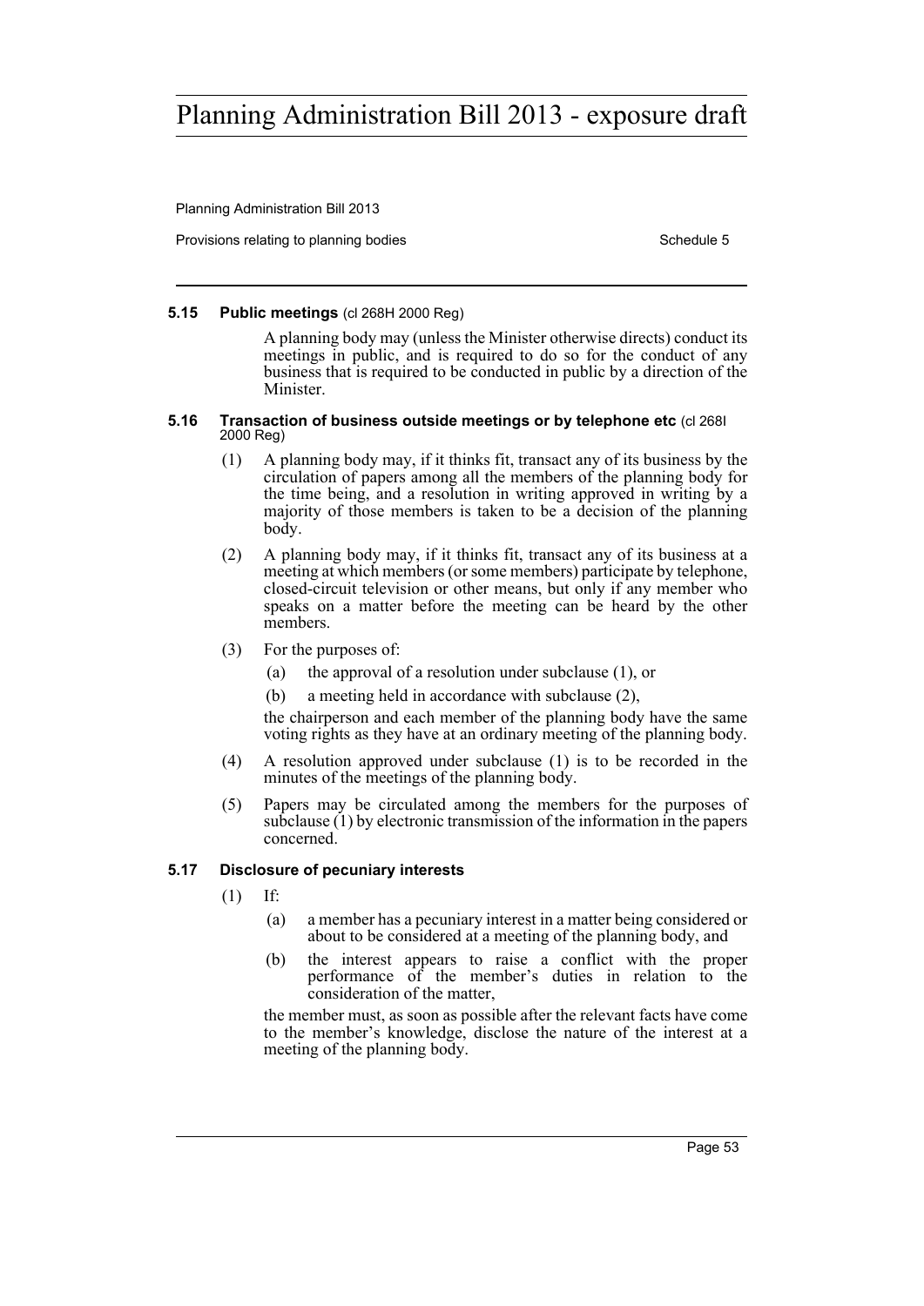#### 5.15 Public meetings (cl 268H 2000 Reg)

A planning body may (unless the Minister otherwise directs) conduct its meetings in public, and is required to do so for the conduct of any business that is required to be conducted in public by a direction of the Minister.

#### 5.16 Transaction of business outside meetings or by telephone etc (cl 268I 2000 Reg)

(1) A planning body may, if it thinks fit, transact any of its business by the circulation of papers among all the members of the planning body for the time being, and a resolution in writing approved in writing by a majority of those members is taken to be a decision of the planning body.

(2) A planning body may, if it thinks fit, transact any of its business at a meeting at which members (or some members) participate by telephone, closed-circuit television or other means, but only if any member who speaks on a matter before the meeting can be heard by the other members.

(3) For the purposes of:

(a) the approval of a resolution under subclause (1), or

(b) a meeting held in accordance with subclause (2),

the chairperson and each member of the planning body have the same voting rights as they have at an ordinary meeting of the planning body.

(4) A resolution approved under subclause (1) is to be recorded in the minutes of the meetings of the planning body.

(5) Papers may be circulated among the members for the purposes of subclause (1) by electronic transmission of the information in the papers concerned.

#### 5.17 Disclosure of pecuniary interests

(1) If:

(a) a member has a pecuniary interest in a matter being considered or about to be considered at a meeting of the planning body, and

(b) the interest appears to raise a conflict with the proper performance of the member's duties in relation to the consideration of the matter,

the member must, as soon as possible after the relevant facts have come to the member's knowledge, disclose the nature of the interest at a meeting of the planning body.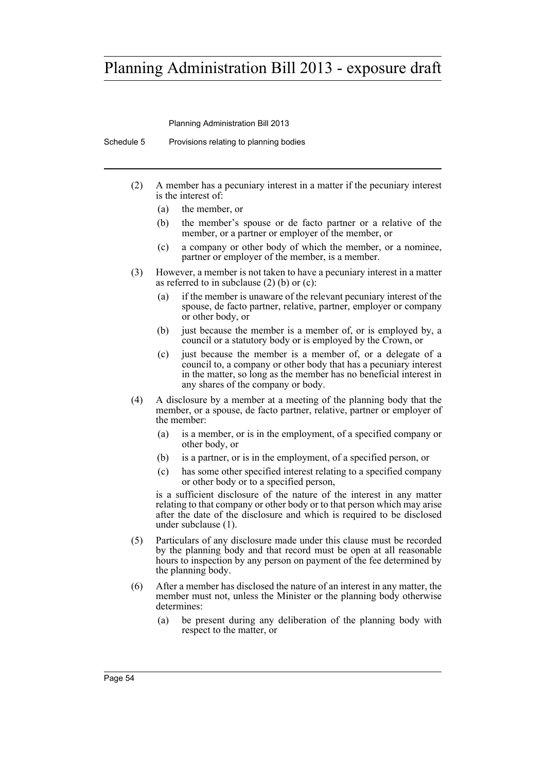(2) A member has a pecuniary interest in a matter if the pecuniary interest is the interest of:

(a) the member, or

(b) the member's spouse or de facto partner or a relative of the member, or a partner or employer of the member, or

(c) a company or other body of which the member, or a nominee, partner or employer of the member, is a member.

(3) However, a member is not taken to have a pecuniary interest in a matter as referred to in subclause (2) (b) or (c):

(a) if the member is unaware of the relevant pecuniary interest of the spouse, de facto partner, relative, partner, employer or company or other body, or

(b) just because the member is a member of, or is employed by, a council or a statutory body or is employed by the Crown, or

(c) just because the member is a member of, or a delegate of a council to, a company or other body that has a pecuniary interest in the matter, so long as the member has no beneficial interest in any shares of the company or body.

(4) A disclosure by a member at a meeting of the planning body that the member, or a spouse, de facto partner, relative, partner or employer of the member:

(a) is a member, or is in the employment, of a specified company or other body, or

(b) is a partner, or is in the employment, of a specified person, or

(c) has some other specified interest relating to a specified company or other body or to a specified person,

is a sufficient disclosure of the nature of the interest in any matter relating to that company or other body or to that person which may arise after the date of the disclosure and which is required to be disclosed under subclause (1).

(5) Particulars of any disclosure made under this clause must be recorded by the planning body and that record must be open at all reasonable hours to inspection by any person on payment of the fee determined by the planning body.

(6) After a member has disclosed the nature of an interest in any matter, the member must not, unless the Minister or the planning body otherwise determines:

(a) be present during any deliberation of the planning body with respect to the matter, or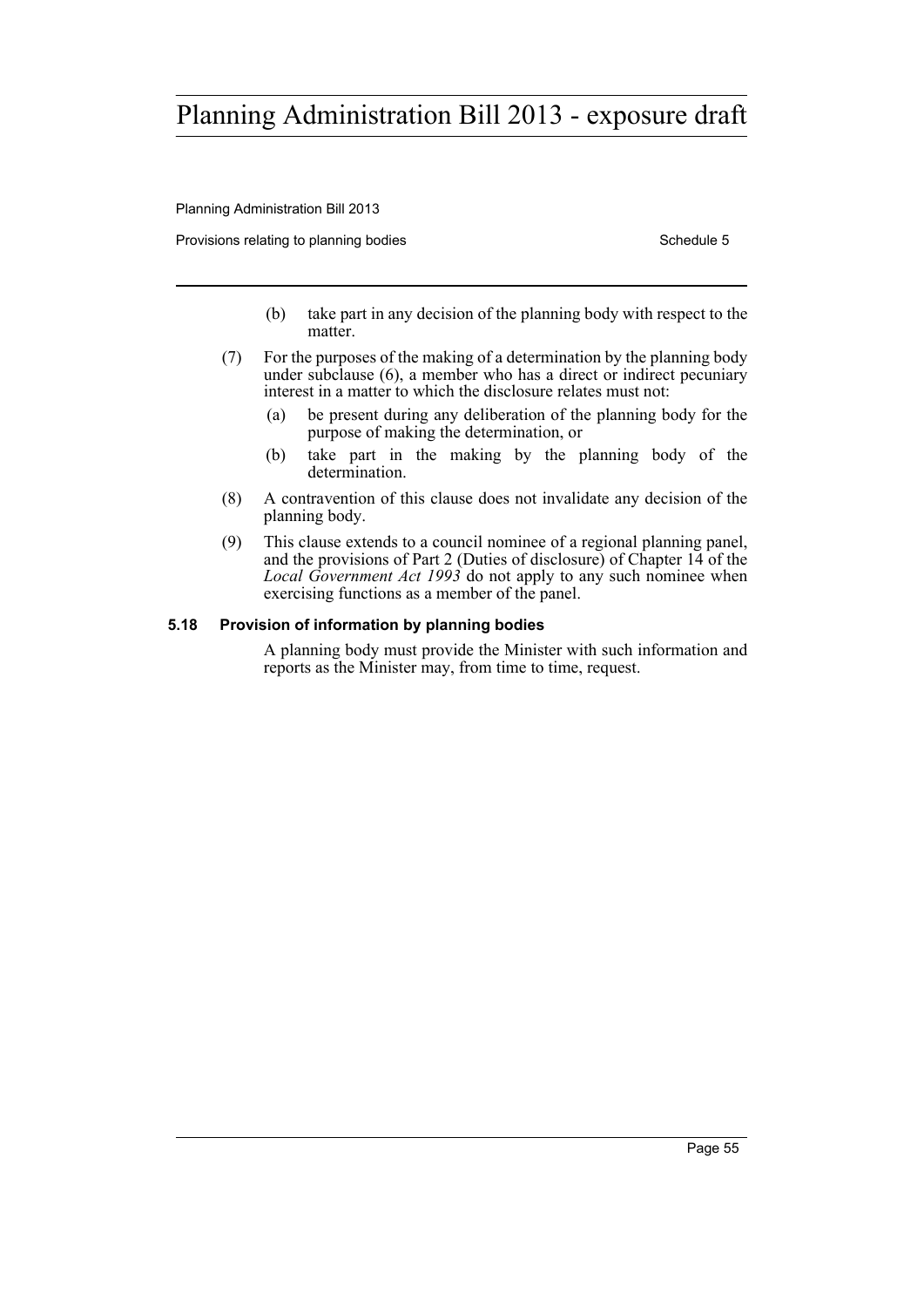(b) take part in any decision of the planning body with respect to the matter.

(7) For the purposes of the making of a determination by the planning body under subclause (6), a member who has a direct or indirect pecuniary interest in a matter to which the disclosure relates must not:

(a) be present during any deliberation of the planning body for the purpose of making the determination, or

(b) take part in the making by the planning body of the determination.

(8) A contravention of this clause does not invalidate any decision of the planning body.

(9) This clause extends to a council nominee of a regional planning panel, and the provisions of Part 2 (Duties of disclosure) of Chapter 14 of the *Local Government Act 1993* do not apply to any such nominee when exercising functions as a member of the panel.

#### 5.18 Provision of information by planning bodies

A planning body must provide the Minister with such information and reports as the Minister may, from time to time, request.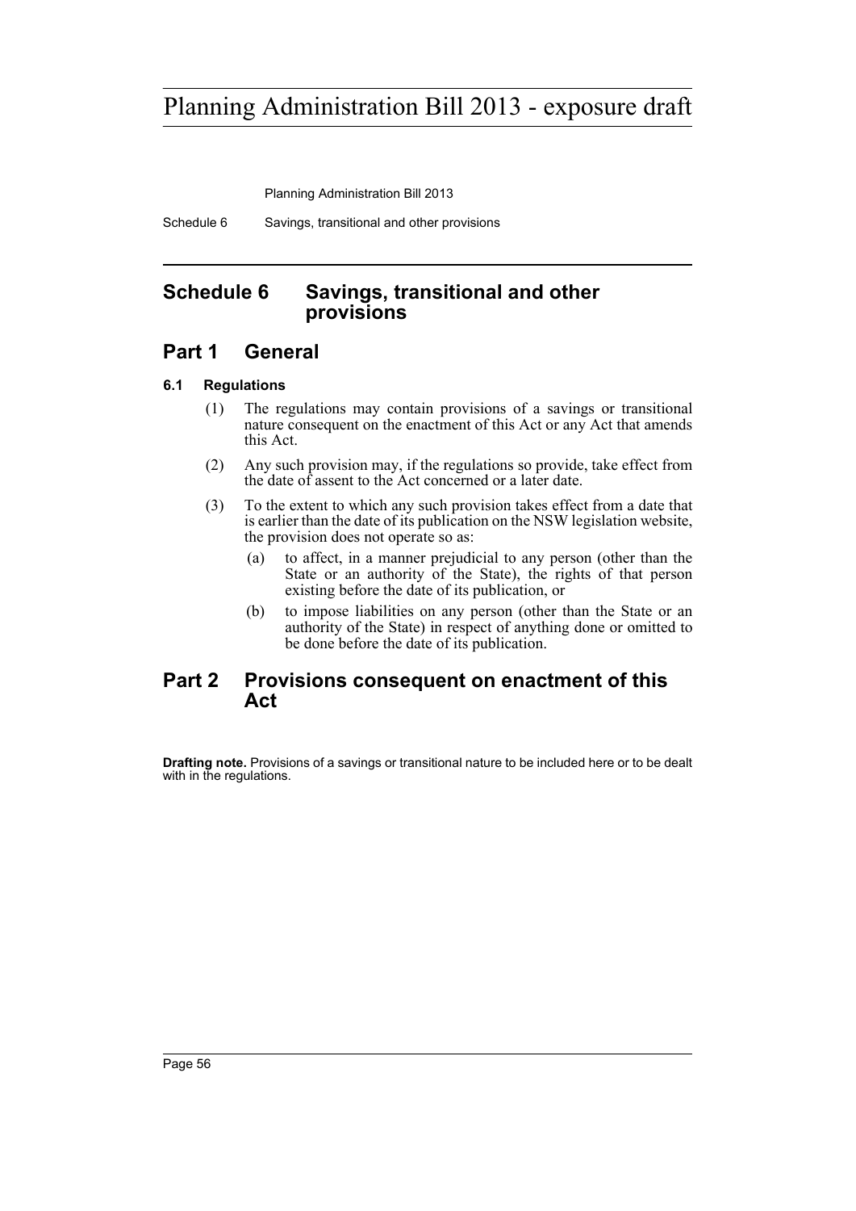# Schedule 6 Savings, transitional and other provisions

## Part 1 General

### 6.1 Regulations

(1) The regulations may contain provisions of a savings or transitional nature consequent on the enactment of this Act or any Act that amends this Act.

(2) Any such provision may, if the regulations so provide, take effect from the date of assent to the Act concerned or a later date.

(3) To the extent to which any such provision takes effect from a date that is earlier than the date of its publication on the NSW legislation website, the provision does not operate so as:

- (a) to affect, in a manner prejudicial to any person (other than the State or an authority of the State), the rights of that person existing before the date of its publication, or
- (b) to impose liabilities on any person (other than the State or an authority of the State) in respect of anything done or omitted to be done before the date of its publication.

## Part 2 Provisions consequent on enactment of this Act

**Drafting note.** Provisions of a savings or transitional nature to be included here or to be dealt with in the regulations.